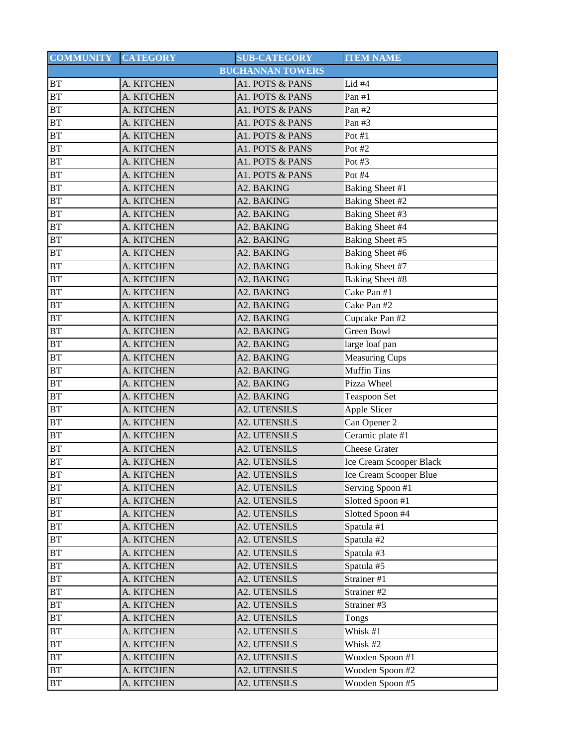| COMMUNITY | CATEGORY | SUB-CATEGORY | ITEM NAME |
|---|---|---|---|
| BUCHANNAN TOWERS | | | |
| BT | A. KITCHEN | A1. POTS & PANS | Lid #4 |
| BT | A. KITCHEN | A1. POTS & PANS | Pan #1 |
| BT | A. KITCHEN | A1. POTS & PANS | Pan #2 |
| BT | A. KITCHEN | A1. POTS & PANS | Pan #3 |
| BT | A. KITCHEN | A1. POTS & PANS | Pot #1 |
| BT | A. KITCHEN | A1. POTS & PANS | Pot #2 |
| BT | A. KITCHEN | A1. POTS & PANS | Pot #3 |
| BT | A. KITCHEN | A1. POTS & PANS | Pot #4 |
| BT | A. KITCHEN | A2. BAKING | Baking Sheet #1 |
| BT | A. KITCHEN | A2. BAKING | Baking Sheet #2 |
| BT | A. KITCHEN | A2. BAKING | Baking Sheet #3 |
| BT | A. KITCHEN | A2. BAKING | Baking Sheet #4 |
| BT | A. KITCHEN | A2. BAKING | Baking Sheet #5 |
| BT | A. KITCHEN | A2. BAKING | Baking Sheet #6 |
| BT | A. KITCHEN | A2. BAKING | Baking Sheet #7 |
| BT | A. KITCHEN | A2. BAKING | Baking Sheet #8 |
| BT | A. KITCHEN | A2. BAKING | Cake Pan #1 |
| BT | A. KITCHEN | A2. BAKING | Cake Pan #2 |
| BT | A. KITCHEN | A2. BAKING | Cupcake Pan #2 |
| BT | A. KITCHEN | A2. BAKING | Green Bowl |
| BT | A. KITCHEN | A2. BAKING | large loaf pan |
| BT | A. KITCHEN | A2. BAKING | Measuring Cups |
| BT | A. KITCHEN | A2. BAKING | Muffin Tins |
| BT | A. KITCHEN | A2. BAKING | Pizza Wheel |
| BT | A. KITCHEN | A2. BAKING | Teaspoon Set |
| BT | A. KITCHEN | A2. UTENSILS | Apple Slicer |
| BT | A. KITCHEN | A2. UTENSILS | Can Opener 2 |
| BT | A. KITCHEN | A2. UTENSILS | Ceramic plate #1 |
| BT | A. KITCHEN | A2. UTENSILS | Cheese Grater |
| BT | A. KITCHEN | A2. UTENSILS | Ice Cream Scooper Black |
| BT | A. KITCHEN | A2. UTENSILS | Ice Cream Scooper Blue |
| BT | A. KITCHEN | A2. UTENSILS | Serving Spoon #1 |
| BT | A. KITCHEN | A2. UTENSILS | Slotted Spoon #1 |
| BT | A. KITCHEN | A2. UTENSILS | Slotted Spoon #4 |
| BT | A. KITCHEN | A2. UTENSILS | Spatula #1 |
| BT | A. KITCHEN | A2. UTENSILS | Spatula #2 |
| BT | A. KITCHEN | A2. UTENSILS | Spatula #3 |
| BT | A. KITCHEN | A2. UTENSILS | Spatula #5 |
| BT | A. KITCHEN | A2. UTENSILS | Strainer #1 |
| BT | A. KITCHEN | A2. UTENSILS | Strainer #2 |
| BT | A. KITCHEN | A2. UTENSILS | Strainer #3 |
| BT | A. KITCHEN | A2. UTENSILS | Tongs |
| BT | A. KITCHEN | A2. UTENSILS | Whisk #1 |
| BT | A. KITCHEN | A2. UTENSILS | Whisk #2 |
| BT | A. KITCHEN | A2. UTENSILS | Wooden Spoon #1 |
| BT | A. KITCHEN | A2. UTENSILS | Wooden Spoon #2 |
| BT | A. KITCHEN | A2. UTENSILS | Wooden Spoon #5 |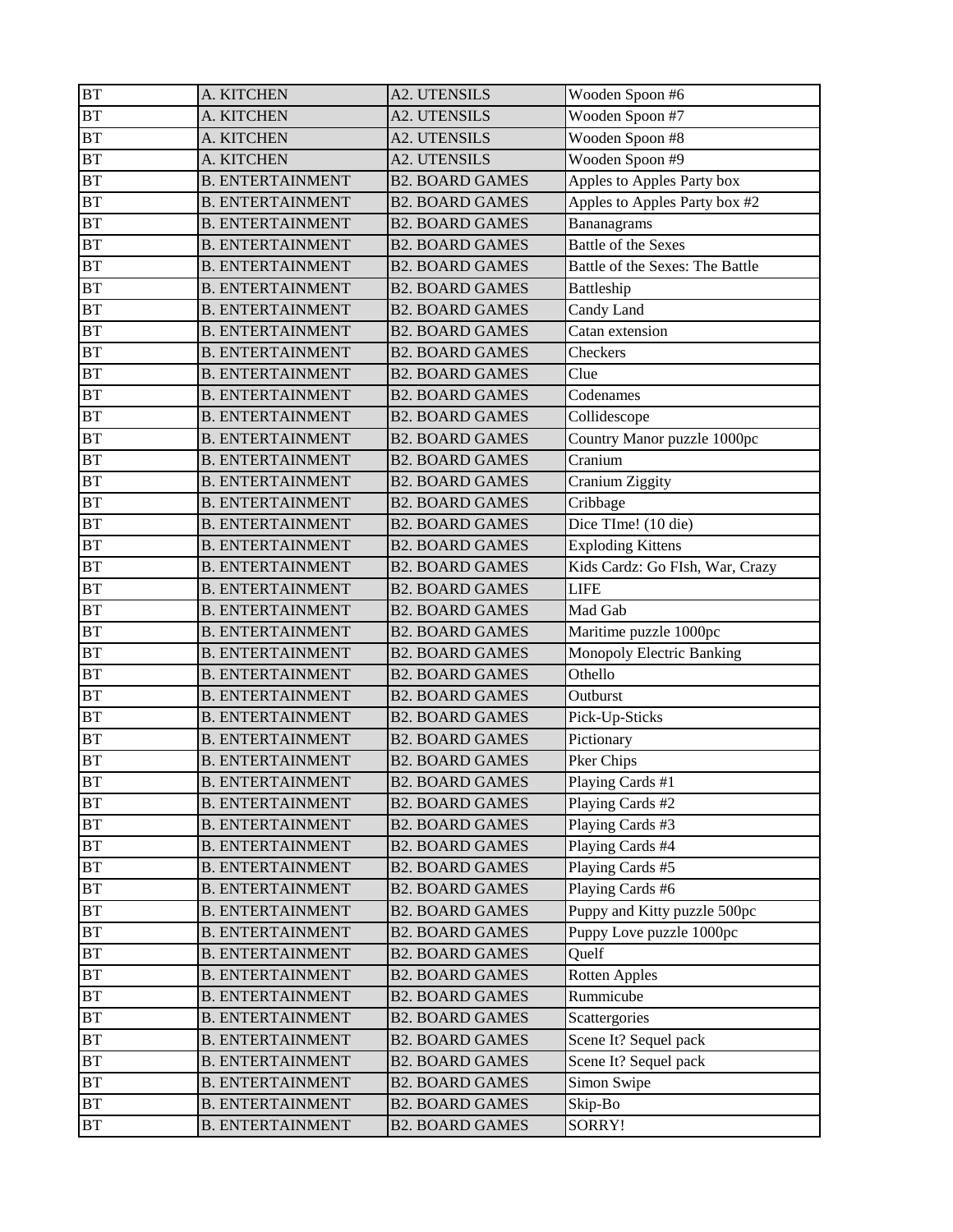| BT | A. KITCHEN | A2. UTENSILS | Wooden Spoon #6 |
|---|---|---|---|
| BT | A. KITCHEN | A2. UTENSILS | Wooden Spoon #7 |
| BT | A. KITCHEN | A2. UTENSILS | Wooden Spoon #8 |
| BT | A. KITCHEN | A2. UTENSILS | Wooden Spoon #9 |
| BT | B. ENTERTAINMENT | B2. BOARD GAMES | Apples to Apples Party box |
| BT | B. ENTERTAINMENT | B2. BOARD GAMES | Apples to Apples Party box #2 |
| BT | B. ENTERTAINMENT | B2. BOARD GAMES | Bananagrams |
| BT | B. ENTERTAINMENT | B2. BOARD GAMES | Battle of the Sexes |
| BT | B. ENTERTAINMENT | B2. BOARD GAMES | Battle of the Sexes: The Battle |
| BT | B. ENTERTAINMENT | B2. BOARD GAMES | Battleship |
| BT | B. ENTERTAINMENT | B2. BOARD GAMES | Candy Land |
| BT | B. ENTERTAINMENT | B2. BOARD GAMES | Catan extension |
| BT | B. ENTERTAINMENT | B2. BOARD GAMES | Checkers |
| BT | B. ENTERTAINMENT | B2. BOARD GAMES | Clue |
| BT | B. ENTERTAINMENT | B2. BOARD GAMES | Codenames |
| BT | B. ENTERTAINMENT | B2. BOARD GAMES | Collidescope |
| BT | B. ENTERTAINMENT | B2. BOARD GAMES | Country Manor puzzle 1000pc |
| BT | B. ENTERTAINMENT | B2. BOARD GAMES | Cranium |
| BT | B. ENTERTAINMENT | B2. BOARD GAMES | Cranium Ziggity |
| BT | B. ENTERTAINMENT | B2. BOARD GAMES | Cribbage |
| BT | B. ENTERTAINMENT | B2. BOARD GAMES | Dice TIme! (10 die) |
| BT | B. ENTERTAINMENT | B2. BOARD GAMES | Exploding Kittens |
| BT | B. ENTERTAINMENT | B2. BOARD GAMES | Kids Cardz: Go FIsh, War, Crazy |
| BT | B. ENTERTAINMENT | B2. BOARD GAMES | LIFE |
| BT | B. ENTERTAINMENT | B2. BOARD GAMES | Mad Gab |
| BT | B. ENTERTAINMENT | B2. BOARD GAMES | Maritime puzzle 1000pc |
| BT | B. ENTERTAINMENT | B2. BOARD GAMES | Monopoly Electric Banking |
| BT | B. ENTERTAINMENT | B2. BOARD GAMES | Othello |
| BT | B. ENTERTAINMENT | B2. BOARD GAMES | Outburst |
| BT | B. ENTERTAINMENT | B2. BOARD GAMES | Pick-Up-Sticks |
| BT | B. ENTERTAINMENT | B2. BOARD GAMES | Pictionary |
| BT | B. ENTERTAINMENT | B2. BOARD GAMES | Pker Chips |
| BT | B. ENTERTAINMENT | B2. BOARD GAMES | Playing Cards #1 |
| BT | B. ENTERTAINMENT | B2. BOARD GAMES | Playing Cards #2 |
| BT | B. ENTERTAINMENT | B2. BOARD GAMES | Playing Cards #3 |
| BT | B. ENTERTAINMENT | B2. BOARD GAMES | Playing Cards #4 |
| BT | B. ENTERTAINMENT | B2. BOARD GAMES | Playing Cards #5 |
| BT | B. ENTERTAINMENT | B2. BOARD GAMES | Playing Cards #6 |
| BT | B. ENTERTAINMENT | B2. BOARD GAMES | Puppy and Kitty puzzle 500pc |
| BT | B. ENTERTAINMENT | B2. BOARD GAMES | Puppy Love puzzle 1000pc |
| BT | B. ENTERTAINMENT | B2. BOARD GAMES | Quelf |
| BT | B. ENTERTAINMENT | B2. BOARD GAMES | Rotten Apples |
| BT | B. ENTERTAINMENT | B2. BOARD GAMES | Rummicube |
| BT | B. ENTERTAINMENT | B2. BOARD GAMES | Scattergories |
| BT | B. ENTERTAINMENT | B2. BOARD GAMES | Scene It? Sequel pack |
| BT | B. ENTERTAINMENT | B2. BOARD GAMES | Scene It? Sequel pack |
| BT | B. ENTERTAINMENT | B2. BOARD GAMES | Simon Swipe |
| BT | B. ENTERTAINMENT | B2. BOARD GAMES | Skip-Bo |
| BT | B. ENTERTAINMENT | B2. BOARD GAMES | SORRY! |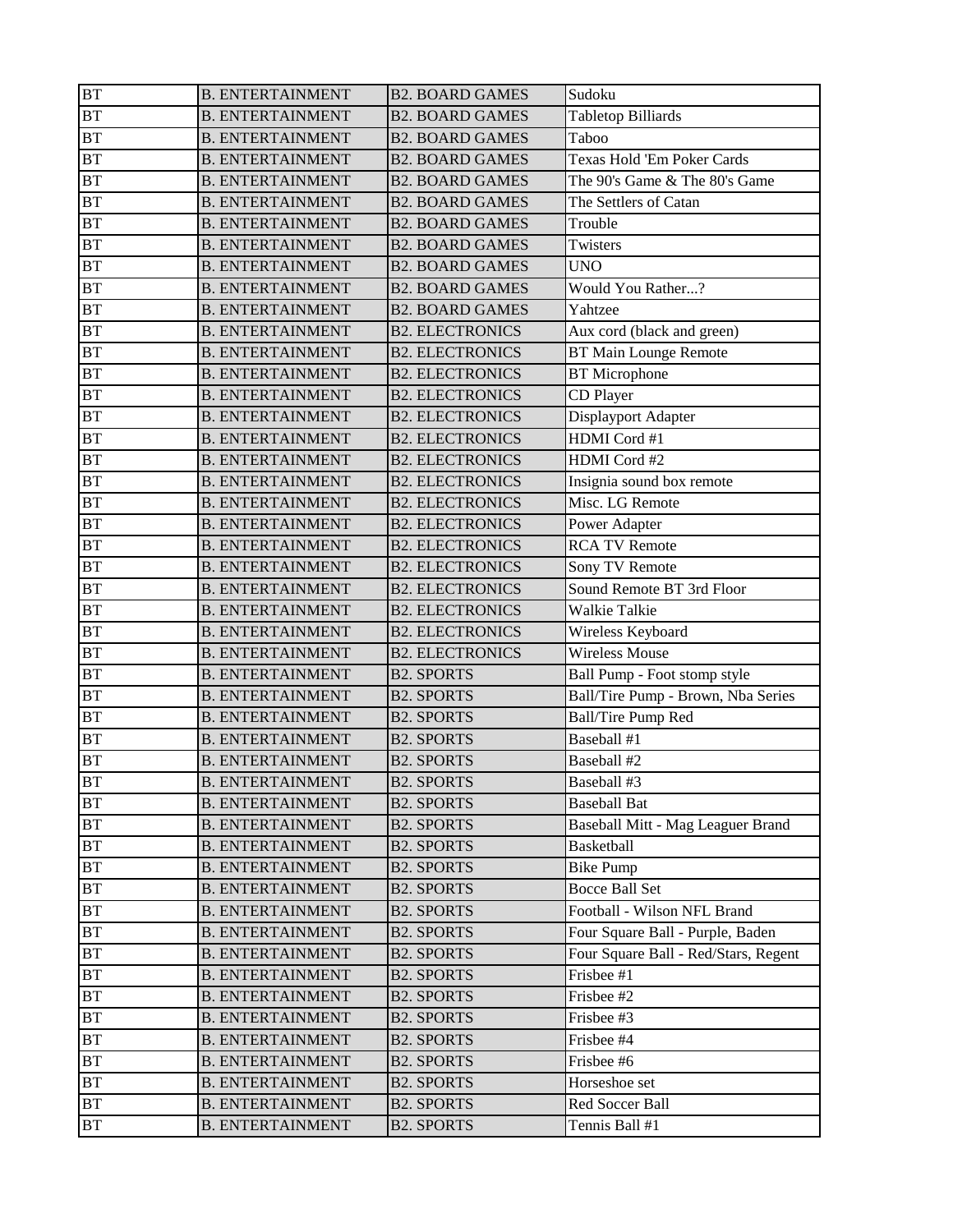| BT | B. ENTERTAINMENT | B2. BOARD GAMES | Sudoku |
|---|---|---|---|
| BT | B. ENTERTAINMENT | B2. BOARD GAMES | Tabletop Billiards |
| BT | B. ENTERTAINMENT | B2. BOARD GAMES | Taboo |
| BT | B. ENTERTAINMENT | B2. BOARD GAMES | Texas Hold 'Em Poker Cards |
| BT | B. ENTERTAINMENT | B2. BOARD GAMES | The 90's Game & The 80's Game |
| BT | B. ENTERTAINMENT | B2. BOARD GAMES | The Settlers of Catan |
| BT | B. ENTERTAINMENT | B2. BOARD GAMES | Trouble |
| BT | B. ENTERTAINMENT | B2. BOARD GAMES | Twisters |
| BT | B. ENTERTAINMENT | B2. BOARD GAMES | UNO |
| BT | B. ENTERTAINMENT | B2. BOARD GAMES | Would You Rather...? |
| BT | B. ENTERTAINMENT | B2. BOARD GAMES | Yahtzee |
| BT | B. ENTERTAINMENT | B2. ELECTRONICS | Aux cord (black and green) |
| BT | B. ENTERTAINMENT | B2. ELECTRONICS | BT Main Lounge Remote |
| BT | B. ENTERTAINMENT | B2. ELECTRONICS | BT Microphone |
| BT | B. ENTERTAINMENT | B2. ELECTRONICS | CD Player |
| BT | B. ENTERTAINMENT | B2. ELECTRONICS | Displayport Adapter |
| BT | B. ENTERTAINMENT | B2. ELECTRONICS | HDMI Cord #1 |
| BT | B. ENTERTAINMENT | B2. ELECTRONICS | HDMI Cord #2 |
| BT | B. ENTERTAINMENT | B2. ELECTRONICS | Insignia sound box remote |
| BT | B. ENTERTAINMENT | B2. ELECTRONICS | Misc. LG Remote |
| BT | B. ENTERTAINMENT | B2. ELECTRONICS | Power Adapter |
| BT | B. ENTERTAINMENT | B2. ELECTRONICS | RCA TV Remote |
| BT | B. ENTERTAINMENT | B2. ELECTRONICS | Sony TV Remote |
| BT | B. ENTERTAINMENT | B2. ELECTRONICS | Sound Remote BT 3rd Floor |
| BT | B. ENTERTAINMENT | B2. ELECTRONICS | Walkie Talkie |
| BT | B. ENTERTAINMENT | B2. ELECTRONICS | Wireless Keyboard |
| BT | B. ENTERTAINMENT | B2. ELECTRONICS | Wireless Mouse |
| BT | B. ENTERTAINMENT | B2. SPORTS | Ball Pump - Foot stomp style |
| BT | B. ENTERTAINMENT | B2. SPORTS | Ball/Tire Pump - Brown, Nba Series |
| BT | B. ENTERTAINMENT | B2. SPORTS | Ball/Tire Pump Red |
| BT | B. ENTERTAINMENT | B2. SPORTS | Baseball #1 |
| BT | B. ENTERTAINMENT | B2. SPORTS | Baseball #2 |
| BT | B. ENTERTAINMENT | B2. SPORTS | Baseball #3 |
| BT | B. ENTERTAINMENT | B2. SPORTS | Baseball Bat |
| BT | B. ENTERTAINMENT | B2. SPORTS | Baseball Mitt - Mag Leaguer Brand |
| BT | B. ENTERTAINMENT | B2. SPORTS | Basketball |
| BT | B. ENTERTAINMENT | B2. SPORTS | Bike Pump |
| BT | B. ENTERTAINMENT | B2. SPORTS | Bocce Ball Set |
| BT | B. ENTERTAINMENT | B2. SPORTS | Football - Wilson NFL Brand |
| BT | B. ENTERTAINMENT | B2. SPORTS | Four Square Ball - Purple, Baden |
| BT | B. ENTERTAINMENT | B2. SPORTS | Four Square Ball - Red/Stars, Regent |
| BT | B. ENTERTAINMENT | B2. SPORTS | Frisbee #1 |
| BT | B. ENTERTAINMENT | B2. SPORTS | Frisbee #2 |
| BT | B. ENTERTAINMENT | B2. SPORTS | Frisbee #3 |
| BT | B. ENTERTAINMENT | B2. SPORTS | Frisbee #4 |
| BT | B. ENTERTAINMENT | B2. SPORTS | Frisbee #6 |
| BT | B. ENTERTAINMENT | B2. SPORTS | Horseshoe set |
| BT | B. ENTERTAINMENT | B2. SPORTS | Red Soccer Ball |
| BT | B. ENTERTAINMENT | B2. SPORTS | Tennis Ball #1 |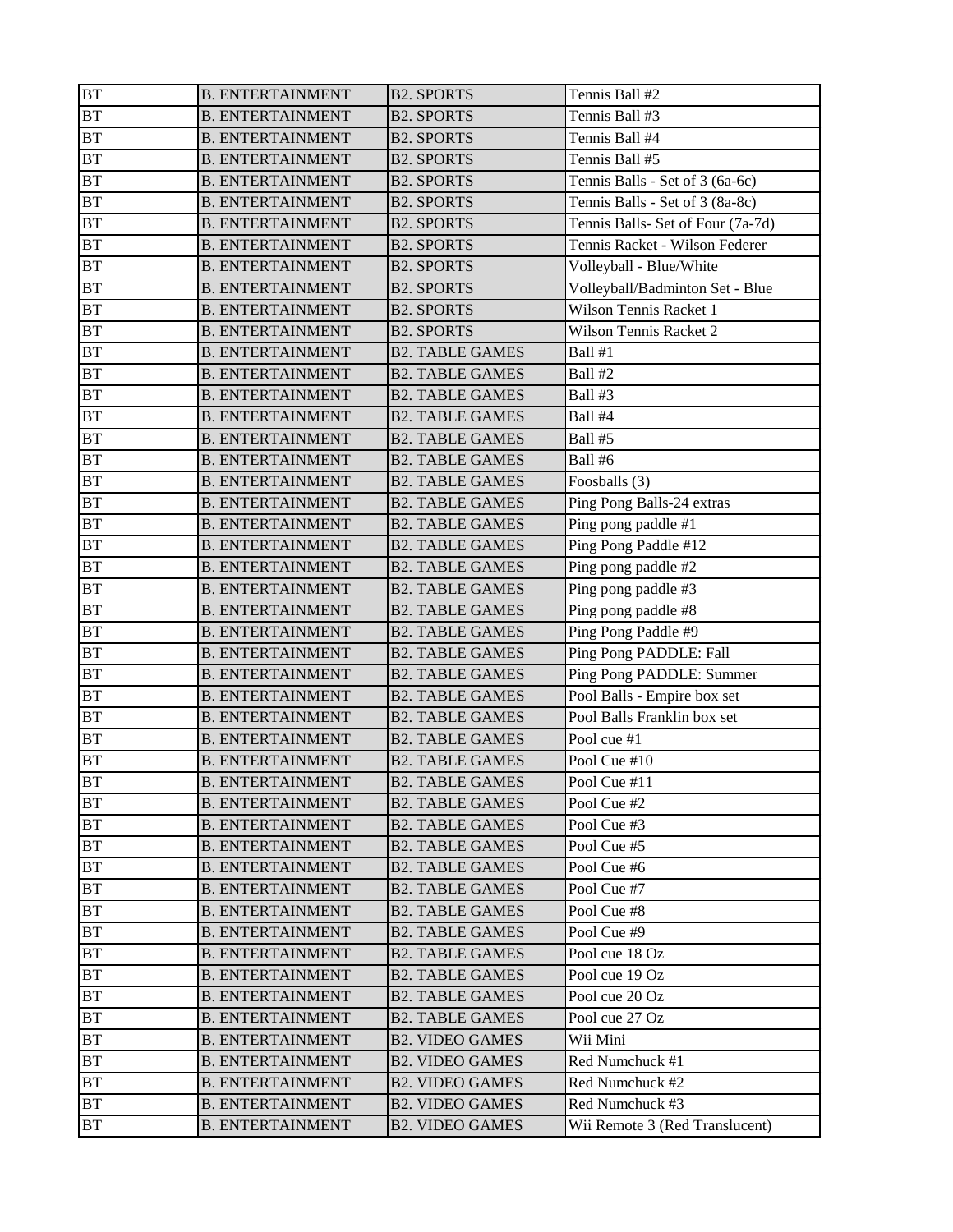| BT | B. ENTERTAINMENT | B2. SPORTS | Tennis Ball #2 |
|---|---|---|---|
| BT | B. ENTERTAINMENT | B2. SPORTS | Tennis Ball #3 |
| BT | B. ENTERTAINMENT | B2. SPORTS | Tennis Ball #4 |
| BT | B. ENTERTAINMENT | B2. SPORTS | Tennis Ball #5 |
| BT | B. ENTERTAINMENT | B2. SPORTS | Tennis Balls - Set of 3 (6a-6c) |
| BT | B. ENTERTAINMENT | B2. SPORTS | Tennis Balls - Set of 3 (8a-8c) |
| BT | B. ENTERTAINMENT | B2. SPORTS | Tennis Balls- Set of Four (7a-7d) |
| BT | B. ENTERTAINMENT | B2. SPORTS | Tennis Racket - Wilson Federer |
| BT | B. ENTERTAINMENT | B2. SPORTS | Volleyball - Blue/White |
| BT | B. ENTERTAINMENT | B2. SPORTS | Volleyball/Badminton Set - Blue |
| BT | B. ENTERTAINMENT | B2. SPORTS | Wilson Tennis Racket 1 |
| BT | B. ENTERTAINMENT | B2. SPORTS | Wilson Tennis Racket 2 |
| BT | B. ENTERTAINMENT | B2. TABLE GAMES | Ball #1 |
| BT | B. ENTERTAINMENT | B2. TABLE GAMES | Ball #2 |
| BT | B. ENTERTAINMENT | B2. TABLE GAMES | Ball #3 |
| BT | B. ENTERTAINMENT | B2. TABLE GAMES | Ball #4 |
| BT | B. ENTERTAINMENT | B2. TABLE GAMES | Ball #5 |
| BT | B. ENTERTAINMENT | B2. TABLE GAMES | Ball #6 |
| BT | B. ENTERTAINMENT | B2. TABLE GAMES | Foosballs (3) |
| BT | B. ENTERTAINMENT | B2. TABLE GAMES | Ping Pong Balls-24 extras |
| BT | B. ENTERTAINMENT | B2. TABLE GAMES | Ping pong paddle #1 |
| BT | B. ENTERTAINMENT | B2. TABLE GAMES | Ping Pong Paddle #12 |
| BT | B. ENTERTAINMENT | B2. TABLE GAMES | Ping pong paddle #2 |
| BT | B. ENTERTAINMENT | B2. TABLE GAMES | Ping pong paddle #3 |
| BT | B. ENTERTAINMENT | B2. TABLE GAMES | Ping pong paddle #8 |
| BT | B. ENTERTAINMENT | B2. TABLE GAMES | Ping Pong Paddle #9 |
| BT | B. ENTERTAINMENT | B2. TABLE GAMES | Ping Pong PADDLE: Fall |
| BT | B. ENTERTAINMENT | B2. TABLE GAMES | Ping Pong PADDLE: Summer |
| BT | B. ENTERTAINMENT | B2. TABLE GAMES | Pool Balls - Empire box set |
| BT | B. ENTERTAINMENT | B2. TABLE GAMES | Pool Balls Franklin box set |
| BT | B. ENTERTAINMENT | B2. TABLE GAMES | Pool cue #1 |
| BT | B. ENTERTAINMENT | B2. TABLE GAMES | Pool Cue #10 |
| BT | B. ENTERTAINMENT | B2. TABLE GAMES | Pool Cue #11 |
| BT | B. ENTERTAINMENT | B2. TABLE GAMES | Pool Cue #2 |
| BT | B. ENTERTAINMENT | B2. TABLE GAMES | Pool Cue #3 |
| BT | B. ENTERTAINMENT | B2. TABLE GAMES | Pool Cue #5 |
| BT | B. ENTERTAINMENT | B2. TABLE GAMES | Pool Cue #6 |
| BT | B. ENTERTAINMENT | B2. TABLE GAMES | Pool Cue #7 |
| BT | B. ENTERTAINMENT | B2. TABLE GAMES | Pool Cue #8 |
| BT | B. ENTERTAINMENT | B2. TABLE GAMES | Pool Cue #9 |
| BT | B. ENTERTAINMENT | B2. TABLE GAMES | Pool cue 18 Oz |
| BT | B. ENTERTAINMENT | B2. TABLE GAMES | Pool cue 19 Oz |
| BT | B. ENTERTAINMENT | B2. TABLE GAMES | Pool cue 20 Oz |
| BT | B. ENTERTAINMENT | B2. TABLE GAMES | Pool cue 27 Oz |
| BT | B. ENTERTAINMENT | B2. VIDEO GAMES | Wii Mini |
| BT | B. ENTERTAINMENT | B2. VIDEO GAMES | Red Numchuck #1 |
| BT | B. ENTERTAINMENT | B2. VIDEO GAMES | Red Numchuck #2 |
| BT | B. ENTERTAINMENT | B2. VIDEO GAMES | Red Numchuck #3 |
| BT | B. ENTERTAINMENT | B2. VIDEO GAMES | Wii Remote 3 (Red Translucent) |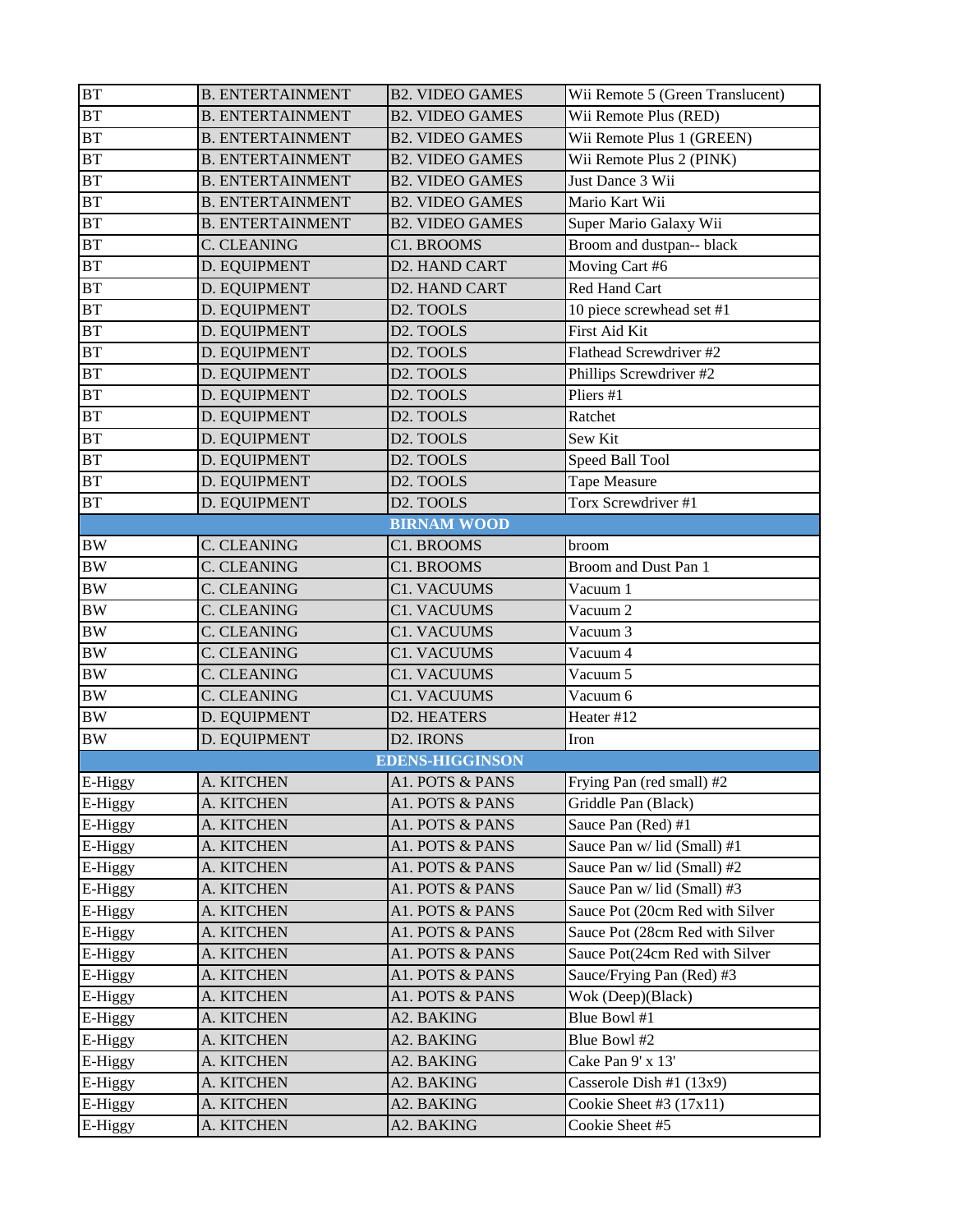| BT | B. ENTERTAINMENT | B2. VIDEO GAMES | Wii Remote 5 (Green Translucent) |
|---|---|---|---|
| BT | B. ENTERTAINMENT | B2. VIDEO GAMES | Wii Remote Plus (RED) |
| BT | B. ENTERTAINMENT | B2. VIDEO GAMES | Wii Remote Plus 1 (GREEN) |
| BT | B. ENTERTAINMENT | B2. VIDEO GAMES | Wii Remote Plus 2 (PINK) |
| BT | B. ENTERTAINMENT | B2. VIDEO GAMES | Just Dance 3 Wii |
| BT | B. ENTERTAINMENT | B2. VIDEO GAMES | Mario Kart Wii |
| BT | B. ENTERTAINMENT | B2. VIDEO GAMES | Super Mario Galaxy Wii |
| BT | C. CLEANING | C1. BROOMS | Broom and dustpan-- black |
| BT | D. EQUIPMENT | D2. HAND CART | Moving Cart #6 |
| BT | D. EQUIPMENT | D2. HAND CART | Red Hand Cart |
| BT | D. EQUIPMENT | D2. TOOLS | 10 piece screwhead set #1 |
| BT | D. EQUIPMENT | D2. TOOLS | First Aid Kit |
| BT | D. EQUIPMENT | D2. TOOLS | Flathead Screwdriver #2 |
| BT | D. EQUIPMENT | D2. TOOLS | Phillips Screwdriver #2 |
| BT | D. EQUIPMENT | D2. TOOLS | Pliers #1 |
| BT | D. EQUIPMENT | D2. TOOLS | Ratchet |
| BT | D. EQUIPMENT | D2. TOOLS | Sew Kit |
| BT | D. EQUIPMENT | D2. TOOLS | Speed Ball Tool |
| BT | D. EQUIPMENT | D2. TOOLS | Tape Measure |
| BT | D. EQUIPMENT | D2. TOOLS | Torx Screwdriver #1 |
| | | **BIRNAM WOOD** | |
| BW | C. CLEANING | C1. BROOMS | broom |
| BW | C. CLEANING | C1. BROOMS | Broom and Dust Pan 1 |
| BW | C. CLEANING | C1. VACUUMS | Vacuum 1 |
| BW | C. CLEANING | C1. VACUUMS | Vacuum 2 |
| BW | C. CLEANING | C1. VACUUMS | Vacuum 3 |
| BW | C. CLEANING | C1. VACUUMS | Vacuum 4 |
| BW | C. CLEANING | C1. VACUUMS | Vacuum 5 |
| BW | C. CLEANING | C1. VACUUMS | Vacuum 6 |
| BW | D. EQUIPMENT | D2. HEATERS | Heater #12 |
| BW | D. EQUIPMENT | D2. IRONS | Iron |
| | | **EDENS-HIGGINSON** | |
| E-Higgy | A. KITCHEN | A1. POTS & PANS | Frying Pan (red small) #2 |
| E-Higgy | A. KITCHEN | A1. POTS & PANS | Griddle Pan (Black) |
| E-Higgy | A. KITCHEN | A1. POTS & PANS | Sauce Pan (Red) #1 |
| E-Higgy | A. KITCHEN | A1. POTS & PANS | Sauce Pan w/ lid (Small) #1 |
| E-Higgy | A. KITCHEN | A1. POTS & PANS | Sauce Pan w/ lid (Small) #2 |
| E-Higgy | A. KITCHEN | A1. POTS & PANS | Sauce Pan w/ lid (Small) #3 |
| E-Higgy | A. KITCHEN | A1. POTS & PANS | Sauce Pot (20cm Red with Silver |
| E-Higgy | A. KITCHEN | A1. POTS & PANS | Sauce Pot (28cm Red with Silver |
| E-Higgy | A. KITCHEN | A1. POTS & PANS | Sauce Pot(24cm Red with Silver |
| E-Higgy | A. KITCHEN | A1. POTS & PANS | Sauce/Frying Pan (Red) #3 |
| E-Higgy | A. KITCHEN | A1. POTS & PANS | Wok (Deep)(Black) |
| E-Higgy | A. KITCHEN | A2. BAKING | Blue Bowl #1 |
| E-Higgy | A. KITCHEN | A2. BAKING | Blue Bowl #2 |
| E-Higgy | A. KITCHEN | A2. BAKING | Cake Pan 9' x 13' |
| E-Higgy | A. KITCHEN | A2. BAKING | Casserole Dish #1 (13x9) |
| E-Higgy | A. KITCHEN | A2. BAKING | Cookie Sheet #3 (17x11) |
| E-Higgy | A. KITCHEN | A2. BAKING | Cookie Sheet #5 |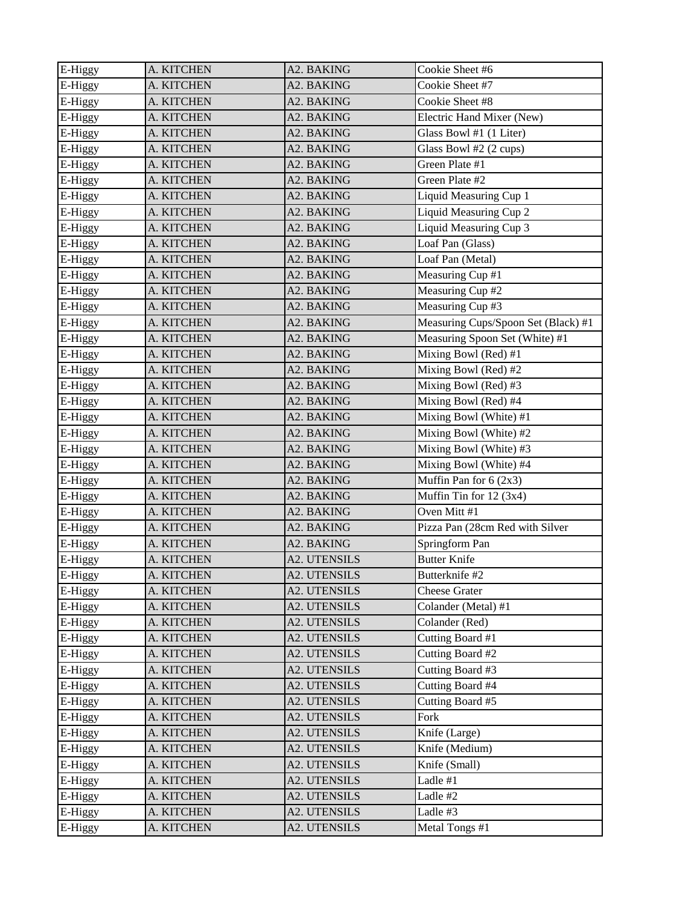| E-Higgy | A. KITCHEN | A2. BAKING | Cookie Sheet #6 |
|---|---|---|---|
| E-Higgy | A. KITCHEN | A2. BAKING | Cookie Sheet #7 |
| E-Higgy | A. KITCHEN | A2. BAKING | Cookie Sheet #8 |
| E-Higgy | A. KITCHEN | A2. BAKING | Electric Hand Mixer (New) |
| E-Higgy | A. KITCHEN | A2. BAKING | Glass Bowl #1 (1 Liter) |
| E-Higgy | A. KITCHEN | A2. BAKING | Glass Bowl #2 (2 cups) |
| E-Higgy | A. KITCHEN | A2. BAKING | Green Plate #1 |
| E-Higgy | A. KITCHEN | A2. BAKING | Green Plate #2 |
| E-Higgy | A. KITCHEN | A2. BAKING | Liquid Measuring Cup 1 |
| E-Higgy | A. KITCHEN | A2. BAKING | Liquid Measuring Cup 2 |
| E-Higgy | A. KITCHEN | A2. BAKING | Liquid Measuring Cup 3 |
| E-Higgy | A. KITCHEN | A2. BAKING | Loaf Pan (Glass) |
| E-Higgy | A. KITCHEN | A2. BAKING | Loaf Pan (Metal) |
| E-Higgy | A. KITCHEN | A2. BAKING | Measuring Cup #1 |
| E-Higgy | A. KITCHEN | A2. BAKING | Measuring Cup #2 |
| E-Higgy | A. KITCHEN | A2. BAKING | Measuring Cup #3 |
| E-Higgy | A. KITCHEN | A2. BAKING | Measuring Cups/Spoon Set (Black) #1 |
| E-Higgy | A. KITCHEN | A2. BAKING | Measuring Spoon Set (White) #1 |
| E-Higgy | A. KITCHEN | A2. BAKING | Mixing Bowl (Red) #1 |
| E-Higgy | A. KITCHEN | A2. BAKING | Mixing Bowl (Red) #2 |
| E-Higgy | A. KITCHEN | A2. BAKING | Mixing Bowl (Red) #3 |
| E-Higgy | A. KITCHEN | A2. BAKING | Mixing Bowl (Red) #4 |
| E-Higgy | A. KITCHEN | A2. BAKING | Mixing Bowl (White) #1 |
| E-Higgy | A. KITCHEN | A2. BAKING | Mixing Bowl (White) #2 |
| E-Higgy | A. KITCHEN | A2. BAKING | Mixing Bowl (White) #3 |
| E-Higgy | A. KITCHEN | A2. BAKING | Mixing Bowl (White) #4 |
| E-Higgy | A. KITCHEN | A2. BAKING | Muffin Pan for 6 (2x3) |
| E-Higgy | A. KITCHEN | A2. BAKING | Muffin Tin for 12 (3x4) |
| E-Higgy | A. KITCHEN | A2. BAKING | Oven Mitt #1 |
| E-Higgy | A. KITCHEN | A2. BAKING | Pizza Pan (28cm Red with Silver |
| E-Higgy | A. KITCHEN | A2. BAKING | Springform Pan |
| E-Higgy | A. KITCHEN | A2. UTENSILS | Butter Knife |
| E-Higgy | A. KITCHEN | A2. UTENSILS | Butterknife #2 |
| E-Higgy | A. KITCHEN | A2. UTENSILS | Cheese Grater |
| E-Higgy | A. KITCHEN | A2. UTENSILS | Colander (Metal) #1 |
| E-Higgy | A. KITCHEN | A2. UTENSILS | Colander (Red) |
| E-Higgy | A. KITCHEN | A2. UTENSILS | Cutting Board #1 |
| E-Higgy | A. KITCHEN | A2. UTENSILS | Cutting Board #2 |
| E-Higgy | A. KITCHEN | A2. UTENSILS | Cutting Board #3 |
| E-Higgy | A. KITCHEN | A2. UTENSILS | Cutting Board #4 |
| E-Higgy | A. KITCHEN | A2. UTENSILS | Cutting Board #5 |
| E-Higgy | A. KITCHEN | A2. UTENSILS | Fork |
| E-Higgy | A. KITCHEN | A2. UTENSILS | Knife (Large) |
| E-Higgy | A. KITCHEN | A2. UTENSILS | Knife (Medium) |
| E-Higgy | A. KITCHEN | A2. UTENSILS | Knife (Small) |
| E-Higgy | A. KITCHEN | A2. UTENSILS | Ladle #1 |
| E-Higgy | A. KITCHEN | A2. UTENSILS | Ladle #2 |
| E-Higgy | A. KITCHEN | A2. UTENSILS | Ladle #3 |
| E-Higgy | A. KITCHEN | A2. UTENSILS | Metal Tongs #1 |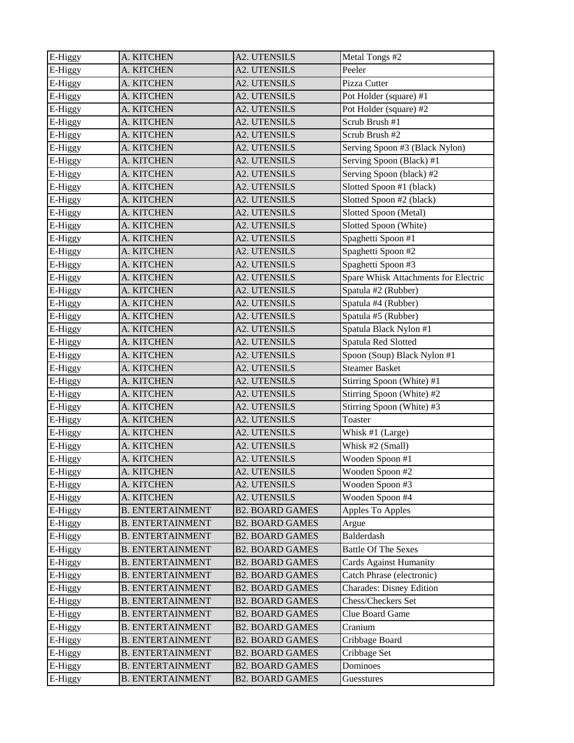| E-Higgy | A. KITCHEN | A2. UTENSILS | Metal Tongs #2 |
|---|---|---|---|
| E-Higgy | A. KITCHEN | A2. UTENSILS | Peeler |
| E-Higgy | A. KITCHEN | A2. UTENSILS | Pizza Cutter |
| E-Higgy | A. KITCHEN | A2. UTENSILS | Pot Holder (square) #1 |
| E-Higgy | A. KITCHEN | A2. UTENSILS | Pot Holder (square) #2 |
| E-Higgy | A. KITCHEN | A2. UTENSILS | Scrub Brush #1 |
| E-Higgy | A. KITCHEN | A2. UTENSILS | Scrub Brush #2 |
| E-Higgy | A. KITCHEN | A2. UTENSILS | Serving Spoon #3 (Black Nylon) |
| E-Higgy | A. KITCHEN | A2. UTENSILS | Serving Spoon (Black) #1 |
| E-Higgy | A. KITCHEN | A2. UTENSILS | Serving Spoon (black) #2 |
| E-Higgy | A. KITCHEN | A2. UTENSILS | Slotted Spoon #1 (black) |
| E-Higgy | A. KITCHEN | A2. UTENSILS | Slotted Spoon #2 (black) |
| E-Higgy | A. KITCHEN | A2. UTENSILS | Slotted Spoon (Metal) |
| E-Higgy | A. KITCHEN | A2. UTENSILS | Slotted Spoon (White) |
| E-Higgy | A. KITCHEN | A2. UTENSILS | Spaghetti Spoon #1 |
| E-Higgy | A. KITCHEN | A2. UTENSILS | Spaghetti Spoon #2 |
| E-Higgy | A. KITCHEN | A2. UTENSILS | Spaghetti Spoon #3 |
| E-Higgy | A. KITCHEN | A2. UTENSILS | Spare Whisk Attachments for Electric |
| E-Higgy | A. KITCHEN | A2. UTENSILS | Spatula #2 (Rubber) |
| E-Higgy | A. KITCHEN | A2. UTENSILS | Spatula #4 (Rubber) |
| E-Higgy | A. KITCHEN | A2. UTENSILS | Spatula #5 (Rubber) |
| E-Higgy | A. KITCHEN | A2. UTENSILS | Spatula Black Nylon #1 |
| E-Higgy | A. KITCHEN | A2. UTENSILS | Spatula Red Slotted |
| E-Higgy | A. KITCHEN | A2. UTENSILS | Spoon (Soup) Black Nylon #1 |
| E-Higgy | A. KITCHEN | A2. UTENSILS | Steamer Basket |
| E-Higgy | A. KITCHEN | A2. UTENSILS | Stirring Spoon (White) #1 |
| E-Higgy | A. KITCHEN | A2. UTENSILS | Stirring Spoon (White) #2 |
| E-Higgy | A. KITCHEN | A2. UTENSILS | Stirring Spoon (White) #3 |
| E-Higgy | A. KITCHEN | A2. UTENSILS | Toaster |
| E-Higgy | A. KITCHEN | A2. UTENSILS | Whisk #1 (Large) |
| E-Higgy | A. KITCHEN | A2. UTENSILS | Whisk #2 (Small) |
| E-Higgy | A. KITCHEN | A2. UTENSILS | Wooden Spoon #1 |
| E-Higgy | A. KITCHEN | A2. UTENSILS | Wooden Spoon #2 |
| E-Higgy | A. KITCHEN | A2. UTENSILS | Wooden Spoon #3 |
| E-Higgy | A. KITCHEN | A2. UTENSILS | Wooden Spoon #4 |
| E-Higgy | B. ENTERTAINMENT | B2. BOARD GAMES | Apples To Apples |
| E-Higgy | B. ENTERTAINMENT | B2. BOARD GAMES | Argue |
| E-Higgy | B. ENTERTAINMENT | B2. BOARD GAMES | Balderdash |
| E-Higgy | B. ENTERTAINMENT | B2. BOARD GAMES | Battle Of The Sexes |
| E-Higgy | B. ENTERTAINMENT | B2. BOARD GAMES | Cards Against Humanity |
| E-Higgy | B. ENTERTAINMENT | B2. BOARD GAMES | Catch Phrase (electronic) |
| E-Higgy | B. ENTERTAINMENT | B2. BOARD GAMES | Charades: Disney Edition |
| E-Higgy | B. ENTERTAINMENT | B2. BOARD GAMES | Chess/Checkers Set |
| E-Higgy | B. ENTERTAINMENT | B2. BOARD GAMES | Clue Board Game |
| E-Higgy | B. ENTERTAINMENT | B2. BOARD GAMES | Cranium |
| E-Higgy | B. ENTERTAINMENT | B2. BOARD GAMES | Cribbage Board |
| E-Higgy | B. ENTERTAINMENT | B2. BOARD GAMES | Cribbage Set |
| E-Higgy | B. ENTERTAINMENT | B2. BOARD GAMES | Dominoes |
| E-Higgy | B. ENTERTAINMENT | B2. BOARD GAMES | Guesstures |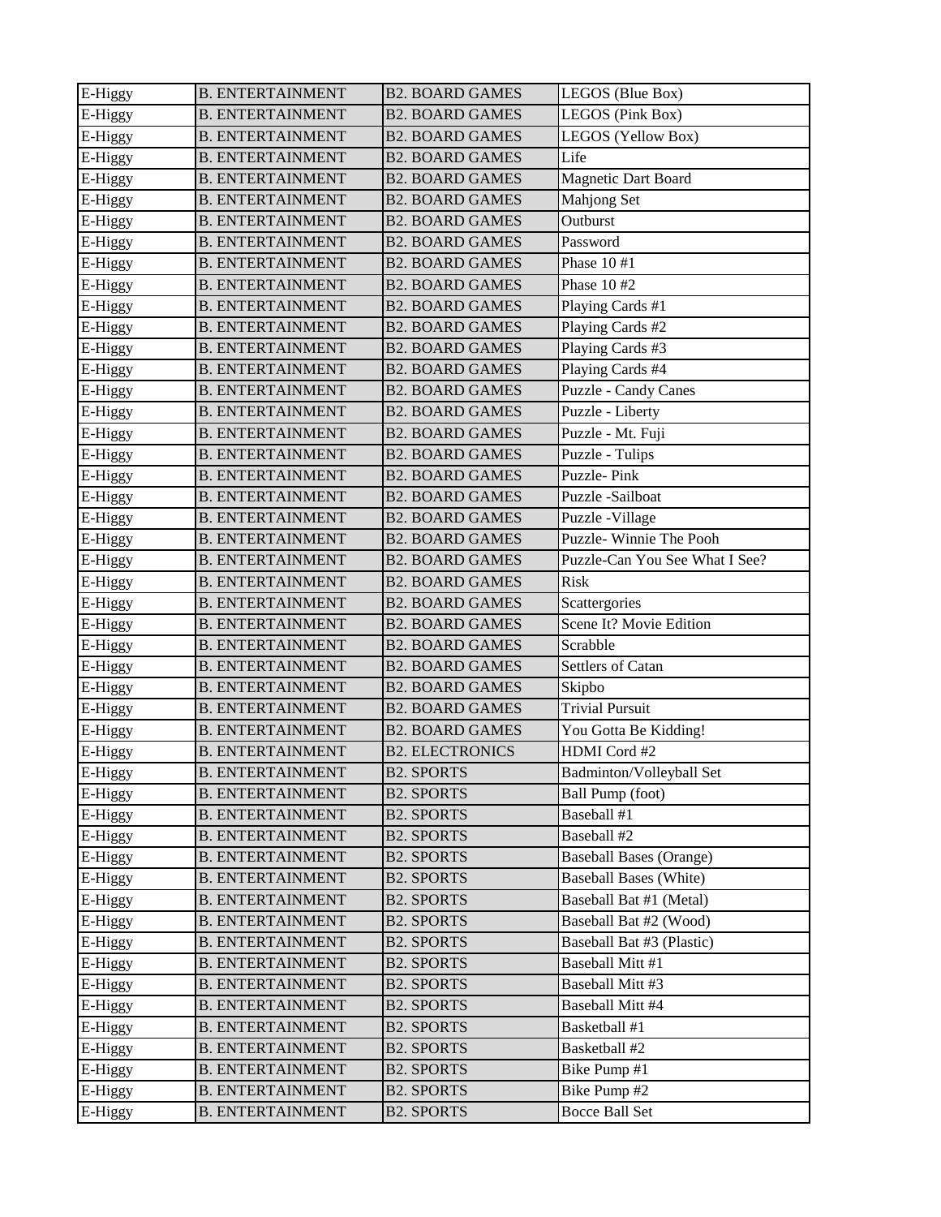| E-Higgy | B. ENTERTAINMENT | B2. BOARD GAMES | LEGOS (Blue Box) |
|---|---|---|---|
| E-Higgy | B. ENTERTAINMENT | B2. BOARD GAMES | LEGOS (Pink Box) |
| E-Higgy | B. ENTERTAINMENT | B2. BOARD GAMES | LEGOS (Yellow Box) |
| E-Higgy | B. ENTERTAINMENT | B2. BOARD GAMES | Life |
| E-Higgy | B. ENTERTAINMENT | B2. BOARD GAMES | Magnetic Dart Board |
| E-Higgy | B. ENTERTAINMENT | B2. BOARD GAMES | Mahjong Set |
| E-Higgy | B. ENTERTAINMENT | B2. BOARD GAMES | Outburst |
| E-Higgy | B. ENTERTAINMENT | B2. BOARD GAMES | Password |
| E-Higgy | B. ENTERTAINMENT | B2. BOARD GAMES | Phase 10 #1 |
| E-Higgy | B. ENTERTAINMENT | B2. BOARD GAMES | Phase 10 #2 |
| E-Higgy | B. ENTERTAINMENT | B2. BOARD GAMES | Playing Cards #1 |
| E-Higgy | B. ENTERTAINMENT | B2. BOARD GAMES | Playing Cards #2 |
| E-Higgy | B. ENTERTAINMENT | B2. BOARD GAMES | Playing Cards #3 |
| E-Higgy | B. ENTERTAINMENT | B2. BOARD GAMES | Playing Cards #4 |
| E-Higgy | B. ENTERTAINMENT | B2. BOARD GAMES | Puzzle - Candy Canes |
| E-Higgy | B. ENTERTAINMENT | B2. BOARD GAMES | Puzzle - Liberty |
| E-Higgy | B. ENTERTAINMENT | B2. BOARD GAMES | Puzzle - Mt. Fuji |
| E-Higgy | B. ENTERTAINMENT | B2. BOARD GAMES | Puzzle - Tulips |
| E-Higgy | B. ENTERTAINMENT | B2. BOARD GAMES | Puzzle- Pink |
| E-Higgy | B. ENTERTAINMENT | B2. BOARD GAMES | Puzzle -Sailboat |
| E-Higgy | B. ENTERTAINMENT | B2. BOARD GAMES | Puzzle -Village |
| E-Higgy | B. ENTERTAINMENT | B2. BOARD GAMES | Puzzle- Winnie The Pooh |
| E-Higgy | B. ENTERTAINMENT | B2. BOARD GAMES | Puzzle-Can You See What I See? |
| E-Higgy | B. ENTERTAINMENT | B2. BOARD GAMES | Risk |
| E-Higgy | B. ENTERTAINMENT | B2. BOARD GAMES | Scattergories |
| E-Higgy | B. ENTERTAINMENT | B2. BOARD GAMES | Scene It? Movie Edition |
| E-Higgy | B. ENTERTAINMENT | B2. BOARD GAMES | Scrabble |
| E-Higgy | B. ENTERTAINMENT | B2. BOARD GAMES | Settlers of Catan |
| E-Higgy | B. ENTERTAINMENT | B2. BOARD GAMES | Skipbo |
| E-Higgy | B. ENTERTAINMENT | B2. BOARD GAMES | Trivial Pursuit |
| E-Higgy | B. ENTERTAINMENT | B2. BOARD GAMES | You Gotta Be Kidding! |
| E-Higgy | B. ENTERTAINMENT | B2. ELECTRONICS | HDMI Cord #2 |
| E-Higgy | B. ENTERTAINMENT | B2. SPORTS | Badminton/Volleyball Set |
| E-Higgy | B. ENTERTAINMENT | B2. SPORTS | Ball Pump (foot) |
| E-Higgy | B. ENTERTAINMENT | B2. SPORTS | Baseball #1 |
| E-Higgy | B. ENTERTAINMENT | B2. SPORTS | Baseball #2 |
| E-Higgy | B. ENTERTAINMENT | B2. SPORTS | Baseball Bases (Orange) |
| E-Higgy | B. ENTERTAINMENT | B2. SPORTS | Baseball Bases (White) |
| E-Higgy | B. ENTERTAINMENT | B2. SPORTS | Baseball Bat #1 (Metal) |
| E-Higgy | B. ENTERTAINMENT | B2. SPORTS | Baseball Bat #2 (Wood) |
| E-Higgy | B. ENTERTAINMENT | B2. SPORTS | Baseball Bat #3 (Plastic) |
| E-Higgy | B. ENTERTAINMENT | B2. SPORTS | Baseball Mitt #1 |
| E-Higgy | B. ENTERTAINMENT | B2. SPORTS | Baseball Mitt #3 |
| E-Higgy | B. ENTERTAINMENT | B2. SPORTS | Baseball Mitt #4 |
| E-Higgy | B. ENTERTAINMENT | B2. SPORTS | Basketball #1 |
| E-Higgy | B. ENTERTAINMENT | B2. SPORTS | Basketball #2 |
| E-Higgy | B. ENTERTAINMENT | B2. SPORTS | Bike Pump #1 |
| E-Higgy | B. ENTERTAINMENT | B2. SPORTS | Bike Pump #2 |
| E-Higgy | B. ENTERTAINMENT | B2. SPORTS | Bocce Ball Set |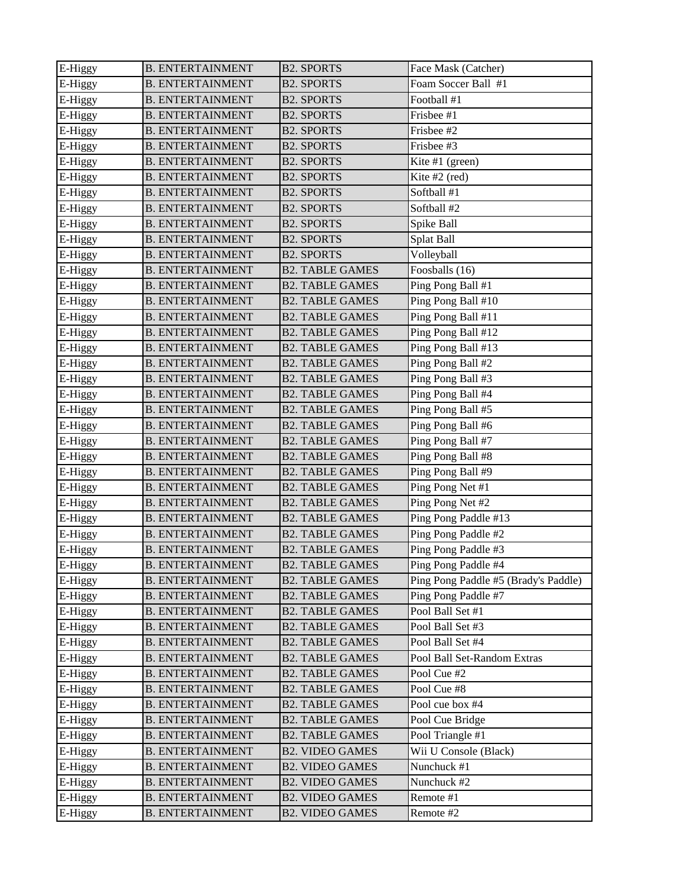| E-Higgy | B. ENTERTAINMENT | B2. SPORTS | Face Mask (Catcher) |
|---|---|---|---|
| E-Higgy | B. ENTERTAINMENT | B2. SPORTS | Foam Soccer Ball #1 |
| E-Higgy | B. ENTERTAINMENT | B2. SPORTS | Football #1 |
| E-Higgy | B. ENTERTAINMENT | B2. SPORTS | Frisbee #1 |
| E-Higgy | B. ENTERTAINMENT | B2. SPORTS | Frisbee #2 |
| E-Higgy | B. ENTERTAINMENT | B2. SPORTS | Frisbee #3 |
| E-Higgy | B. ENTERTAINMENT | B2. SPORTS | Kite #1 (green) |
| E-Higgy | B. ENTERTAINMENT | B2. SPORTS | Kite #2 (red) |
| E-Higgy | B. ENTERTAINMENT | B2. SPORTS | Softball #1 |
| E-Higgy | B. ENTERTAINMENT | B2. SPORTS | Softball #2 |
| E-Higgy | B. ENTERTAINMENT | B2. SPORTS | Spike Ball |
| E-Higgy | B. ENTERTAINMENT | B2. SPORTS | Splat Ball |
| E-Higgy | B. ENTERTAINMENT | B2. SPORTS | Volleyball |
| E-Higgy | B. ENTERTAINMENT | B2. TABLE GAMES | Foosballs (16) |
| E-Higgy | B. ENTERTAINMENT | B2. TABLE GAMES | Ping Pong Ball #1 |
| E-Higgy | B. ENTERTAINMENT | B2. TABLE GAMES | Ping Pong Ball #10 |
| E-Higgy | B. ENTERTAINMENT | B2. TABLE GAMES | Ping Pong Ball #11 |
| E-Higgy | B. ENTERTAINMENT | B2. TABLE GAMES | Ping Pong Ball #12 |
| E-Higgy | B. ENTERTAINMENT | B2. TABLE GAMES | Ping Pong Ball #13 |
| E-Higgy | B. ENTERTAINMENT | B2. TABLE GAMES | Ping Pong Ball #2 |
| E-Higgy | B. ENTERTAINMENT | B2. TABLE GAMES | Ping Pong Ball #3 |
| E-Higgy | B. ENTERTAINMENT | B2. TABLE GAMES | Ping Pong Ball #4 |
| E-Higgy | B. ENTERTAINMENT | B2. TABLE GAMES | Ping Pong Ball #5 |
| E-Higgy | B. ENTERTAINMENT | B2. TABLE GAMES | Ping Pong Ball #6 |
| E-Higgy | B. ENTERTAINMENT | B2. TABLE GAMES | Ping Pong Ball #7 |
| E-Higgy | B. ENTERTAINMENT | B2. TABLE GAMES | Ping Pong Ball #8 |
| E-Higgy | B. ENTERTAINMENT | B2. TABLE GAMES | Ping Pong Ball #9 |
| E-Higgy | B. ENTERTAINMENT | B2. TABLE GAMES | Ping Pong Net #1 |
| E-Higgy | B. ENTERTAINMENT | B2. TABLE GAMES | Ping Pong Net #2 |
| E-Higgy | B. ENTERTAINMENT | B2. TABLE GAMES | Ping Pong Paddle #13 |
| E-Higgy | B. ENTERTAINMENT | B2. TABLE GAMES | Ping Pong Paddle #2 |
| E-Higgy | B. ENTERTAINMENT | B2. TABLE GAMES | Ping Pong Paddle #3 |
| E-Higgy | B. ENTERTAINMENT | B2. TABLE GAMES | Ping Pong Paddle #4 |
| E-Higgy | B. ENTERTAINMENT | B2. TABLE GAMES | Ping Pong Paddle #5 (Brady's Paddle) |
| E-Higgy | B. ENTERTAINMENT | B2. TABLE GAMES | Ping Pong Paddle #7 |
| E-Higgy | B. ENTERTAINMENT | B2. TABLE GAMES | Pool Ball Set #1 |
| E-Higgy | B. ENTERTAINMENT | B2. TABLE GAMES | Pool Ball Set #3 |
| E-Higgy | B. ENTERTAINMENT | B2. TABLE GAMES | Pool Ball Set #4 |
| E-Higgy | B. ENTERTAINMENT | B2. TABLE GAMES | Pool Ball Set-Random Extras |
| E-Higgy | B. ENTERTAINMENT | B2. TABLE GAMES | Pool Cue #2 |
| E-Higgy | B. ENTERTAINMENT | B2. TABLE GAMES | Pool Cue #8 |
| E-Higgy | B. ENTERTAINMENT | B2. TABLE GAMES | Pool cue box #4 |
| E-Higgy | B. ENTERTAINMENT | B2. TABLE GAMES | Pool Cue Bridge |
| E-Higgy | B. ENTERTAINMENT | B2. TABLE GAMES | Pool Triangle #1 |
| E-Higgy | B. ENTERTAINMENT | B2. VIDEO GAMES | Wii U Console (Black) |
| E-Higgy | B. ENTERTAINMENT | B2. VIDEO GAMES | Nunchuck #1 |
| E-Higgy | B. ENTERTAINMENT | B2. VIDEO GAMES | Nunchuck #2 |
| E-Higgy | B. ENTERTAINMENT | B2. VIDEO GAMES | Remote #1 |
| E-Higgy | B. ENTERTAINMENT | B2. VIDEO GAMES | Remote #2 |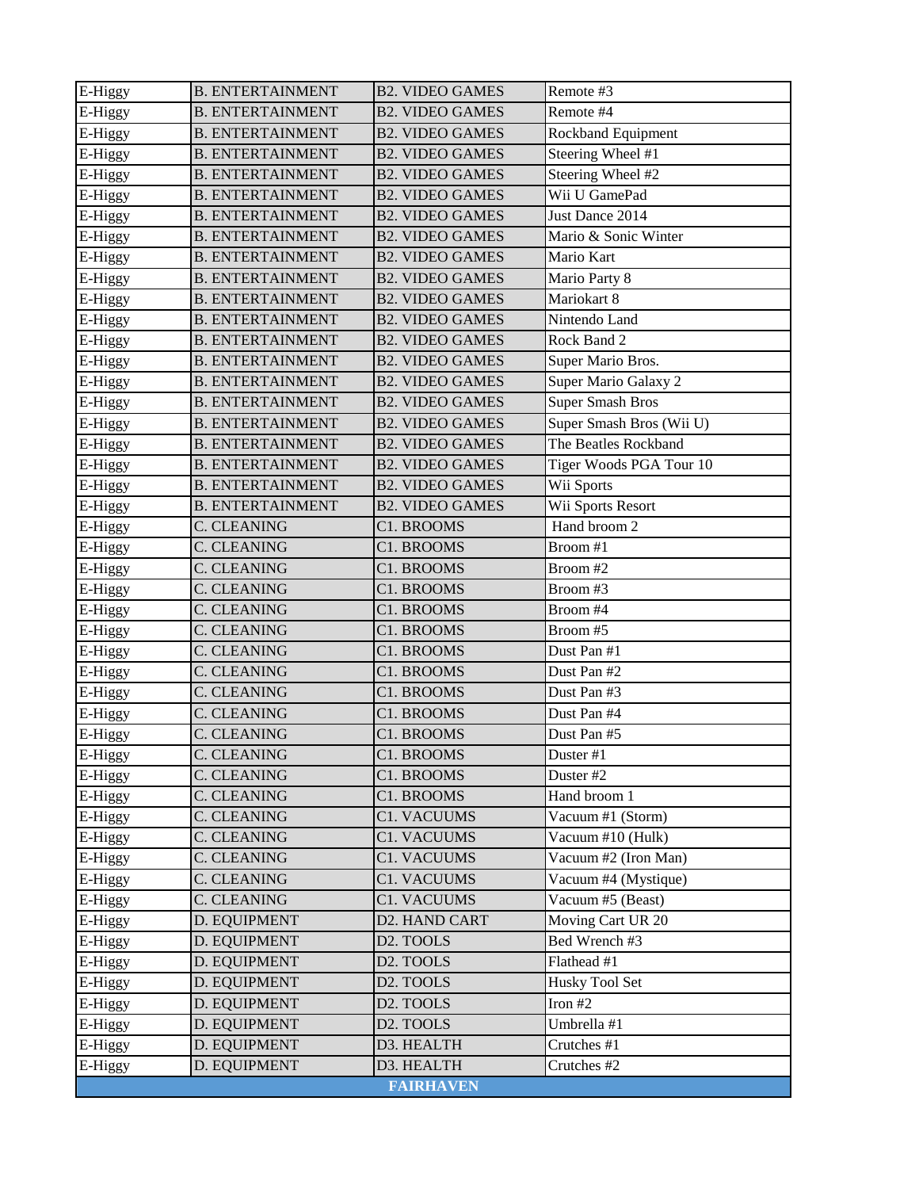| E-Higgy | B. ENTERTAINMENT | B2. VIDEO GAMES | Remote #3 |
|---|---|---|---|
| E-Higgy | B. ENTERTAINMENT | B2. VIDEO GAMES | Remote #4 |
| E-Higgy | B. ENTERTAINMENT | B2. VIDEO GAMES | Rockband Equipment |
| E-Higgy | B. ENTERTAINMENT | B2. VIDEO GAMES | Steering Wheel #1 |
| E-Higgy | B. ENTERTAINMENT | B2. VIDEO GAMES | Steering Wheel #2 |
| E-Higgy | B. ENTERTAINMENT | B2. VIDEO GAMES | Wii U GamePad |
| E-Higgy | B. ENTERTAINMENT | B2. VIDEO GAMES | Just Dance 2014 |
| E-Higgy | B. ENTERTAINMENT | B2. VIDEO GAMES | Mario & Sonic Winter |
| E-Higgy | B. ENTERTAINMENT | B2. VIDEO GAMES | Mario Kart |
| E-Higgy | B. ENTERTAINMENT | B2. VIDEO GAMES | Mario Party 8 |
| E-Higgy | B. ENTERTAINMENT | B2. VIDEO GAMES | Mariokart 8 |
| E-Higgy | B. ENTERTAINMENT | B2. VIDEO GAMES | Nintendo Land |
| E-Higgy | B. ENTERTAINMENT | B2. VIDEO GAMES | Rock Band 2 |
| E-Higgy | B. ENTERTAINMENT | B2. VIDEO GAMES | Super Mario Bros. |
| E-Higgy | B. ENTERTAINMENT | B2. VIDEO GAMES | Super Mario Galaxy 2 |
| E-Higgy | B. ENTERTAINMENT | B2. VIDEO GAMES | Super Smash Bros |
| E-Higgy | B. ENTERTAINMENT | B2. VIDEO GAMES | Super Smash Bros (Wii U) |
| E-Higgy | B. ENTERTAINMENT | B2. VIDEO GAMES | The Beatles Rockband |
| E-Higgy | B. ENTERTAINMENT | B2. VIDEO GAMES | Tiger Woods PGA Tour 10 |
| E-Higgy | B. ENTERTAINMENT | B2. VIDEO GAMES | Wii Sports |
| E-Higgy | B. ENTERTAINMENT | B2. VIDEO GAMES | Wii Sports Resort |
| E-Higgy | C. CLEANING | C1. BROOMS | Hand broom 2 |
| E-Higgy | C. CLEANING | C1. BROOMS | Broom #1 |
| E-Higgy | C. CLEANING | C1. BROOMS | Broom #2 |
| E-Higgy | C. CLEANING | C1. BROOMS | Broom #3 |
| E-Higgy | C. CLEANING | C1. BROOMS | Broom #4 |
| E-Higgy | C. CLEANING | C1. BROOMS | Broom #5 |
| E-Higgy | C. CLEANING | C1. BROOMS | Dust Pan #1 |
| E-Higgy | C. CLEANING | C1. BROOMS | Dust Pan #2 |
| E-Higgy | C. CLEANING | C1. BROOMS | Dust Pan #3 |
| E-Higgy | C. CLEANING | C1. BROOMS | Dust Pan #4 |
| E-Higgy | C. CLEANING | C1. BROOMS | Dust Pan #5 |
| E-Higgy | C. CLEANING | C1. BROOMS | Duster #1 |
| E-Higgy | C. CLEANING | C1. BROOMS | Duster #2 |
| E-Higgy | C. CLEANING | C1. BROOMS | Hand broom 1 |
| E-Higgy | C. CLEANING | C1. VACUUMS | Vacuum #1 (Storm) |
| E-Higgy | C. CLEANING | C1. VACUUMS | Vacuum #10 (Hulk) |
| E-Higgy | C. CLEANING | C1. VACUUMS | Vacuum #2 (Iron Man) |
| E-Higgy | C. CLEANING | C1. VACUUMS | Vacuum #4 (Mystique) |
| E-Higgy | C. CLEANING | C1. VACUUMS | Vacuum #5 (Beast) |
| E-Higgy | D. EQUIPMENT | D2. HAND CART | Moving Cart UR 20 |
| E-Higgy | D. EQUIPMENT | D2. TOOLS | Bed Wrench #3 |
| E-Higgy | D. EQUIPMENT | D2. TOOLS | Flathead #1 |
| E-Higgy | D. EQUIPMENT | D2. TOOLS | Husky Tool Set |
| E-Higgy | D. EQUIPMENT | D2. TOOLS | Iron #2 |
| E-Higgy | D. EQUIPMENT | D2. TOOLS | Umbrella #1 |
| E-Higgy | D. EQUIPMENT | D3. HEALTH | Crutches #1 |
| E-Higgy | D. EQUIPMENT | D3. HEALTH | Crutches #2 |
| **FAIRHAVEN** | | | |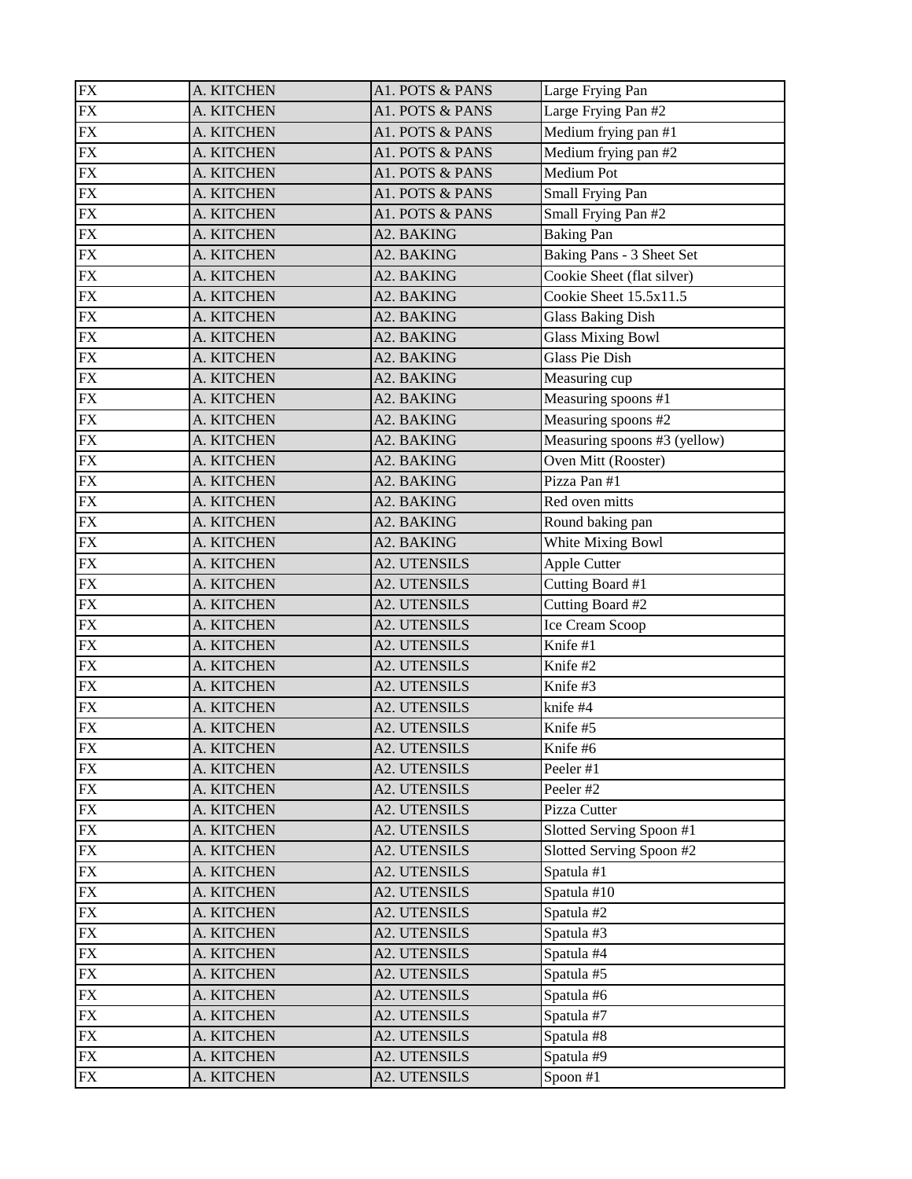| FX | A. KITCHEN | A1. POTS & PANS | Large Frying Pan |
|---|---|---|---|
| FX | A. KITCHEN | A1. POTS & PANS | Large Frying Pan #2 |
| FX | A. KITCHEN | A1. POTS & PANS | Medium frying pan #1 |
| FX | A. KITCHEN | A1. POTS & PANS | Medium frying pan #2 |
| FX | A. KITCHEN | A1. POTS & PANS | Medium Pot |
| FX | A. KITCHEN | A1. POTS & PANS | Small Frying Pan |
| FX | A. KITCHEN | A1. POTS & PANS | Small Frying Pan #2 |
| FX | A. KITCHEN | A2. BAKING | Baking Pan |
| FX | A. KITCHEN | A2. BAKING | Baking Pans - 3 Sheet Set |
| FX | A. KITCHEN | A2. BAKING | Cookie Sheet (flat silver) |
| FX | A. KITCHEN | A2. BAKING | Cookie Sheet 15.5x11.5 |
| FX | A. KITCHEN | A2. BAKING | Glass Baking Dish |
| FX | A. KITCHEN | A2. BAKING | Glass Mixing Bowl |
| FX | A. KITCHEN | A2. BAKING | Glass Pie Dish |
| FX | A. KITCHEN | A2. BAKING | Measuring cup |
| FX | A. KITCHEN | A2. BAKING | Measuring spoons #1 |
| FX | A. KITCHEN | A2. BAKING | Measuring spoons #2 |
| FX | A. KITCHEN | A2. BAKING | Measuring spoons #3 (yellow) |
| FX | A. KITCHEN | A2. BAKING | Oven Mitt (Rooster) |
| FX | A. KITCHEN | A2. BAKING | Pizza Pan #1 |
| FX | A. KITCHEN | A2. BAKING | Red oven mitts |
| FX | A. KITCHEN | A2. BAKING | Round baking pan |
| FX | A. KITCHEN | A2. BAKING | White Mixing Bowl |
| FX | A. KITCHEN | A2. UTENSILS | Apple Cutter |
| FX | A. KITCHEN | A2. UTENSILS | Cutting Board #1 |
| FX | A. KITCHEN | A2. UTENSILS | Cutting Board #2 |
| FX | A. KITCHEN | A2. UTENSILS | Ice Cream Scoop |
| FX | A. KITCHEN | A2. UTENSILS | Knife #1 |
| FX | A. KITCHEN | A2. UTENSILS | Knife #2 |
| FX | A. KITCHEN | A2. UTENSILS | Knife #3 |
| FX | A. KITCHEN | A2. UTENSILS | knife #4 |
| FX | A. KITCHEN | A2. UTENSILS | Knife #5 |
| FX | A. KITCHEN | A2. UTENSILS | Knife #6 |
| FX | A. KITCHEN | A2. UTENSILS | Peeler #1 |
| FX | A. KITCHEN | A2. UTENSILS | Peeler #2 |
| FX | A. KITCHEN | A2. UTENSILS | Pizza Cutter |
| FX | A. KITCHEN | A2. UTENSILS | Slotted Serving Spoon #1 |
| FX | A. KITCHEN | A2. UTENSILS | Slotted Serving Spoon #2 |
| FX | A. KITCHEN | A2. UTENSILS | Spatula #1 |
| FX | A. KITCHEN | A2. UTENSILS | Spatula #10 |
| FX | A. KITCHEN | A2. UTENSILS | Spatula #2 |
| FX | A. KITCHEN | A2. UTENSILS | Spatula #3 |
| FX | A. KITCHEN | A2. UTENSILS | Spatula #4 |
| FX | A. KITCHEN | A2. UTENSILS | Spatula #5 |
| FX | A. KITCHEN | A2. UTENSILS | Spatula #6 |
| FX | A. KITCHEN | A2. UTENSILS | Spatula #7 |
| FX | A. KITCHEN | A2. UTENSILS | Spatula #8 |
| FX | A. KITCHEN | A2. UTENSILS | Spatula #9 |
| FX | A. KITCHEN | A2. UTENSILS | Spoon #1 |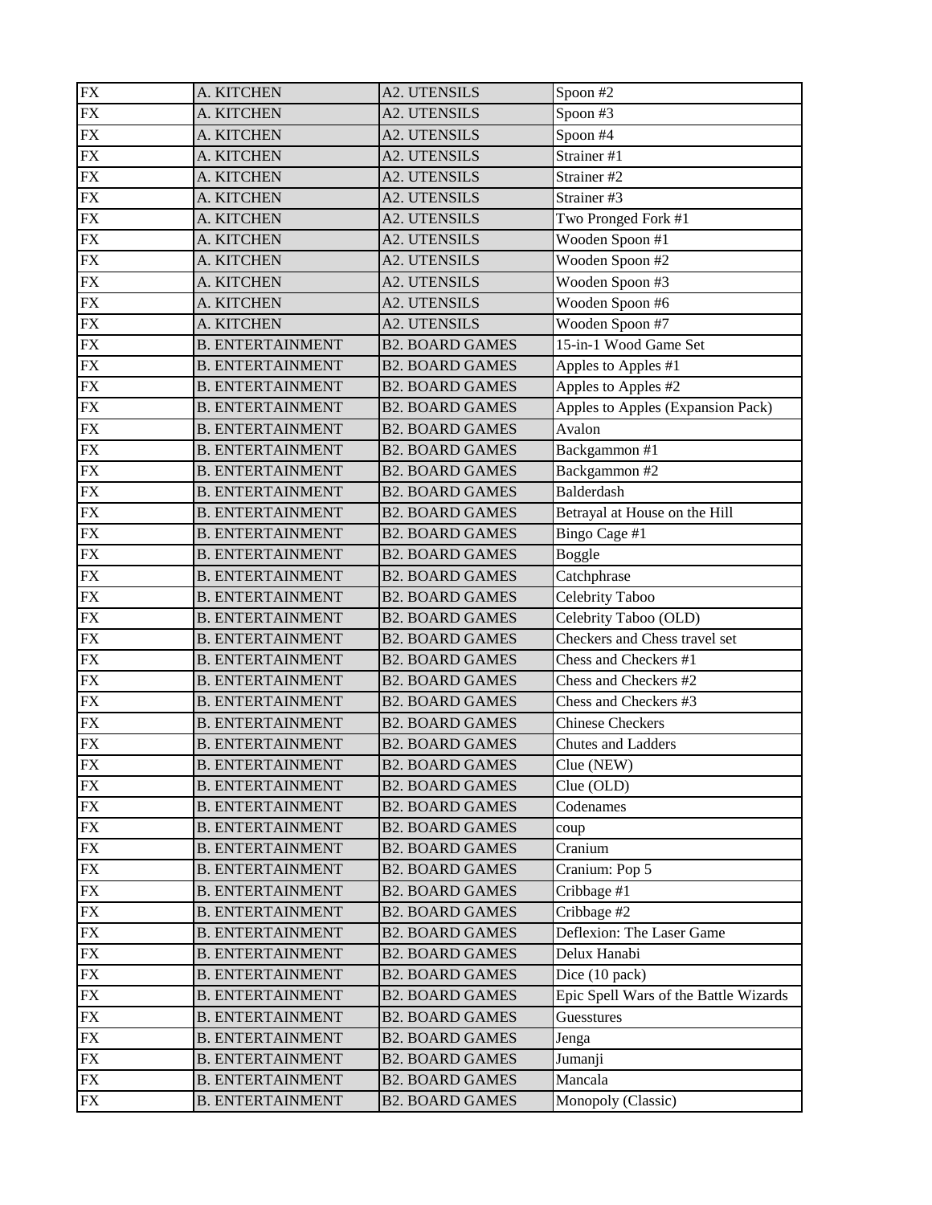| FX | A. KITCHEN | A2. UTENSILS | Spoon #2 |
|---|---|---|---|
| FX | A. KITCHEN | A2. UTENSILS | Spoon #3 |
| FX | A. KITCHEN | A2. UTENSILS | Spoon #4 |
| FX | A. KITCHEN | A2. UTENSILS | Strainer #1 |
| FX | A. KITCHEN | A2. UTENSILS | Strainer #2 |
| FX | A. KITCHEN | A2. UTENSILS | Strainer #3 |
| FX | A. KITCHEN | A2. UTENSILS | Two Pronged Fork #1 |
| FX | A. KITCHEN | A2. UTENSILS | Wooden Spoon #1 |
| FX | A. KITCHEN | A2. UTENSILS | Wooden Spoon #2 |
| FX | A. KITCHEN | A2. UTENSILS | Wooden Spoon #3 |
| FX | A. KITCHEN | A2. UTENSILS | Wooden Spoon #6 |
| FX | A. KITCHEN | A2. UTENSILS | Wooden Spoon #7 |
| FX | B. ENTERTAINMENT | B2. BOARD GAMES | 15-in-1 Wood Game Set |
| FX | B. ENTERTAINMENT | B2. BOARD GAMES | Apples to Apples #1 |
| FX | B. ENTERTAINMENT | B2. BOARD GAMES | Apples to Apples #2 |
| FX | B. ENTERTAINMENT | B2. BOARD GAMES | Apples to Apples (Expansion Pack) |
| FX | B. ENTERTAINMENT | B2. BOARD GAMES | Avalon |
| FX | B. ENTERTAINMENT | B2. BOARD GAMES | Backgammon #1 |
| FX | B. ENTERTAINMENT | B2. BOARD GAMES | Backgammon #2 |
| FX | B. ENTERTAINMENT | B2. BOARD GAMES | Balderdash |
| FX | B. ENTERTAINMENT | B2. BOARD GAMES | Betrayal at House on the Hill |
| FX | B. ENTERTAINMENT | B2. BOARD GAMES | Bingo Cage #1 |
| FX | B. ENTERTAINMENT | B2. BOARD GAMES | Boggle |
| FX | B. ENTERTAINMENT | B2. BOARD GAMES | Catchphrase |
| FX | B. ENTERTAINMENT | B2. BOARD GAMES | Celebrity Taboo |
| FX | B. ENTERTAINMENT | B2. BOARD GAMES | Celebrity Taboo (OLD) |
| FX | B. ENTERTAINMENT | B2. BOARD GAMES | Checkers and Chess travel set |
| FX | B. ENTERTAINMENT | B2. BOARD GAMES | Chess and Checkers #1 |
| FX | B. ENTERTAINMENT | B2. BOARD GAMES | Chess and Checkers #2 |
| FX | B. ENTERTAINMENT | B2. BOARD GAMES | Chess and Checkers #3 |
| FX | B. ENTERTAINMENT | B2. BOARD GAMES | Chinese Checkers |
| FX | B. ENTERTAINMENT | B2. BOARD GAMES | Chutes and Ladders |
| FX | B. ENTERTAINMENT | B2. BOARD GAMES | Clue (NEW) |
| FX | B. ENTERTAINMENT | B2. BOARD GAMES | Clue (OLD) |
| FX | B. ENTERTAINMENT | B2. BOARD GAMES | Codenames |
| FX | B. ENTERTAINMENT | B2. BOARD GAMES | coup |
| FX | B. ENTERTAINMENT | B2. BOARD GAMES | Cranium |
| FX | B. ENTERTAINMENT | B2. BOARD GAMES | Cranium: Pop 5 |
| FX | B. ENTERTAINMENT | B2. BOARD GAMES | Cribbage #1 |
| FX | B. ENTERTAINMENT | B2. BOARD GAMES | Cribbage #2 |
| FX | B. ENTERTAINMENT | B2. BOARD GAMES | Deflexion: The Laser Game |
| FX | B. ENTERTAINMENT | B2. BOARD GAMES | Delux Hanabi |
| FX | B. ENTERTAINMENT | B2. BOARD GAMES | Dice (10 pack) |
| FX | B. ENTERTAINMENT | B2. BOARD GAMES | Epic Spell Wars of the Battle Wizards |
| FX | B. ENTERTAINMENT | B2. BOARD GAMES | Guesstures |
| FX | B. ENTERTAINMENT | B2. BOARD GAMES | Jenga |
| FX | B. ENTERTAINMENT | B2. BOARD GAMES | Jumanji |
| FX | B. ENTERTAINMENT | B2. BOARD GAMES | Mancala |
| FX | B. ENTERTAINMENT | B2. BOARD GAMES | Monopoly (Classic) |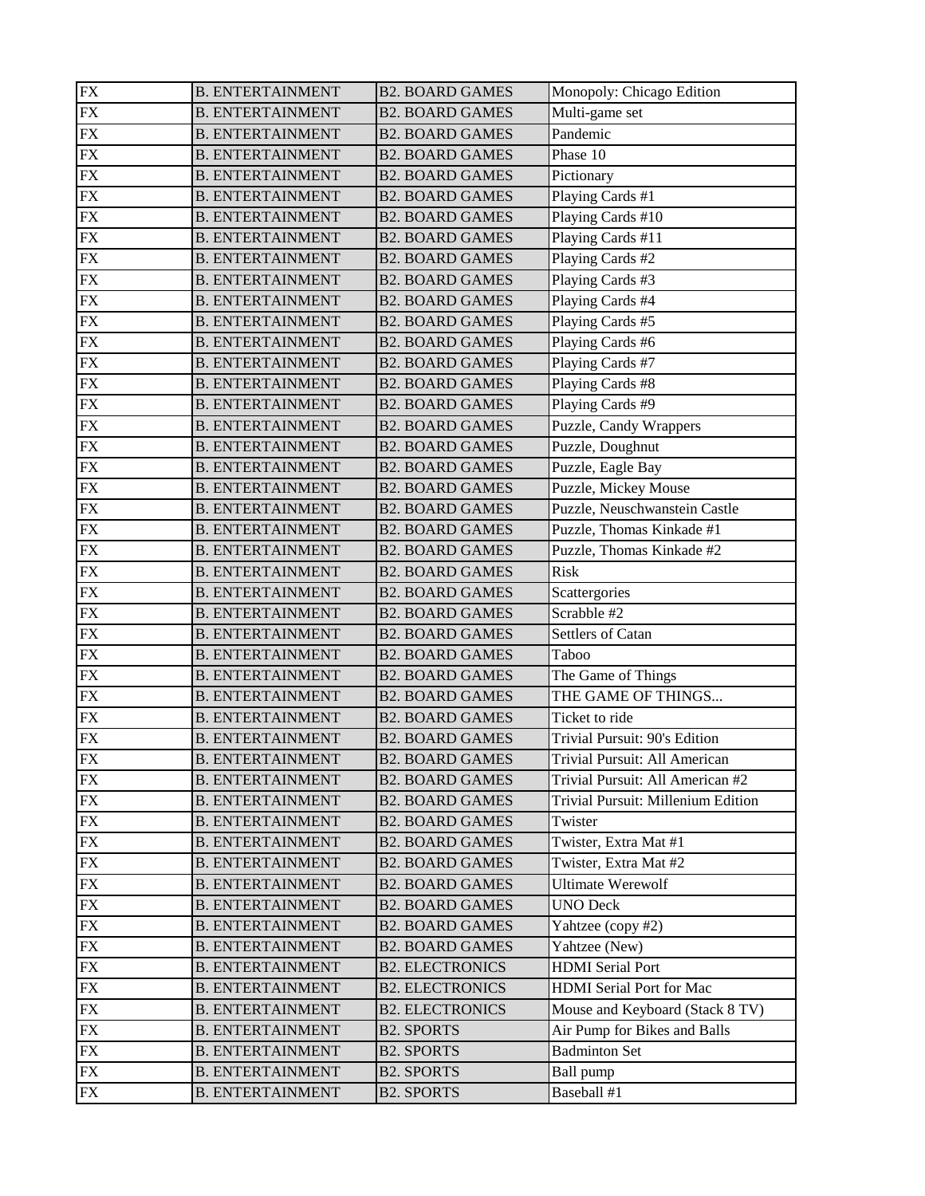| FX | B. ENTERTAINMENT | B2. BOARD GAMES | Monopoly: Chicago Edition |
|---|---|---|---|
| FX | B. ENTERTAINMENT | B2. BOARD GAMES | Multi-game set |
| FX | B. ENTERTAINMENT | B2. BOARD GAMES | Pandemic |
| FX | B. ENTERTAINMENT | B2. BOARD GAMES | Phase 10 |
| FX | B. ENTERTAINMENT | B2. BOARD GAMES | Pictionary |
| FX | B. ENTERTAINMENT | B2. BOARD GAMES | Playing Cards #1 |
| FX | B. ENTERTAINMENT | B2. BOARD GAMES | Playing Cards #10 |
| FX | B. ENTERTAINMENT | B2. BOARD GAMES | Playing Cards #11 |
| FX | B. ENTERTAINMENT | B2. BOARD GAMES | Playing Cards #2 |
| FX | B. ENTERTAINMENT | B2. BOARD GAMES | Playing Cards #3 |
| FX | B. ENTERTAINMENT | B2. BOARD GAMES | Playing Cards #4 |
| FX | B. ENTERTAINMENT | B2. BOARD GAMES | Playing Cards #5 |
| FX | B. ENTERTAINMENT | B2. BOARD GAMES | Playing Cards #6 |
| FX | B. ENTERTAINMENT | B2. BOARD GAMES | Playing Cards #7 |
| FX | B. ENTERTAINMENT | B2. BOARD GAMES | Playing Cards #8 |
| FX | B. ENTERTAINMENT | B2. BOARD GAMES | Playing Cards #9 |
| FX | B. ENTERTAINMENT | B2. BOARD GAMES | Puzzle, Candy Wrappers |
| FX | B. ENTERTAINMENT | B2. BOARD GAMES | Puzzle, Doughnut |
| FX | B. ENTERTAINMENT | B2. BOARD GAMES | Puzzle, Eagle Bay |
| FX | B. ENTERTAINMENT | B2. BOARD GAMES | Puzzle, Mickey Mouse |
| FX | B. ENTERTAINMENT | B2. BOARD GAMES | Puzzle, Neuschwanstein Castle |
| FX | B. ENTERTAINMENT | B2. BOARD GAMES | Puzzle, Thomas Kinkade #1 |
| FX | B. ENTERTAINMENT | B2. BOARD GAMES | Puzzle, Thomas Kinkade #2 |
| FX | B. ENTERTAINMENT | B2. BOARD GAMES | Risk |
| FX | B. ENTERTAINMENT | B2. BOARD GAMES | Scattergories |
| FX | B. ENTERTAINMENT | B2. BOARD GAMES | Scrabble #2 |
| FX | B. ENTERTAINMENT | B2. BOARD GAMES | Settlers of Catan |
| FX | B. ENTERTAINMENT | B2. BOARD GAMES | Taboo |
| FX | B. ENTERTAINMENT | B2. BOARD GAMES | The Game of Things |
| FX | B. ENTERTAINMENT | B2. BOARD GAMES | THE GAME OF THINGS... |
| FX | B. ENTERTAINMENT | B2. BOARD GAMES | Ticket to ride |
| FX | B. ENTERTAINMENT | B2. BOARD GAMES | Trivial Pursuit: 90's Edition |
| FX | B. ENTERTAINMENT | B2. BOARD GAMES | Trivial Pursuit: All American |
| FX | B. ENTERTAINMENT | B2. BOARD GAMES | Trivial Pursuit: All American #2 |
| FX | B. ENTERTAINMENT | B2. BOARD GAMES | Trivial Pursuit: Millenium Edition |
| FX | B. ENTERTAINMENT | B2. BOARD GAMES | Twister |
| FX | B. ENTERTAINMENT | B2. BOARD GAMES | Twister, Extra Mat #1 |
| FX | B. ENTERTAINMENT | B2. BOARD GAMES | Twister, Extra Mat #2 |
| FX | B. ENTERTAINMENT | B2. BOARD GAMES | Ultimate Werewolf |
| FX | B. ENTERTAINMENT | B2. BOARD GAMES | UNO Deck |
| FX | B. ENTERTAINMENT | B2. BOARD GAMES | Yahtzee (copy #2) |
| FX | B. ENTERTAINMENT | B2. BOARD GAMES | Yahtzee (New) |
| FX | B. ENTERTAINMENT | B2. ELECTRONICS | HDMI Serial Port |
| FX | B. ENTERTAINMENT | B2. ELECTRONICS | HDMI Serial Port for Mac |
| FX | B. ENTERTAINMENT | B2. ELECTRONICS | Mouse and Keyboard (Stack 8 TV) |
| FX | B. ENTERTAINMENT | B2. SPORTS | Air Pump for Bikes and Balls |
| FX | B. ENTERTAINMENT | B2. SPORTS | Badminton Set |
| FX | B. ENTERTAINMENT | B2. SPORTS | Ball pump |
| FX | B. ENTERTAINMENT | B2. SPORTS | Baseball #1 |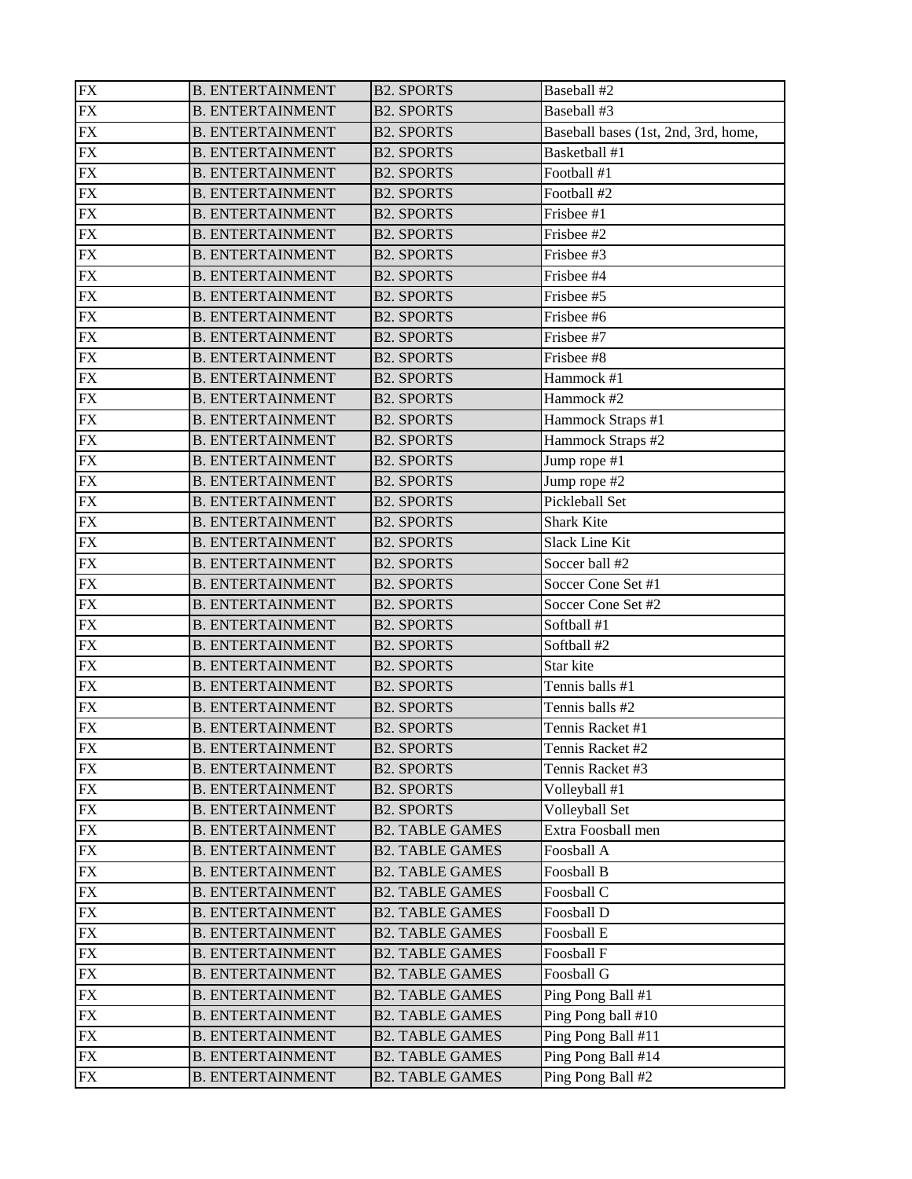| | | | |
|---|---|---|---|
| FX | B. ENTERTAINMENT | B2. SPORTS | Baseball #2 |
| FX | B. ENTERTAINMENT | B2. SPORTS | Baseball #3 |
| FX | B. ENTERTAINMENT | B2. SPORTS | Baseball bases (1st, 2nd, 3rd, home, |
| FX | B. ENTERTAINMENT | B2. SPORTS | Basketball #1 |
| FX | B. ENTERTAINMENT | B2. SPORTS | Football #1 |
| FX | B. ENTERTAINMENT | B2. SPORTS | Football #2 |
| FX | B. ENTERTAINMENT | B2. SPORTS | Frisbee #1 |
| FX | B. ENTERTAINMENT | B2. SPORTS | Frisbee #2 |
| FX | B. ENTERTAINMENT | B2. SPORTS | Frisbee #3 |
| FX | B. ENTERTAINMENT | B2. SPORTS | Frisbee #4 |
| FX | B. ENTERTAINMENT | B2. SPORTS | Frisbee #5 |
| FX | B. ENTERTAINMENT | B2. SPORTS | Frisbee #6 |
| FX | B. ENTERTAINMENT | B2. SPORTS | Frisbee #7 |
| FX | B. ENTERTAINMENT | B2. SPORTS | Frisbee #8 |
| FX | B. ENTERTAINMENT | B2. SPORTS | Hammock #1 |
| FX | B. ENTERTAINMENT | B2. SPORTS | Hammock #2 |
| FX | B. ENTERTAINMENT | B2. SPORTS | Hammock Straps #1 |
| FX | B. ENTERTAINMENT | B2. SPORTS | Hammock Straps #2 |
| FX | B. ENTERTAINMENT | B2. SPORTS | Jump rope #1 |
| FX | B. ENTERTAINMENT | B2. SPORTS | Jump rope #2 |
| FX | B. ENTERTAINMENT | B2. SPORTS | Pickleball Set |
| FX | B. ENTERTAINMENT | B2. SPORTS | Shark Kite |
| FX | B. ENTERTAINMENT | B2. SPORTS | Slack Line Kit |
| FX | B. ENTERTAINMENT | B2. SPORTS | Soccer ball #2 |
| FX | B. ENTERTAINMENT | B2. SPORTS | Soccer Cone Set #1 |
| FX | B. ENTERTAINMENT | B2. SPORTS | Soccer Cone Set #2 |
| FX | B. ENTERTAINMENT | B2. SPORTS | Softball #1 |
| FX | B. ENTERTAINMENT | B2. SPORTS | Softball #2 |
| FX | B. ENTERTAINMENT | B2. SPORTS | Star kite |
| FX | B. ENTERTAINMENT | B2. SPORTS | Tennis balls #1 |
| FX | B. ENTERTAINMENT | B2. SPORTS | Tennis balls #2 |
| FX | B. ENTERTAINMENT | B2. SPORTS | Tennis Racket #1 |
| FX | B. ENTERTAINMENT | B2. SPORTS | Tennis Racket #2 |
| FX | B. ENTERTAINMENT | B2. SPORTS | Tennis Racket #3 |
| FX | B. ENTERTAINMENT | B2. SPORTS | Volleyball #1 |
| FX | B. ENTERTAINMENT | B2. SPORTS | Volleyball Set |
| FX | B. ENTERTAINMENT | B2. TABLE GAMES | Extra Foosball men |
| FX | B. ENTERTAINMENT | B2. TABLE GAMES | Foosball A |
| FX | B. ENTERTAINMENT | B2. TABLE GAMES | Foosball B |
| FX | B. ENTERTAINMENT | B2. TABLE GAMES | Foosball C |
| FX | B. ENTERTAINMENT | B2. TABLE GAMES | Foosball D |
| FX | B. ENTERTAINMENT | B2. TABLE GAMES | Foosball E |
| FX | B. ENTERTAINMENT | B2. TABLE GAMES | Foosball F |
| FX | B. ENTERTAINMENT | B2. TABLE GAMES | Foosball G |
| FX | B. ENTERTAINMENT | B2. TABLE GAMES | Ping Pong Ball #1 |
| FX | B. ENTERTAINMENT | B2. TABLE GAMES | Ping Pong ball #10 |
| FX | B. ENTERTAINMENT | B2. TABLE GAMES | Ping Pong Ball #11 |
| FX | B. ENTERTAINMENT | B2. TABLE GAMES | Ping Pong Ball #14 |
| FX | B. ENTERTAINMENT | B2. TABLE GAMES | Ping Pong Ball #2 |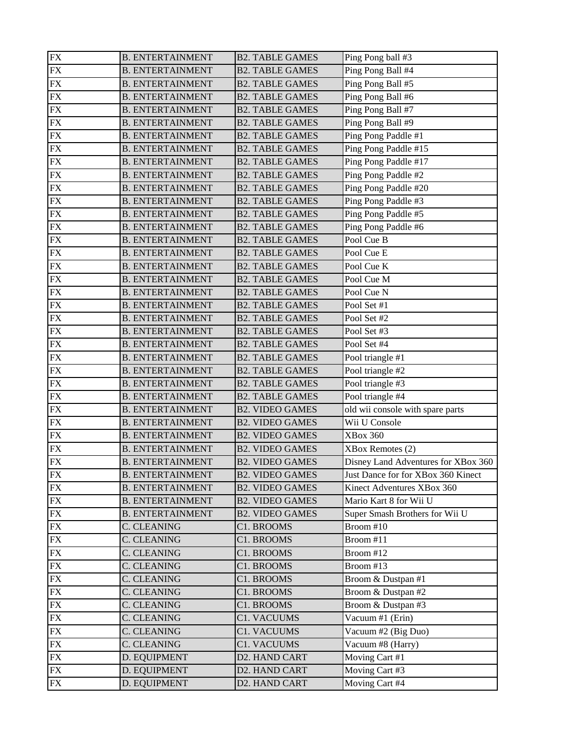| FX | B. ENTERTAINMENT | B2. TABLE GAMES | Ping Pong ball #3 |
|---|---|---|---|
| FX | B. ENTERTAINMENT | B2. TABLE GAMES | Ping Pong Ball #4 |
| FX | B. ENTERTAINMENT | B2. TABLE GAMES | Ping Pong Ball #5 |
| FX | B. ENTERTAINMENT | B2. TABLE GAMES | Ping Pong Ball #6 |
| FX | B. ENTERTAINMENT | B2. TABLE GAMES | Ping Pong Ball #7 |
| FX | B. ENTERTAINMENT | B2. TABLE GAMES | Ping Pong Ball #9 |
| FX | B. ENTERTAINMENT | B2. TABLE GAMES | Ping Pong Paddle #1 |
| FX | B. ENTERTAINMENT | B2. TABLE GAMES | Ping Pong Paddle #15 |
| FX | B. ENTERTAINMENT | B2. TABLE GAMES | Ping Pong Paddle #17 |
| FX | B. ENTERTAINMENT | B2. TABLE GAMES | Ping Pong Paddle #2 |
| FX | B. ENTERTAINMENT | B2. TABLE GAMES | Ping Pong Paddle #20 |
| FX | B. ENTERTAINMENT | B2. TABLE GAMES | Ping Pong Paddle #3 |
| FX | B. ENTERTAINMENT | B2. TABLE GAMES | Ping Pong Paddle #5 |
| FX | B. ENTERTAINMENT | B2. TABLE GAMES | Ping Pong Paddle #6 |
| FX | B. ENTERTAINMENT | B2. TABLE GAMES | Pool Cue B |
| FX | B. ENTERTAINMENT | B2. TABLE GAMES | Pool Cue E |
| FX | B. ENTERTAINMENT | B2. TABLE GAMES | Pool Cue K |
| FX | B. ENTERTAINMENT | B2. TABLE GAMES | Pool Cue M |
| FX | B. ENTERTAINMENT | B2. TABLE GAMES | Pool Cue N |
| FX | B. ENTERTAINMENT | B2. TABLE GAMES | Pool Set #1 |
| FX | B. ENTERTAINMENT | B2. TABLE GAMES | Pool Set #2 |
| FX | B. ENTERTAINMENT | B2. TABLE GAMES | Pool Set #3 |
| FX | B. ENTERTAINMENT | B2. TABLE GAMES | Pool Set #4 |
| FX | B. ENTERTAINMENT | B2. TABLE GAMES | Pool triangle #1 |
| FX | B. ENTERTAINMENT | B2. TABLE GAMES | Pool triangle #2 |
| FX | B. ENTERTAINMENT | B2. TABLE GAMES | Pool triangle #3 |
| FX | B. ENTERTAINMENT | B2. TABLE GAMES | Pool triangle #4 |
| FX | B. ENTERTAINMENT | B2. VIDEO GAMES | old wii console with spare parts |
| FX | B. ENTERTAINMENT | B2. VIDEO GAMES | Wii U Console |
| FX | B. ENTERTAINMENT | B2. VIDEO GAMES | XBox 360 |
| FX | B. ENTERTAINMENT | B2. VIDEO GAMES | XBox Remotes (2) |
| FX | B. ENTERTAINMENT | B2. VIDEO GAMES | Disney Land Adventures for XBox 360 |
| FX | B. ENTERTAINMENT | B2. VIDEO GAMES | Just Dance for for XBox 360 Kinect |
| FX | B. ENTERTAINMENT | B2. VIDEO GAMES | Kinect Adventures XBox 360 |
| FX | B. ENTERTAINMENT | B2. VIDEO GAMES | Mario Kart 8 for Wii U |
| FX | B. ENTERTAINMENT | B2. VIDEO GAMES | Super Smash Brothers for Wii U |
| FX | C. CLEANING | C1. BROOMS | Broom #10 |
| FX | C. CLEANING | C1. BROOMS | Broom #11 |
| FX | C. CLEANING | C1. BROOMS | Broom #12 |
| FX | C. CLEANING | C1. BROOMS | Broom #13 |
| FX | C. CLEANING | C1. BROOMS | Broom & Dustpan #1 |
| FX | C. CLEANING | C1. BROOMS | Broom & Dustpan #2 |
| FX | C. CLEANING | C1. BROOMS | Broom & Dustpan #3 |
| FX | C. CLEANING | C1. VACUUMS | Vacuum #1 (Erin) |
| FX | C. CLEANING | C1. VACUUMS | Vacuum #2 (Big Duo) |
| FX | C. CLEANING | C1. VACUUMS | Vacuum #8 (Harry) |
| FX | D. EQUIPMENT | D2. HAND CART | Moving Cart #1 |
| FX | D. EQUIPMENT | D2. HAND CART | Moving Cart #3 |
| FX | D. EQUIPMENT | D2. HAND CART | Moving Cart #4 |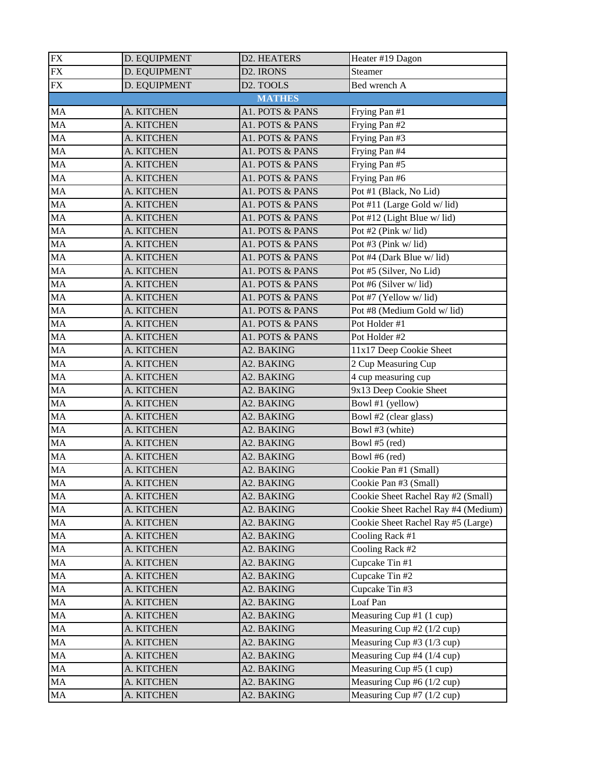| FX | D. EQUIPMENT | D2. HEATERS | Heater #19 Dagon |
|---|---|---|---|
| FX | D. EQUIPMENT | D2. IRONS | Steamer |
| FX | D. EQUIPMENT | D2. TOOLS | Bed wrench A |
| **MATHES** | | | |
| MA | A. KITCHEN | A1. POTS & PANS | Frying Pan #1 |
| MA | A. KITCHEN | A1. POTS & PANS | Frying Pan #2 |
| MA | A. KITCHEN | A1. POTS & PANS | Frying Pan #3 |
| MA | A. KITCHEN | A1. POTS & PANS | Frying Pan #4 |
| MA | A. KITCHEN | A1. POTS & PANS | Frying Pan #5 |
| MA | A. KITCHEN | A1. POTS & PANS | Frying Pan #6 |
| MA | A. KITCHEN | A1. POTS & PANS | Pot #1 (Black, No Lid) |
| MA | A. KITCHEN | A1. POTS & PANS | Pot #11 (Large Gold w/ lid) |
| MA | A. KITCHEN | A1. POTS & PANS | Pot #12 (Light Blue w/ lid) |
| MA | A. KITCHEN | A1. POTS & PANS | Pot #2 (Pink w/ lid) |
| MA | A. KITCHEN | A1. POTS & PANS | Pot #3 (Pink w/ lid) |
| MA | A. KITCHEN | A1. POTS & PANS | Pot #4 (Dark Blue w/ lid) |
| MA | A. KITCHEN | A1. POTS & PANS | Pot #5 (Silver, No Lid) |
| MA | A. KITCHEN | A1. POTS & PANS | Pot #6 (Silver w/ lid) |
| MA | A. KITCHEN | A1. POTS & PANS | Pot #7 (Yellow w/ lid) |
| MA | A. KITCHEN | A1. POTS & PANS | Pot #8 (Medium Gold w/ lid) |
| MA | A. KITCHEN | A1. POTS & PANS | Pot Holder #1 |
| MA | A. KITCHEN | A1. POTS & PANS | Pot Holder #2 |
| MA | A. KITCHEN | A2. BAKING | 11x17 Deep Cookie Sheet |
| MA | A. KITCHEN | A2. BAKING | 2 Cup Measuring Cup |
| MA | A. KITCHEN | A2. BAKING | 4 cup measuring cup |
| MA | A. KITCHEN | A2. BAKING | 9x13 Deep Cookie Sheet |
| MA | A. KITCHEN | A2. BAKING | Bowl #1 (yellow) |
| MA | A. KITCHEN | A2. BAKING | Bowl #2 (clear glass) |
| MA | A. KITCHEN | A2. BAKING | Bowl #3 (white) |
| MA | A. KITCHEN | A2. BAKING | Bowl #5 (red) |
| MA | A. KITCHEN | A2. BAKING | Bowl #6 (red) |
| MA | A. KITCHEN | A2. BAKING | Cookie Pan #1 (Small) |
| MA | A. KITCHEN | A2. BAKING | Cookie Pan #3 (Small) |
| MA | A. KITCHEN | A2. BAKING | Cookie Sheet Rachel Ray #2 (Small) |
| MA | A. KITCHEN | A2. BAKING | Cookie Sheet Rachel Ray #4 (Medium) |
| MA | A. KITCHEN | A2. BAKING | Cookie Sheet Rachel Ray #5 (Large) |
| MA | A. KITCHEN | A2. BAKING | Cooling Rack #1 |
| MA | A. KITCHEN | A2. BAKING | Cooling Rack #2 |
| MA | A. KITCHEN | A2. BAKING | Cupcake Tin #1 |
| MA | A. KITCHEN | A2. BAKING | Cupcake Tin #2 |
| MA | A. KITCHEN | A2. BAKING | Cupcake Tin #3 |
| MA | A. KITCHEN | A2. BAKING | Loaf Pan |
| MA | A. KITCHEN | A2. BAKING | Measuring Cup #1 (1 cup) |
| MA | A. KITCHEN | A2. BAKING | Measuring Cup #2 (1/2 cup) |
| MA | A. KITCHEN | A2. BAKING | Measuring Cup #3 (1/3 cup) |
| MA | A. KITCHEN | A2. BAKING | Measuring Cup #4 (1/4 cup) |
| MA | A. KITCHEN | A2. BAKING | Measuring Cup #5 (1 cup) |
| MA | A. KITCHEN | A2. BAKING | Measuring Cup #6 (1/2 cup) |
| MA | A. KITCHEN | A2. BAKING | Measuring Cup #7 (1/2 cup) |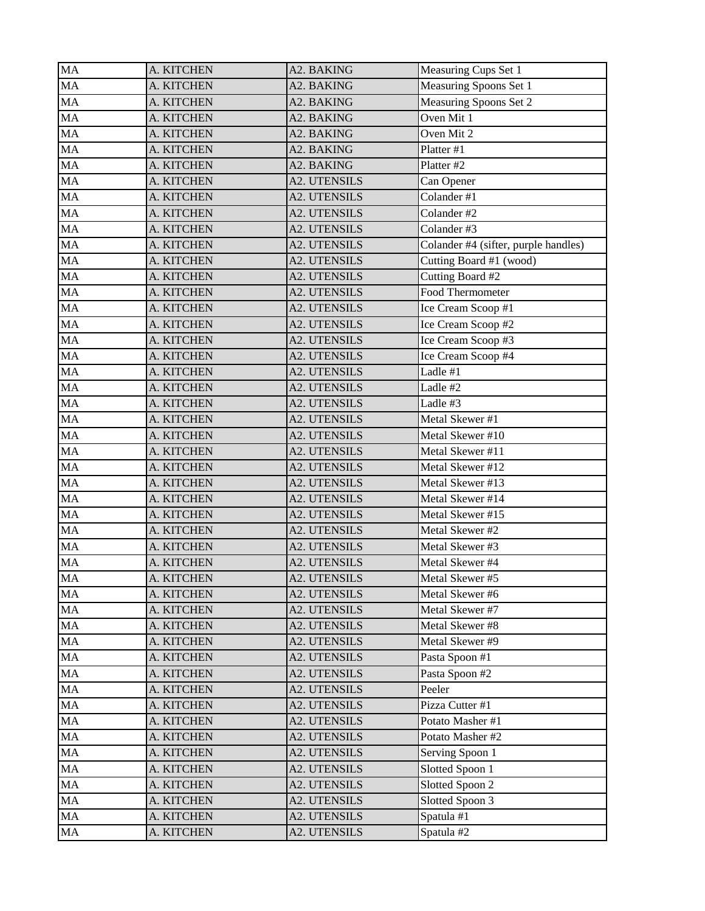| | | | |
|---|---|---|---|
| MA | A. KITCHEN | A2. BAKING | Measuring Cups Set 1 |
| MA | A. KITCHEN | A2. BAKING | Measuring Spoons Set 1 |
| MA | A. KITCHEN | A2. BAKING | Measuring Spoons Set 2 |
| MA | A. KITCHEN | A2. BAKING | Oven Mit 1 |
| MA | A. KITCHEN | A2. BAKING | Oven Mit 2 |
| MA | A. KITCHEN | A2. BAKING | Platter #1 |
| MA | A. KITCHEN | A2. BAKING | Platter #2 |
| MA | A. KITCHEN | A2. UTENSILS | Can Opener |
| MA | A. KITCHEN | A2. UTENSILS | Colander #1 |
| MA | A. KITCHEN | A2. UTENSILS | Colander #2 |
| MA | A. KITCHEN | A2. UTENSILS | Colander #3 |
| MA | A. KITCHEN | A2. UTENSILS | Colander #4 (sifter, purple handles) |
| MA | A. KITCHEN | A2. UTENSILS | Cutting Board #1 (wood) |
| MA | A. KITCHEN | A2. UTENSILS | Cutting Board #2 |
| MA | A. KITCHEN | A2. UTENSILS | Food Thermometer |
| MA | A. KITCHEN | A2. UTENSILS | Ice Cream Scoop #1 |
| MA | A. KITCHEN | A2. UTENSILS | Ice Cream Scoop #2 |
| MA | A. KITCHEN | A2. UTENSILS | Ice Cream Scoop #3 |
| MA | A. KITCHEN | A2. UTENSILS | Ice Cream Scoop #4 |
| MA | A. KITCHEN | A2. UTENSILS | Ladle #1 |
| MA | A. KITCHEN | A2. UTENSILS | Ladle #2 |
| MA | A. KITCHEN | A2. UTENSILS | Ladle #3 |
| MA | A. KITCHEN | A2. UTENSILS | Metal Skewer #1 |
| MA | A. KITCHEN | A2. UTENSILS | Metal Skewer #10 |
| MA | A. KITCHEN | A2. UTENSILS | Metal Skewer #11 |
| MA | A. KITCHEN | A2. UTENSILS | Metal Skewer #12 |
| MA | A. KITCHEN | A2. UTENSILS | Metal Skewer #13 |
| MA | A. KITCHEN | A2. UTENSILS | Metal Skewer #14 |
| MA | A. KITCHEN | A2. UTENSILS | Metal Skewer #15 |
| MA | A. KITCHEN | A2. UTENSILS | Metal Skewer #2 |
| MA | A. KITCHEN | A2. UTENSILS | Metal Skewer #3 |
| MA | A. KITCHEN | A2. UTENSILS | Metal Skewer #4 |
| MA | A. KITCHEN | A2. UTENSILS | Metal Skewer #5 |
| MA | A. KITCHEN | A2. UTENSILS | Metal Skewer #6 |
| MA | A. KITCHEN | A2. UTENSILS | Metal Skewer #7 |
| MA | A. KITCHEN | A2. UTENSILS | Metal Skewer #8 |
| MA | A. KITCHEN | A2. UTENSILS | Metal Skewer #9 |
| MA | A. KITCHEN | A2. UTENSILS | Pasta Spoon #1 |
| MA | A. KITCHEN | A2. UTENSILS | Pasta Spoon #2 |
| MA | A. KITCHEN | A2. UTENSILS | Peeler |
| MA | A. KITCHEN | A2. UTENSILS | Pizza Cutter #1 |
| MA | A. KITCHEN | A2. UTENSILS | Potato Masher #1 |
| MA | A. KITCHEN | A2. UTENSILS | Potato Masher #2 |
| MA | A. KITCHEN | A2. UTENSILS | Serving Spoon 1 |
| MA | A. KITCHEN | A2. UTENSILS | Slotted Spoon 1 |
| MA | A. KITCHEN | A2. UTENSILS | Slotted Spoon 2 |
| MA | A. KITCHEN | A2. UTENSILS | Slotted Spoon 3 |
| MA | A. KITCHEN | A2. UTENSILS | Spatula #1 |
| MA | A. KITCHEN | A2. UTENSILS | Spatula #2 |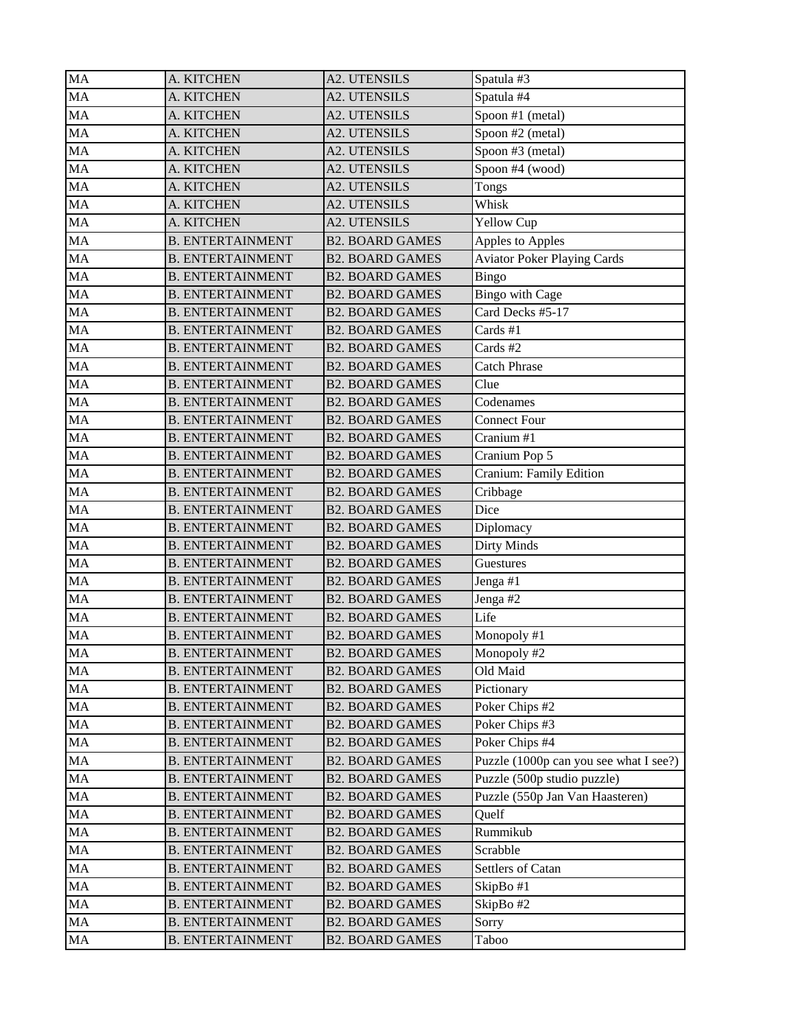| MA | A. KITCHEN | A2. UTENSILS | Spatula #3 |
|---|---|---|---|
| MA | A. KITCHEN | A2. UTENSILS | Spatula #4 |
| MA | A. KITCHEN | A2. UTENSILS | Spoon #1 (metal) |
| MA | A. KITCHEN | A2. UTENSILS | Spoon #2 (metal) |
| MA | A. KITCHEN | A2. UTENSILS | Spoon #3 (metal) |
| MA | A. KITCHEN | A2. UTENSILS | Spoon #4 (wood) |
| MA | A. KITCHEN | A2. UTENSILS | Tongs |
| MA | A. KITCHEN | A2. UTENSILS | Whisk |
| MA | A. KITCHEN | A2. UTENSILS | Yellow Cup |
| MA | B. ENTERTAINMENT | B2. BOARD GAMES | Apples to Apples |
| MA | B. ENTERTAINMENT | B2. BOARD GAMES | Aviator Poker Playing Cards |
| MA | B. ENTERTAINMENT | B2. BOARD GAMES | Bingo |
| MA | B. ENTERTAINMENT | B2. BOARD GAMES | Bingo with Cage |
| MA | B. ENTERTAINMENT | B2. BOARD GAMES | Card Decks #5-17 |
| MA | B. ENTERTAINMENT | B2. BOARD GAMES | Cards #1 |
| MA | B. ENTERTAINMENT | B2. BOARD GAMES | Cards #2 |
| MA | B. ENTERTAINMENT | B2. BOARD GAMES | Catch Phrase |
| MA | B. ENTERTAINMENT | B2. BOARD GAMES | Clue |
| MA | B. ENTERTAINMENT | B2. BOARD GAMES | Codenames |
| MA | B. ENTERTAINMENT | B2. BOARD GAMES | Connect Four |
| MA | B. ENTERTAINMENT | B2. BOARD GAMES | Cranium #1 |
| MA | B. ENTERTAINMENT | B2. BOARD GAMES | Cranium Pop 5 |
| MA | B. ENTERTAINMENT | B2. BOARD GAMES | Cranium: Family Edition |
| MA | B. ENTERTAINMENT | B2. BOARD GAMES | Cribbage |
| MA | B. ENTERTAINMENT | B2. BOARD GAMES | Dice |
| MA | B. ENTERTAINMENT | B2. BOARD GAMES | Diplomacy |
| MA | B. ENTERTAINMENT | B2. BOARD GAMES | Dirty Minds |
| MA | B. ENTERTAINMENT | B2. BOARD GAMES | Guestures |
| MA | B. ENTERTAINMENT | B2. BOARD GAMES | Jenga #1 |
| MA | B. ENTERTAINMENT | B2. BOARD GAMES | Jenga #2 |
| MA | B. ENTERTAINMENT | B2. BOARD GAMES | Life |
| MA | B. ENTERTAINMENT | B2. BOARD GAMES | Monopoly #1 |
| MA | B. ENTERTAINMENT | B2. BOARD GAMES | Monopoly #2 |
| MA | B. ENTERTAINMENT | B2. BOARD GAMES | Old Maid |
| MA | B. ENTERTAINMENT | B2. BOARD GAMES | Pictionary |
| MA | B. ENTERTAINMENT | B2. BOARD GAMES | Poker Chips #2 |
| MA | B. ENTERTAINMENT | B2. BOARD GAMES | Poker Chips #3 |
| MA | B. ENTERTAINMENT | B2. BOARD GAMES | Poker Chips #4 |
| MA | B. ENTERTAINMENT | B2. BOARD GAMES | Puzzle (1000p can you see what I see?) |
| MA | B. ENTERTAINMENT | B2. BOARD GAMES | Puzzle (500p studio puzzle) |
| MA | B. ENTERTAINMENT | B2. BOARD GAMES | Puzzle (550p Jan Van Haasteren) |
| MA | B. ENTERTAINMENT | B2. BOARD GAMES | Quelf |
| MA | B. ENTERTAINMENT | B2. BOARD GAMES | Rummikub |
| MA | B. ENTERTAINMENT | B2. BOARD GAMES | Scrabble |
| MA | B. ENTERTAINMENT | B2. BOARD GAMES | Settlers of Catan |
| MA | B. ENTERTAINMENT | B2. BOARD GAMES | SkipBo #1 |
| MA | B. ENTERTAINMENT | B2. BOARD GAMES | SkipBo #2 |
| MA | B. ENTERTAINMENT | B2. BOARD GAMES | Sorry |
| MA | B. ENTERTAINMENT | B2. BOARD GAMES | Taboo |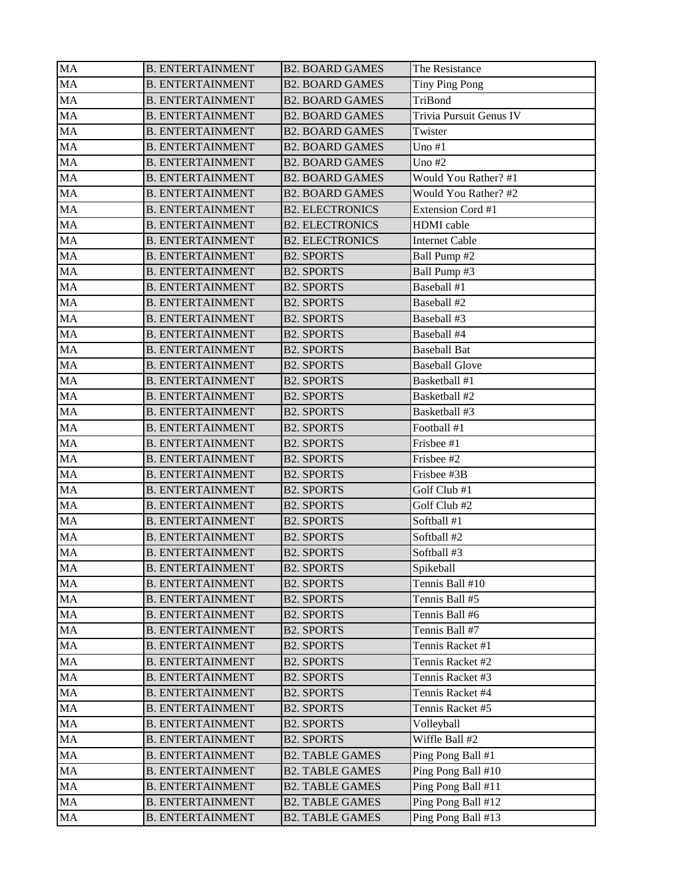| MA | B. ENTERTAINMENT | B2. BOARD GAMES | The Resistance |
|---|---|---|---|
| MA | B. ENTERTAINMENT | B2. BOARD GAMES | Tiny Ping Pong |
| MA | B. ENTERTAINMENT | B2. BOARD GAMES | TriBond |
| MA | B. ENTERTAINMENT | B2. BOARD GAMES | Trivia Pursuit Genus IV |
| MA | B. ENTERTAINMENT | B2. BOARD GAMES | Twister |
| MA | B. ENTERTAINMENT | B2. BOARD GAMES | Uno #1 |
| MA | B. ENTERTAINMENT | B2. BOARD GAMES | Uno #2 |
| MA | B. ENTERTAINMENT | B2. BOARD GAMES | Would You Rather? #1 |
| MA | B. ENTERTAINMENT | B2. BOARD GAMES | Would You Rather? #2 |
| MA | B. ENTERTAINMENT | B2. ELECTRONICS | Extension Cord #1 |
| MA | B. ENTERTAINMENT | B2. ELECTRONICS | HDMI cable |
| MA | B. ENTERTAINMENT | B2. ELECTRONICS | Internet Cable |
| MA | B. ENTERTAINMENT | B2. SPORTS | Ball Pump #2 |
| MA | B. ENTERTAINMENT | B2. SPORTS | Ball Pump #3 |
| MA | B. ENTERTAINMENT | B2. SPORTS | Baseball #1 |
| MA | B. ENTERTAINMENT | B2. SPORTS | Baseball #2 |
| MA | B. ENTERTAINMENT | B2. SPORTS | Baseball #3 |
| MA | B. ENTERTAINMENT | B2. SPORTS | Baseball #4 |
| MA | B. ENTERTAINMENT | B2. SPORTS | Baseball Bat |
| MA | B. ENTERTAINMENT | B2. SPORTS | Baseball Glove |
| MA | B. ENTERTAINMENT | B2. SPORTS | Basketball #1 |
| MA | B. ENTERTAINMENT | B2. SPORTS | Basketball #2 |
| MA | B. ENTERTAINMENT | B2. SPORTS | Basketball #3 |
| MA | B. ENTERTAINMENT | B2. SPORTS | Football #1 |
| MA | B. ENTERTAINMENT | B2. SPORTS | Frisbee #1 |
| MA | B. ENTERTAINMENT | B2. SPORTS | Frisbee #2 |
| MA | B. ENTERTAINMENT | B2. SPORTS | Frisbee #3B |
| MA | B. ENTERTAINMENT | B2. SPORTS | Golf Club #1 |
| MA | B. ENTERTAINMENT | B2. SPORTS | Golf Club #2 |
| MA | B. ENTERTAINMENT | B2. SPORTS | Softball #1 |
| MA | B. ENTERTAINMENT | B2. SPORTS | Softball #2 |
| MA | B. ENTERTAINMENT | B2. SPORTS | Softball #3 |
| MA | B. ENTERTAINMENT | B2. SPORTS | Spikeball |
| MA | B. ENTERTAINMENT | B2. SPORTS | Tennis Ball #10 |
| MA | B. ENTERTAINMENT | B2. SPORTS | Tennis Ball #5 |
| MA | B. ENTERTAINMENT | B2. SPORTS | Tennis Ball #6 |
| MA | B. ENTERTAINMENT | B2. SPORTS | Tennis Ball #7 |
| MA | B. ENTERTAINMENT | B2. SPORTS | Tennis Racket #1 |
| MA | B. ENTERTAINMENT | B2. SPORTS | Tennis Racket #2 |
| MA | B. ENTERTAINMENT | B2. SPORTS | Tennis Racket #3 |
| MA | B. ENTERTAINMENT | B2. SPORTS | Tennis Racket #4 |
| MA | B. ENTERTAINMENT | B2. SPORTS | Tennis Racket #5 |
| MA | B. ENTERTAINMENT | B2. SPORTS | Volleyball |
| MA | B. ENTERTAINMENT | B2. SPORTS | Wiffle Ball #2 |
| MA | B. ENTERTAINMENT | B2. TABLE GAMES | Ping Pong Ball #1 |
| MA | B. ENTERTAINMENT | B2. TABLE GAMES | Ping Pong Ball #10 |
| MA | B. ENTERTAINMENT | B2. TABLE GAMES | Ping Pong Ball #11 |
| MA | B. ENTERTAINMENT | B2. TABLE GAMES | Ping Pong Ball #12 |
| MA | B. ENTERTAINMENT | B2. TABLE GAMES | Ping Pong Ball #13 |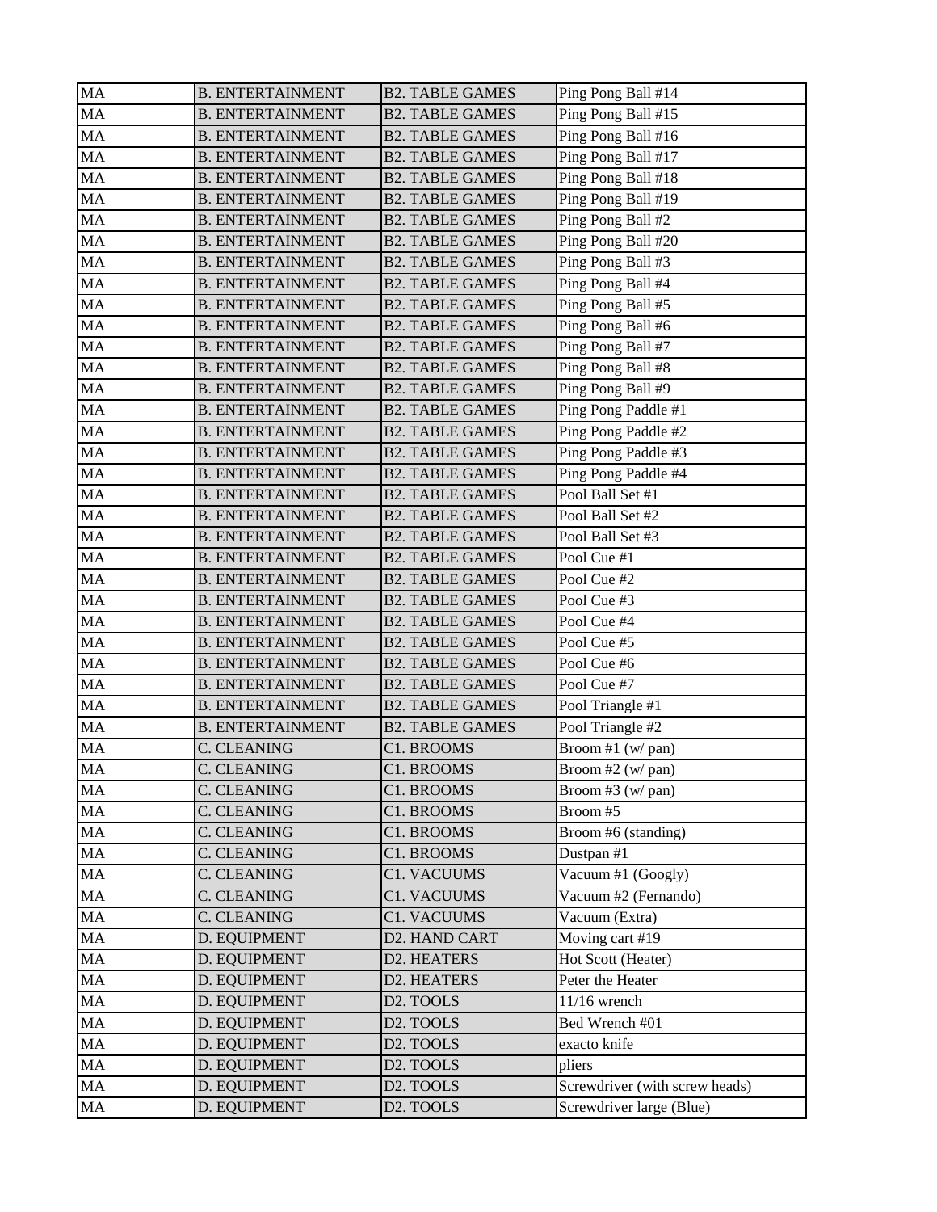| MA | B. ENTERTAINMENT | B2. TABLE GAMES | Ping Pong Ball #14 |
|---|---|---|---|
| MA | B. ENTERTAINMENT | B2. TABLE GAMES | Ping Pong Ball #15 |
| MA | B. ENTERTAINMENT | B2. TABLE GAMES | Ping Pong Ball #16 |
| MA | B. ENTERTAINMENT | B2. TABLE GAMES | Ping Pong Ball #17 |
| MA | B. ENTERTAINMENT | B2. TABLE GAMES | Ping Pong Ball #18 |
| MA | B. ENTERTAINMENT | B2. TABLE GAMES | Ping Pong Ball #19 |
| MA | B. ENTERTAINMENT | B2. TABLE GAMES | Ping Pong Ball #2 |
| MA | B. ENTERTAINMENT | B2. TABLE GAMES | Ping Pong Ball #20 |
| MA | B. ENTERTAINMENT | B2. TABLE GAMES | Ping Pong Ball #3 |
| MA | B. ENTERTAINMENT | B2. TABLE GAMES | Ping Pong Ball #4 |
| MA | B. ENTERTAINMENT | B2. TABLE GAMES | Ping Pong Ball #5 |
| MA | B. ENTERTAINMENT | B2. TABLE GAMES | Ping Pong Ball #6 |
| MA | B. ENTERTAINMENT | B2. TABLE GAMES | Ping Pong Ball #7 |
| MA | B. ENTERTAINMENT | B2. TABLE GAMES | Ping Pong Ball #8 |
| MA | B. ENTERTAINMENT | B2. TABLE GAMES | Ping Pong Ball #9 |
| MA | B. ENTERTAINMENT | B2. TABLE GAMES | Ping Pong Paddle #1 |
| MA | B. ENTERTAINMENT | B2. TABLE GAMES | Ping Pong Paddle #2 |
| MA | B. ENTERTAINMENT | B2. TABLE GAMES | Ping Pong Paddle #3 |
| MA | B. ENTERTAINMENT | B2. TABLE GAMES | Ping Pong Paddle #4 |
| MA | B. ENTERTAINMENT | B2. TABLE GAMES | Pool Ball Set #1 |
| MA | B. ENTERTAINMENT | B2. TABLE GAMES | Pool Ball Set #2 |
| MA | B. ENTERTAINMENT | B2. TABLE GAMES | Pool Ball Set #3 |
| MA | B. ENTERTAINMENT | B2. TABLE GAMES | Pool Cue #1 |
| MA | B. ENTERTAINMENT | B2. TABLE GAMES | Pool Cue #2 |
| MA | B. ENTERTAINMENT | B2. TABLE GAMES | Pool Cue #3 |
| MA | B. ENTERTAINMENT | B2. TABLE GAMES | Pool Cue #4 |
| MA | B. ENTERTAINMENT | B2. TABLE GAMES | Pool Cue #5 |
| MA | B. ENTERTAINMENT | B2. TABLE GAMES | Pool Cue #6 |
| MA | B. ENTERTAINMENT | B2. TABLE GAMES | Pool Cue #7 |
| MA | B. ENTERTAINMENT | B2. TABLE GAMES | Pool Triangle #1 |
| MA | B. ENTERTAINMENT | B2. TABLE GAMES | Pool Triangle #2 |
| MA | C. CLEANING | C1. BROOMS | Broom #1 (w/ pan) |
| MA | C. CLEANING | C1. BROOMS | Broom #2 (w/ pan) |
| MA | C. CLEANING | C1. BROOMS | Broom #3 (w/ pan) |
| MA | C. CLEANING | C1. BROOMS | Broom #5 |
| MA | C. CLEANING | C1. BROOMS | Broom #6 (standing) |
| MA | C. CLEANING | C1. BROOMS | Dustpan #1 |
| MA | C. CLEANING | C1. VACUUMS | Vacuum #1 (Googly) |
| MA | C. CLEANING | C1. VACUUMS | Vacuum #2 (Fernando) |
| MA | C. CLEANING | C1. VACUUMS | Vacuum (Extra) |
| MA | D. EQUIPMENT | D2. HAND CART | Moving cart #19 |
| MA | D. EQUIPMENT | D2. HEATERS | Hot Scott (Heater) |
| MA | D. EQUIPMENT | D2. HEATERS | Peter the Heater |
| MA | D. EQUIPMENT | D2. TOOLS | 11/16 wrench |
| MA | D. EQUIPMENT | D2. TOOLS | Bed Wrench #01 |
| MA | D. EQUIPMENT | D2. TOOLS | exacto knife |
| MA | D. EQUIPMENT | D2. TOOLS | pliers |
| MA | D. EQUIPMENT | D2. TOOLS | Screwdriver (with screw heads) |
| MA | D. EQUIPMENT | D2. TOOLS | Screwdriver large (Blue) |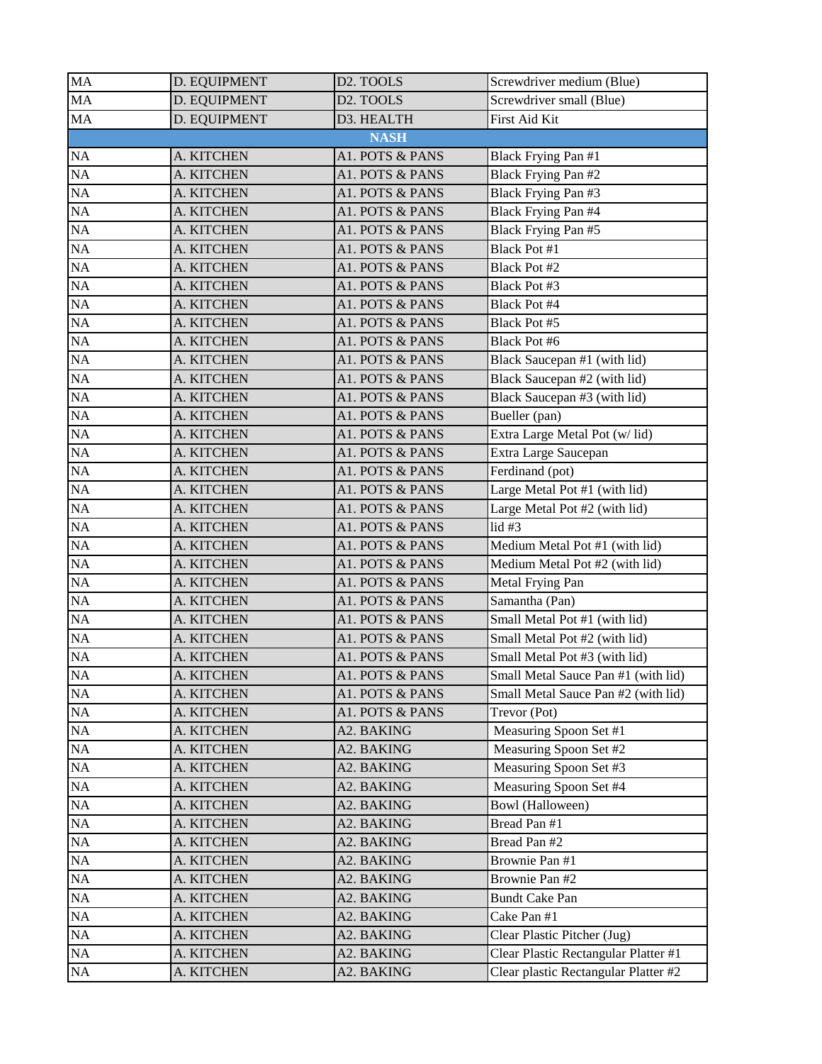| | | | |
|---|---|---|---|
| MA | D. EQUIPMENT | D2. TOOLS | Screwdriver medium (Blue) |
| MA | D. EQUIPMENT | D2. TOOLS | Screwdriver small (Blue) |
| MA | D. EQUIPMENT | D3. HEALTH | First Aid Kit |
| | | **NASH** | |
| NA | A. KITCHEN | A1. POTS & PANS | Black Frying Pan #1 |
| NA | A. KITCHEN | A1. POTS & PANS | Black Frying Pan #2 |
| NA | A. KITCHEN | A1. POTS & PANS | Black Frying Pan #3 |
| NA | A. KITCHEN | A1. POTS & PANS | Black Frying Pan #4 |
| NA | A. KITCHEN | A1. POTS & PANS | Black Frying Pan #5 |
| NA | A. KITCHEN | A1. POTS & PANS | Black Pot #1 |
| NA | A. KITCHEN | A1. POTS & PANS | Black Pot #2 |
| NA | A. KITCHEN | A1. POTS & PANS | Black Pot #3 |
| NA | A. KITCHEN | A1. POTS & PANS | Black Pot #4 |
| NA | A. KITCHEN | A1. POTS & PANS | Black Pot #5 |
| NA | A. KITCHEN | A1. POTS & PANS | Black Pot #6 |
| NA | A. KITCHEN | A1. POTS & PANS | Black Saucepan #1 (with lid) |
| NA | A. KITCHEN | A1. POTS & PANS | Black Saucepan #2 (with lid) |
| NA | A. KITCHEN | A1. POTS & PANS | Black Saucepan #3 (with lid) |
| NA | A. KITCHEN | A1. POTS & PANS | Bueller (pan) |
| NA | A. KITCHEN | A1. POTS & PANS | Extra Large Metal Pot (w/ lid) |
| NA | A. KITCHEN | A1. POTS & PANS | Extra Large Saucepan |
| NA | A. KITCHEN | A1. POTS & PANS | Ferdinand (pot) |
| NA | A. KITCHEN | A1. POTS & PANS | Large Metal Pot #1 (with lid) |
| NA | A. KITCHEN | A1. POTS & PANS | Large Metal Pot #2 (with lid) |
| NA | A. KITCHEN | A1. POTS & PANS | lid #3 |
| NA | A. KITCHEN | A1. POTS & PANS | Medium Metal Pot #1 (with lid) |
| NA | A. KITCHEN | A1. POTS & PANS | Medium Metal Pot #2 (with lid) |
| NA | A. KITCHEN | A1. POTS & PANS | Metal Frying Pan |
| NA | A. KITCHEN | A1. POTS & PANS | Samantha (Pan) |
| NA | A. KITCHEN | A1. POTS & PANS | Small Metal Pot #1 (with lid) |
| NA | A. KITCHEN | A1. POTS & PANS | Small Metal Pot #2 (with lid) |
| NA | A. KITCHEN | A1. POTS & PANS | Small Metal Pot #3 (with lid) |
| NA | A. KITCHEN | A1. POTS & PANS | Small Metal Sauce Pan #1 (with lid) |
| NA | A. KITCHEN | A1. POTS & PANS | Small Metal Sauce Pan #2 (with lid) |
| NA | A. KITCHEN | A1. POTS & PANS | Trevor (Pot) |
| NA | A. KITCHEN | A2. BAKING | Measuring Spoon Set #1 |
| NA | A. KITCHEN | A2. BAKING | Measuring Spoon Set #2 |
| NA | A. KITCHEN | A2. BAKING | Measuring Spoon Set #3 |
| NA | A. KITCHEN | A2. BAKING | Measuring Spoon Set #4 |
| NA | A. KITCHEN | A2. BAKING | Bowl (Halloween) |
| NA | A. KITCHEN | A2. BAKING | Bread Pan #1 |
| NA | A. KITCHEN | A2. BAKING | Bread Pan #2 |
| NA | A. KITCHEN | A2. BAKING | Brownie Pan #1 |
| NA | A. KITCHEN | A2. BAKING | Brownie Pan #2 |
| NA | A. KITCHEN | A2. BAKING | Bundt Cake Pan |
| NA | A. KITCHEN | A2. BAKING | Cake Pan #1 |
| NA | A. KITCHEN | A2. BAKING | Clear Plastic Pitcher (Jug) |
| NA | A. KITCHEN | A2. BAKING | Clear Plastic Rectangular Platter #1 |
| NA | A. KITCHEN | A2. BAKING | Clear plastic Rectangular Platter #2 |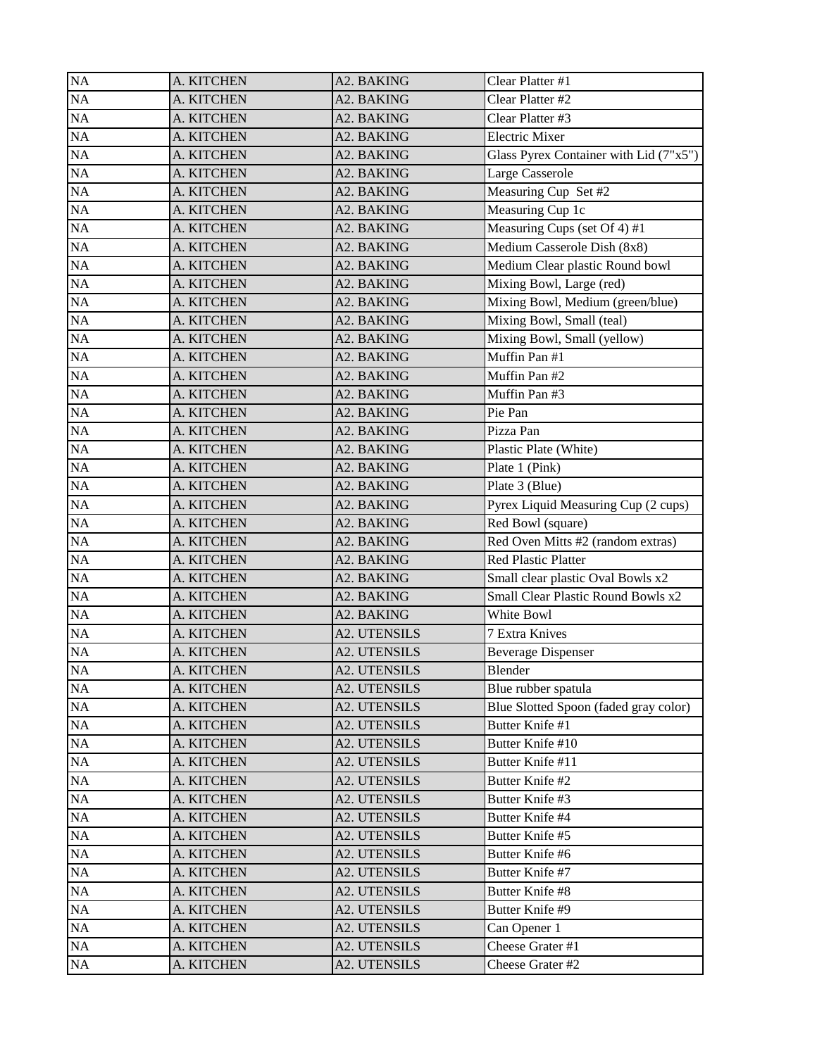| NA | A. KITCHEN | A2. BAKING | Clear Platter #1 |
|---|---|---|---|
| NA | A. KITCHEN | A2. BAKING | Clear Platter #2 |
| NA | A. KITCHEN | A2. BAKING | Clear Platter #3 |
| NA | A. KITCHEN | A2. BAKING | Electric Mixer |
| NA | A. KITCHEN | A2. BAKING | Glass Pyrex Container with Lid (7"x5") |
| NA | A. KITCHEN | A2. BAKING | Large Casserole |
| NA | A. KITCHEN | A2. BAKING | Measuring Cup Set #2 |
| NA | A. KITCHEN | A2. BAKING | Measuring Cup 1c |
| NA | A. KITCHEN | A2. BAKING | Measuring Cups (set Of 4) #1 |
| NA | A. KITCHEN | A2. BAKING | Medium Casserole Dish (8x8) |
| NA | A. KITCHEN | A2. BAKING | Medium Clear plastic Round bowl |
| NA | A. KITCHEN | A2. BAKING | Mixing Bowl, Large (red) |
| NA | A. KITCHEN | A2. BAKING | Mixing Bowl, Medium (green/blue) |
| NA | A. KITCHEN | A2. BAKING | Mixing Bowl, Small (teal) |
| NA | A. KITCHEN | A2. BAKING | Mixing Bowl, Small (yellow) |
| NA | A. KITCHEN | A2. BAKING | Muffin Pan #1 |
| NA | A. KITCHEN | A2. BAKING | Muffin Pan #2 |
| NA | A. KITCHEN | A2. BAKING | Muffin Pan #3 |
| NA | A. KITCHEN | A2. BAKING | Pie Pan |
| NA | A. KITCHEN | A2. BAKING | Pizza Pan |
| NA | A. KITCHEN | A2. BAKING | Plastic Plate (White) |
| NA | A. KITCHEN | A2. BAKING | Plate 1 (Pink) |
| NA | A. KITCHEN | A2. BAKING | Plate 3 (Blue) |
| NA | A. KITCHEN | A2. BAKING | Pyrex Liquid Measuring Cup (2 cups) |
| NA | A. KITCHEN | A2. BAKING | Red Bowl (square) |
| NA | A. KITCHEN | A2. BAKING | Red Oven Mitts #2 (random extras) |
| NA | A. KITCHEN | A2. BAKING | Red Plastic Platter |
| NA | A. KITCHEN | A2. BAKING | Small clear plastic Oval Bowls x2 |
| NA | A. KITCHEN | A2. BAKING | Small Clear Plastic Round Bowls x2 |
| NA | A. KITCHEN | A2. BAKING | White Bowl |
| NA | A. KITCHEN | A2. UTENSILS | 7 Extra Knives |
| NA | A. KITCHEN | A2. UTENSILS | Beverage Dispenser |
| NA | A. KITCHEN | A2. UTENSILS | Blender |
| NA | A. KITCHEN | A2. UTENSILS | Blue rubber spatula |
| NA | A. KITCHEN | A2. UTENSILS | Blue Slotted Spoon (faded gray color) |
| NA | A. KITCHEN | A2. UTENSILS | Butter Knife #1 |
| NA | A. KITCHEN | A2. UTENSILS | Butter Knife #10 |
| NA | A. KITCHEN | A2. UTENSILS | Butter Knife #11 |
| NA | A. KITCHEN | A2. UTENSILS | Butter Knife #2 |
| NA | A. KITCHEN | A2. UTENSILS | Butter Knife #3 |
| NA | A. KITCHEN | A2. UTENSILS | Butter Knife #4 |
| NA | A. KITCHEN | A2. UTENSILS | Butter Knife #5 |
| NA | A. KITCHEN | A2. UTENSILS | Butter Knife #6 |
| NA | A. KITCHEN | A2. UTENSILS | Butter Knife #7 |
| NA | A. KITCHEN | A2. UTENSILS | Butter Knife #8 |
| NA | A. KITCHEN | A2. UTENSILS | Butter Knife #9 |
| NA | A. KITCHEN | A2. UTENSILS | Can Opener 1 |
| NA | A. KITCHEN | A2. UTENSILS | Cheese Grater #1 |
| NA | A. KITCHEN | A2. UTENSILS | Cheese Grater #2 |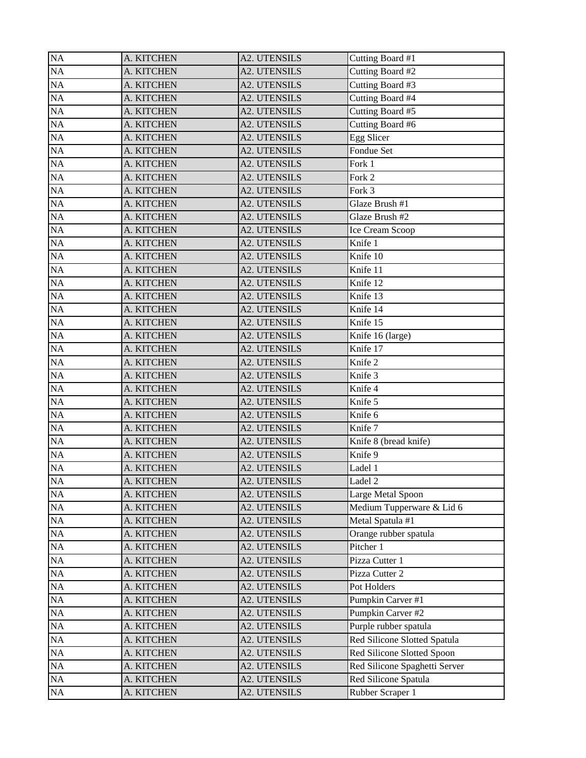| NA | A. KITCHEN | A2. UTENSILS | Cutting Board #1 |
|---|---|---|---|
| NA | A. KITCHEN | A2. UTENSILS | Cutting Board #2 |
| NA | A. KITCHEN | A2. UTENSILS | Cutting Board #3 |
| NA | A. KITCHEN | A2. UTENSILS | Cutting Board #4 |
| NA | A. KITCHEN | A2. UTENSILS | Cutting Board #5 |
| NA | A. KITCHEN | A2. UTENSILS | Cutting Board #6 |
| NA | A. KITCHEN | A2. UTENSILS | Egg Slicer |
| NA | A. KITCHEN | A2. UTENSILS | Fondue Set |
| NA | A. KITCHEN | A2. UTENSILS | Fork 1 |
| NA | A. KITCHEN | A2. UTENSILS | Fork 2 |
| NA | A. KITCHEN | A2. UTENSILS | Fork 3 |
| NA | A. KITCHEN | A2. UTENSILS | Glaze Brush #1 |
| NA | A. KITCHEN | A2. UTENSILS | Glaze Brush #2 |
| NA | A. KITCHEN | A2. UTENSILS | Ice Cream Scoop |
| NA | A. KITCHEN | A2. UTENSILS | Knife 1 |
| NA | A. KITCHEN | A2. UTENSILS | Knife 10 |
| NA | A. KITCHEN | A2. UTENSILS | Knife 11 |
| NA | A. KITCHEN | A2. UTENSILS | Knife 12 |
| NA | A. KITCHEN | A2. UTENSILS | Knife 13 |
| NA | A. KITCHEN | A2. UTENSILS | Knife 14 |
| NA | A. KITCHEN | A2. UTENSILS | Knife 15 |
| NA | A. KITCHEN | A2. UTENSILS | Knife 16 (large) |
| NA | A. KITCHEN | A2. UTENSILS | Knife 17 |
| NA | A. KITCHEN | A2. UTENSILS | Knife 2 |
| NA | A. KITCHEN | A2. UTENSILS | Knife 3 |
| NA | A. KITCHEN | A2. UTENSILS | Knife 4 |
| NA | A. KITCHEN | A2. UTENSILS | Knife 5 |
| NA | A. KITCHEN | A2. UTENSILS | Knife 6 |
| NA | A. KITCHEN | A2. UTENSILS | Knife 7 |
| NA | A. KITCHEN | A2. UTENSILS | Knife 8 (bread knife) |
| NA | A. KITCHEN | A2. UTENSILS | Knife 9 |
| NA | A. KITCHEN | A2. UTENSILS | Ladel 1 |
| NA | A. KITCHEN | A2. UTENSILS | Ladel 2 |
| NA | A. KITCHEN | A2. UTENSILS | Large Metal Spoon |
| NA | A. KITCHEN | A2. UTENSILS | Medium Tupperware & Lid 6 |
| NA | A. KITCHEN | A2. UTENSILS | Metal Spatula #1 |
| NA | A. KITCHEN | A2. UTENSILS | Orange rubber spatula |
| NA | A. KITCHEN | A2. UTENSILS | Pitcher 1 |
| NA | A. KITCHEN | A2. UTENSILS | Pizza Cutter 1 |
| NA | A. KITCHEN | A2. UTENSILS | Pizza Cutter 2 |
| NA | A. KITCHEN | A2. UTENSILS | Pot Holders |
| NA | A. KITCHEN | A2. UTENSILS | Pumpkin Carver #1 |
| NA | A. KITCHEN | A2. UTENSILS | Pumpkin Carver #2 |
| NA | A. KITCHEN | A2. UTENSILS | Purple rubber spatula |
| NA | A. KITCHEN | A2. UTENSILS | Red Silicone Slotted Spatula |
| NA | A. KITCHEN | A2. UTENSILS | Red Silicone Slotted Spoon |
| NA | A. KITCHEN | A2. UTENSILS | Red Silicone Spaghetti Server |
| NA | A. KITCHEN | A2. UTENSILS | Red Silicone Spatula |
| NA | A. KITCHEN | A2. UTENSILS | Rubber Scraper 1 |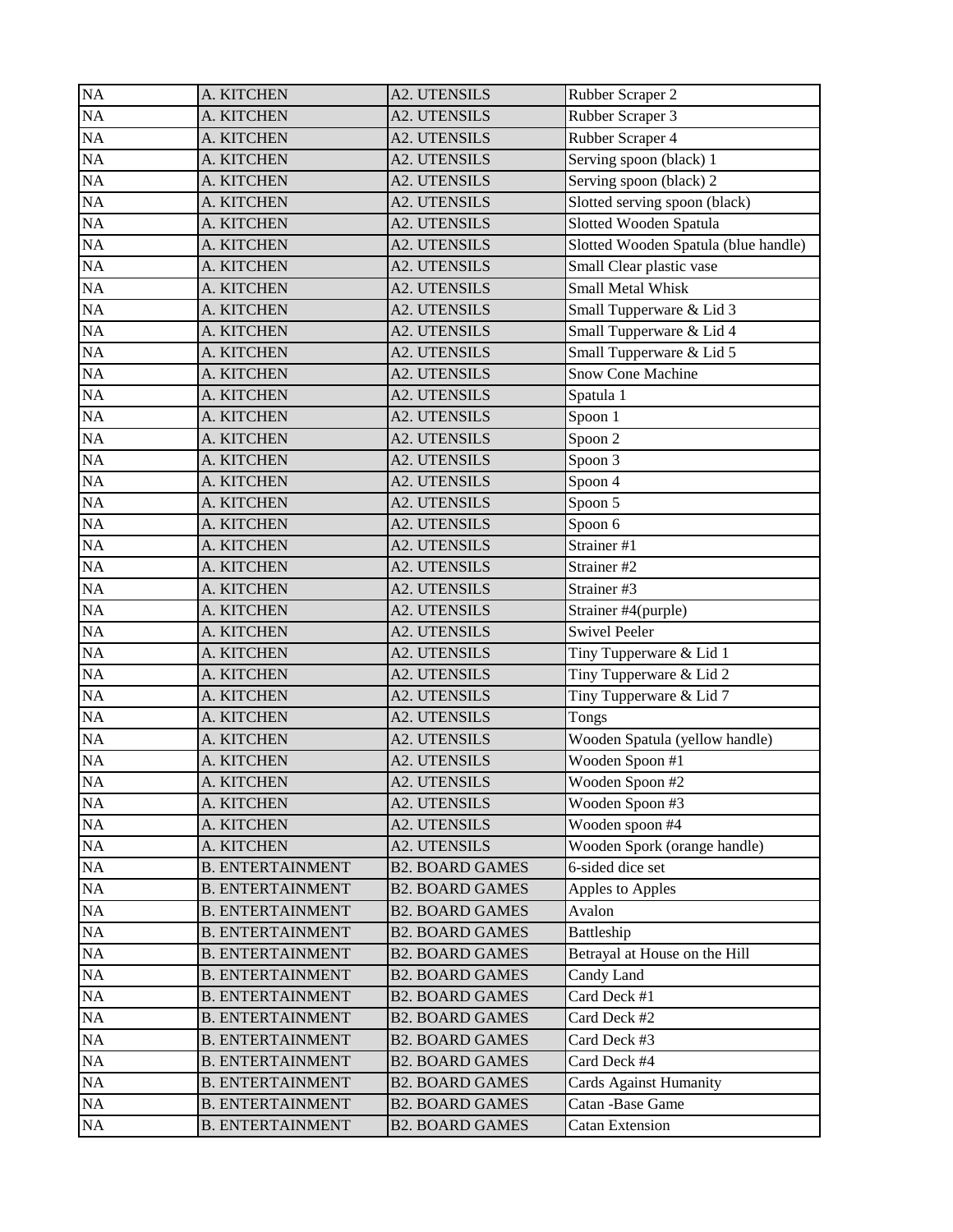| NA | A. KITCHEN | A2. UTENSILS | Rubber Scraper 2 |
|---|---|---|---|
| NA | A. KITCHEN | A2. UTENSILS | Rubber Scraper 3 |
| NA | A. KITCHEN | A2. UTENSILS | Rubber Scraper 4 |
| NA | A. KITCHEN | A2. UTENSILS | Serving spoon (black) 1 |
| NA | A. KITCHEN | A2. UTENSILS | Serving spoon (black) 2 |
| NA | A. KITCHEN | A2. UTENSILS | Slotted serving spoon (black) |
| NA | A. KITCHEN | A2. UTENSILS | Slotted Wooden Spatula |
| NA | A. KITCHEN | A2. UTENSILS | Slotted Wooden Spatula (blue handle) |
| NA | A. KITCHEN | A2. UTENSILS | Small Clear plastic vase |
| NA | A. KITCHEN | A2. UTENSILS | Small Metal Whisk |
| NA | A. KITCHEN | A2. UTENSILS | Small Tupperware & Lid 3 |
| NA | A. KITCHEN | A2. UTENSILS | Small Tupperware & Lid 4 |
| NA | A. KITCHEN | A2. UTENSILS | Small Tupperware & Lid 5 |
| NA | A. KITCHEN | A2. UTENSILS | Snow Cone Machine |
| NA | A. KITCHEN | A2. UTENSILS | Spatula 1 |
| NA | A. KITCHEN | A2. UTENSILS | Spoon 1 |
| NA | A. KITCHEN | A2. UTENSILS | Spoon 2 |
| NA | A. KITCHEN | A2. UTENSILS | Spoon 3 |
| NA | A. KITCHEN | A2. UTENSILS | Spoon 4 |
| NA | A. KITCHEN | A2. UTENSILS | Spoon 5 |
| NA | A. KITCHEN | A2. UTENSILS | Spoon 6 |
| NA | A. KITCHEN | A2. UTENSILS | Strainer #1 |
| NA | A. KITCHEN | A2. UTENSILS | Strainer #2 |
| NA | A. KITCHEN | A2. UTENSILS | Strainer #3 |
| NA | A. KITCHEN | A2. UTENSILS | Strainer #4(purple) |
| NA | A. KITCHEN | A2. UTENSILS | Swivel Peeler |
| NA | A. KITCHEN | A2. UTENSILS | Tiny Tupperware & Lid 1 |
| NA | A. KITCHEN | A2. UTENSILS | Tiny Tupperware & Lid 2 |
| NA | A. KITCHEN | A2. UTENSILS | Tiny Tupperware & Lid 7 |
| NA | A. KITCHEN | A2. UTENSILS | Tongs |
| NA | A. KITCHEN | A2. UTENSILS | Wooden Spatula (yellow handle) |
| NA | A. KITCHEN | A2. UTENSILS | Wooden Spoon #1 |
| NA | A. KITCHEN | A2. UTENSILS | Wooden Spoon #2 |
| NA | A. KITCHEN | A2. UTENSILS | Wooden Spoon #3 |
| NA | A. KITCHEN | A2. UTENSILS | Wooden spoon #4 |
| NA | A. KITCHEN | A2. UTENSILS | Wooden Spork (orange handle) |
| NA | B. ENTERTAINMENT | B2. BOARD GAMES | 6-sided dice set |
| NA | B. ENTERTAINMENT | B2. BOARD GAMES | Apples to Apples |
| NA | B. ENTERTAINMENT | B2. BOARD GAMES | Avalon |
| NA | B. ENTERTAINMENT | B2. BOARD GAMES | Battleship |
| NA | B. ENTERTAINMENT | B2. BOARD GAMES | Betrayal at House on the Hill |
| NA | B. ENTERTAINMENT | B2. BOARD GAMES | Candy Land |
| NA | B. ENTERTAINMENT | B2. BOARD GAMES | Card Deck #1 |
| NA | B. ENTERTAINMENT | B2. BOARD GAMES | Card Deck #2 |
| NA | B. ENTERTAINMENT | B2. BOARD GAMES | Card Deck #3 |
| NA | B. ENTERTAINMENT | B2. BOARD GAMES | Card Deck #4 |
| NA | B. ENTERTAINMENT | B2. BOARD GAMES | Cards Against Humanity |
| NA | B. ENTERTAINMENT | B2. BOARD GAMES | Catan -Base Game |
| NA | B. ENTERTAINMENT | B2. BOARD GAMES | Catan Extension |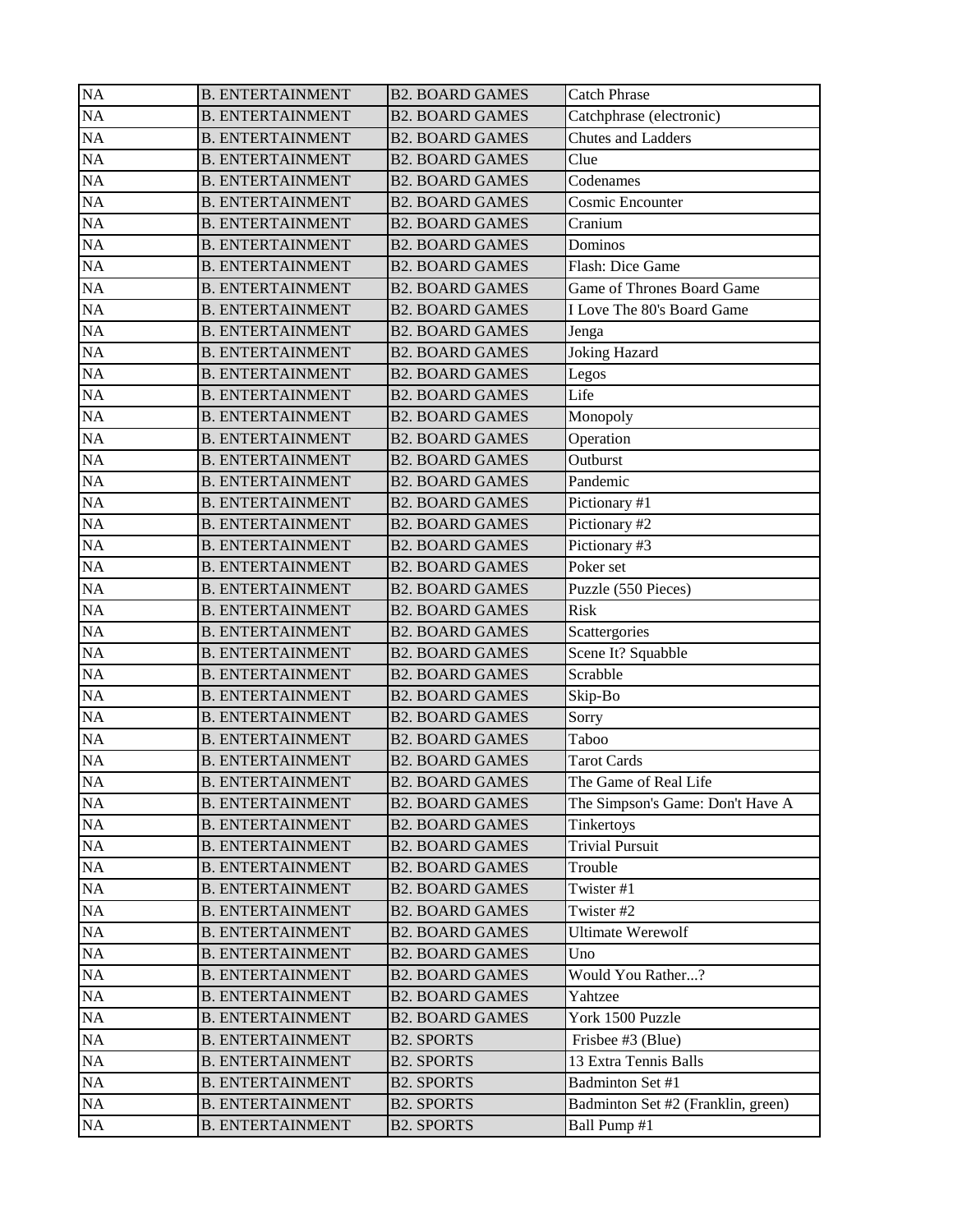| NA | B. ENTERTAINMENT | B2. BOARD GAMES | Catch Phrase |
|---|---|---|---|
| NA | B. ENTERTAINMENT | B2. BOARD GAMES | Catchphrase (electronic) |
| NA | B. ENTERTAINMENT | B2. BOARD GAMES | Chutes and Ladders |
| NA | B. ENTERTAINMENT | B2. BOARD GAMES | Clue |
| NA | B. ENTERTAINMENT | B2. BOARD GAMES | Codenames |
| NA | B. ENTERTAINMENT | B2. BOARD GAMES | Cosmic Encounter |
| NA | B. ENTERTAINMENT | B2. BOARD GAMES | Cranium |
| NA | B. ENTERTAINMENT | B2. BOARD GAMES | Dominos |
| NA | B. ENTERTAINMENT | B2. BOARD GAMES | Flash: Dice Game |
| NA | B. ENTERTAINMENT | B2. BOARD GAMES | Game of Thrones Board Game |
| NA | B. ENTERTAINMENT | B2. BOARD GAMES | I Love The 80's Board Game |
| NA | B. ENTERTAINMENT | B2. BOARD GAMES | Jenga |
| NA | B. ENTERTAINMENT | B2. BOARD GAMES | Joking Hazard |
| NA | B. ENTERTAINMENT | B2. BOARD GAMES | Legos |
| NA | B. ENTERTAINMENT | B2. BOARD GAMES | Life |
| NA | B. ENTERTAINMENT | B2. BOARD GAMES | Monopoly |
| NA | B. ENTERTAINMENT | B2. BOARD GAMES | Operation |
| NA | B. ENTERTAINMENT | B2. BOARD GAMES | Outburst |
| NA | B. ENTERTAINMENT | B2. BOARD GAMES | Pandemic |
| NA | B. ENTERTAINMENT | B2. BOARD GAMES | Pictionary #1 |
| NA | B. ENTERTAINMENT | B2. BOARD GAMES | Pictionary #2 |
| NA | B. ENTERTAINMENT | B2. BOARD GAMES | Pictionary #3 |
| NA | B. ENTERTAINMENT | B2. BOARD GAMES | Poker set |
| NA | B. ENTERTAINMENT | B2. BOARD GAMES | Puzzle (550 Pieces) |
| NA | B. ENTERTAINMENT | B2. BOARD GAMES | Risk |
| NA | B. ENTERTAINMENT | B2. BOARD GAMES | Scattergories |
| NA | B. ENTERTAINMENT | B2. BOARD GAMES | Scene It? Squabble |
| NA | B. ENTERTAINMENT | B2. BOARD GAMES | Scrabble |
| NA | B. ENTERTAINMENT | B2. BOARD GAMES | Skip-Bo |
| NA | B. ENTERTAINMENT | B2. BOARD GAMES | Sorry |
| NA | B. ENTERTAINMENT | B2. BOARD GAMES | Taboo |
| NA | B. ENTERTAINMENT | B2. BOARD GAMES | Tarot Cards |
| NA | B. ENTERTAINMENT | B2. BOARD GAMES | The Game of Real Life |
| NA | B. ENTERTAINMENT | B2. BOARD GAMES | The Simpson's Game: Don't Have A |
| NA | B. ENTERTAINMENT | B2. BOARD GAMES | Tinkertoys |
| NA | B. ENTERTAINMENT | B2. BOARD GAMES | Trivial Pursuit |
| NA | B. ENTERTAINMENT | B2. BOARD GAMES | Trouble |
| NA | B. ENTERTAINMENT | B2. BOARD GAMES | Twister #1 |
| NA | B. ENTERTAINMENT | B2. BOARD GAMES | Twister #2 |
| NA | B. ENTERTAINMENT | B2. BOARD GAMES | Ultimate Werewolf |
| NA | B. ENTERTAINMENT | B2. BOARD GAMES | Uno |
| NA | B. ENTERTAINMENT | B2. BOARD GAMES | Would You Rather...? |
| NA | B. ENTERTAINMENT | B2. BOARD GAMES | Yahtzee |
| NA | B. ENTERTAINMENT | B2. BOARD GAMES | York 1500 Puzzle |
| NA | B. ENTERTAINMENT | B2. SPORTS | Frisbee #3 (Blue) |
| NA | B. ENTERTAINMENT | B2. SPORTS | 13 Extra Tennis Balls |
| NA | B. ENTERTAINMENT | B2. SPORTS | Badminton Set #1 |
| NA | B. ENTERTAINMENT | B2. SPORTS | Badminton Set #2 (Franklin, green) |
| NA | B. ENTERTAINMENT | B2. SPORTS | Ball Pump #1 |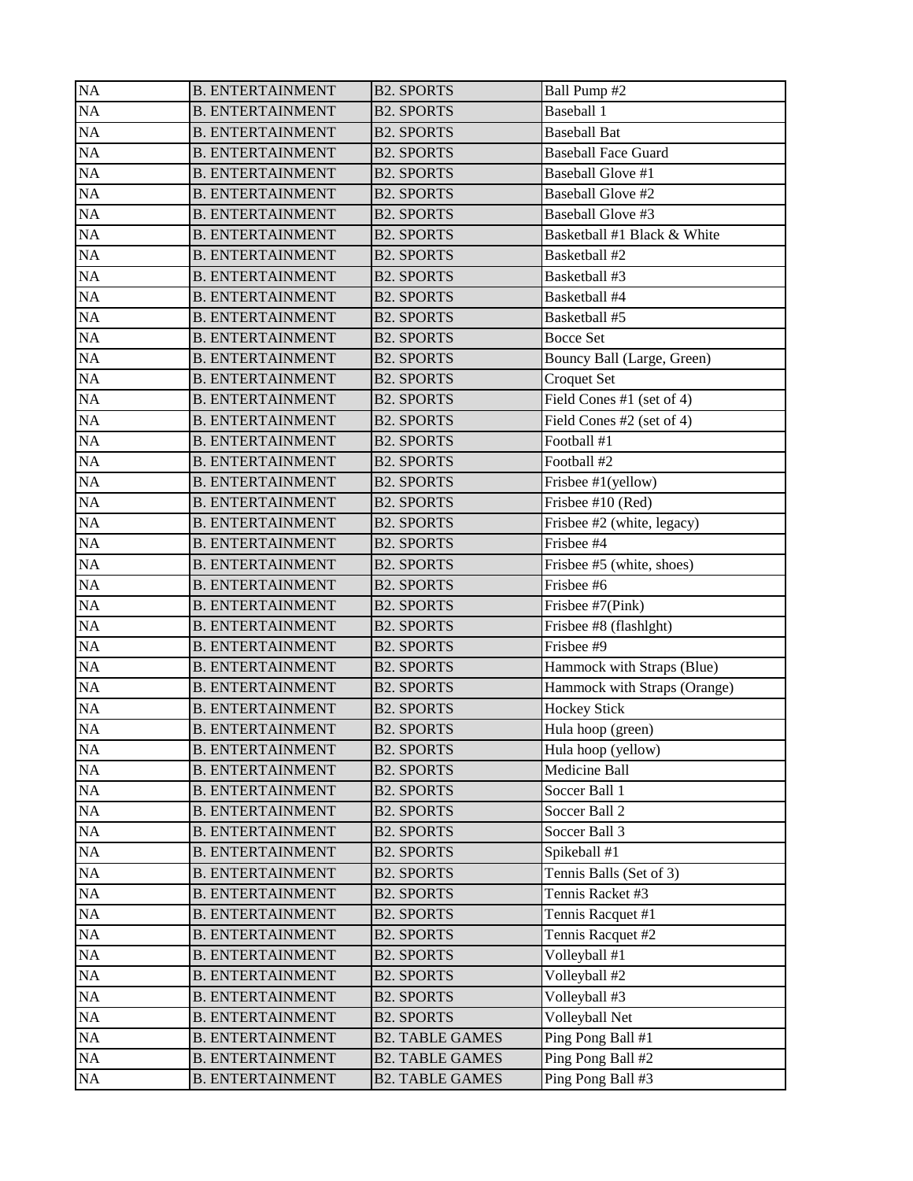| NA | B. ENTERTAINMENT | B2. SPORTS | Ball Pump #2 |
|---|---|---|---|
| NA | B. ENTERTAINMENT | B2. SPORTS | Baseball 1 |
| NA | B. ENTERTAINMENT | B2. SPORTS | Baseball Bat |
| NA | B. ENTERTAINMENT | B2. SPORTS | Baseball Face Guard |
| NA | B. ENTERTAINMENT | B2. SPORTS | Baseball Glove #1 |
| NA | B. ENTERTAINMENT | B2. SPORTS | Baseball Glove #2 |
| NA | B. ENTERTAINMENT | B2. SPORTS | Baseball Glove #3 |
| NA | B. ENTERTAINMENT | B2. SPORTS | Basketball #1 Black & White |
| NA | B. ENTERTAINMENT | B2. SPORTS | Basketball #2 |
| NA | B. ENTERTAINMENT | B2. SPORTS | Basketball #3 |
| NA | B. ENTERTAINMENT | B2. SPORTS | Basketball #4 |
| NA | B. ENTERTAINMENT | B2. SPORTS | Basketball #5 |
| NA | B. ENTERTAINMENT | B2. SPORTS | Bocce Set |
| NA | B. ENTERTAINMENT | B2. SPORTS | Bouncy Ball (Large, Green) |
| NA | B. ENTERTAINMENT | B2. SPORTS | Croquet Set |
| NA | B. ENTERTAINMENT | B2. SPORTS | Field Cones #1 (set of 4) |
| NA | B. ENTERTAINMENT | B2. SPORTS | Field Cones #2 (set of 4) |
| NA | B. ENTERTAINMENT | B2. SPORTS | Football #1 |
| NA | B. ENTERTAINMENT | B2. SPORTS | Football #2 |
| NA | B. ENTERTAINMENT | B2. SPORTS | Frisbee #1(yellow) |
| NA | B. ENTERTAINMENT | B2. SPORTS | Frisbee #10 (Red) |
| NA | B. ENTERTAINMENT | B2. SPORTS | Frisbee #2 (white, legacy) |
| NA | B. ENTERTAINMENT | B2. SPORTS | Frisbee #4 |
| NA | B. ENTERTAINMENT | B2. SPORTS | Frisbee #5 (white, shoes) |
| NA | B. ENTERTAINMENT | B2. SPORTS | Frisbee #6 |
| NA | B. ENTERTAINMENT | B2. SPORTS | Frisbee #7(Pink) |
| NA | B. ENTERTAINMENT | B2. SPORTS | Frisbee #8 (flashlght) |
| NA | B. ENTERTAINMENT | B2. SPORTS | Frisbee #9 |
| NA | B. ENTERTAINMENT | B2. SPORTS | Hammock with Straps (Blue) |
| NA | B. ENTERTAINMENT | B2. SPORTS | Hammock with Straps (Orange) |
| NA | B. ENTERTAINMENT | B2. SPORTS | Hockey Stick |
| NA | B. ENTERTAINMENT | B2. SPORTS | Hula hoop (green) |
| NA | B. ENTERTAINMENT | B2. SPORTS | Hula hoop (yellow) |
| NA | B. ENTERTAINMENT | B2. SPORTS | Medicine Ball |
| NA | B. ENTERTAINMENT | B2. SPORTS | Soccer Ball 1 |
| NA | B. ENTERTAINMENT | B2. SPORTS | Soccer Ball 2 |
| NA | B. ENTERTAINMENT | B2. SPORTS | Soccer Ball 3 |
| NA | B. ENTERTAINMENT | B2. SPORTS | Spikeball #1 |
| NA | B. ENTERTAINMENT | B2. SPORTS | Tennis Balls (Set of 3) |
| NA | B. ENTERTAINMENT | B2. SPORTS | Tennis Racket #3 |
| NA | B. ENTERTAINMENT | B2. SPORTS | Tennis Racquet #1 |
| NA | B. ENTERTAINMENT | B2. SPORTS | Tennis Racquet #2 |
| NA | B. ENTERTAINMENT | B2. SPORTS | Volleyball #1 |
| NA | B. ENTERTAINMENT | B2. SPORTS | Volleyball #2 |
| NA | B. ENTERTAINMENT | B2. SPORTS | Volleyball #3 |
| NA | B. ENTERTAINMENT | B2. SPORTS | Volleyball Net |
| NA | B. ENTERTAINMENT | B2. TABLE GAMES | Ping Pong Ball #1 |
| NA | B. ENTERTAINMENT | B2. TABLE GAMES | Ping Pong Ball #2 |
| NA | B. ENTERTAINMENT | B2. TABLE GAMES | Ping Pong Ball #3 |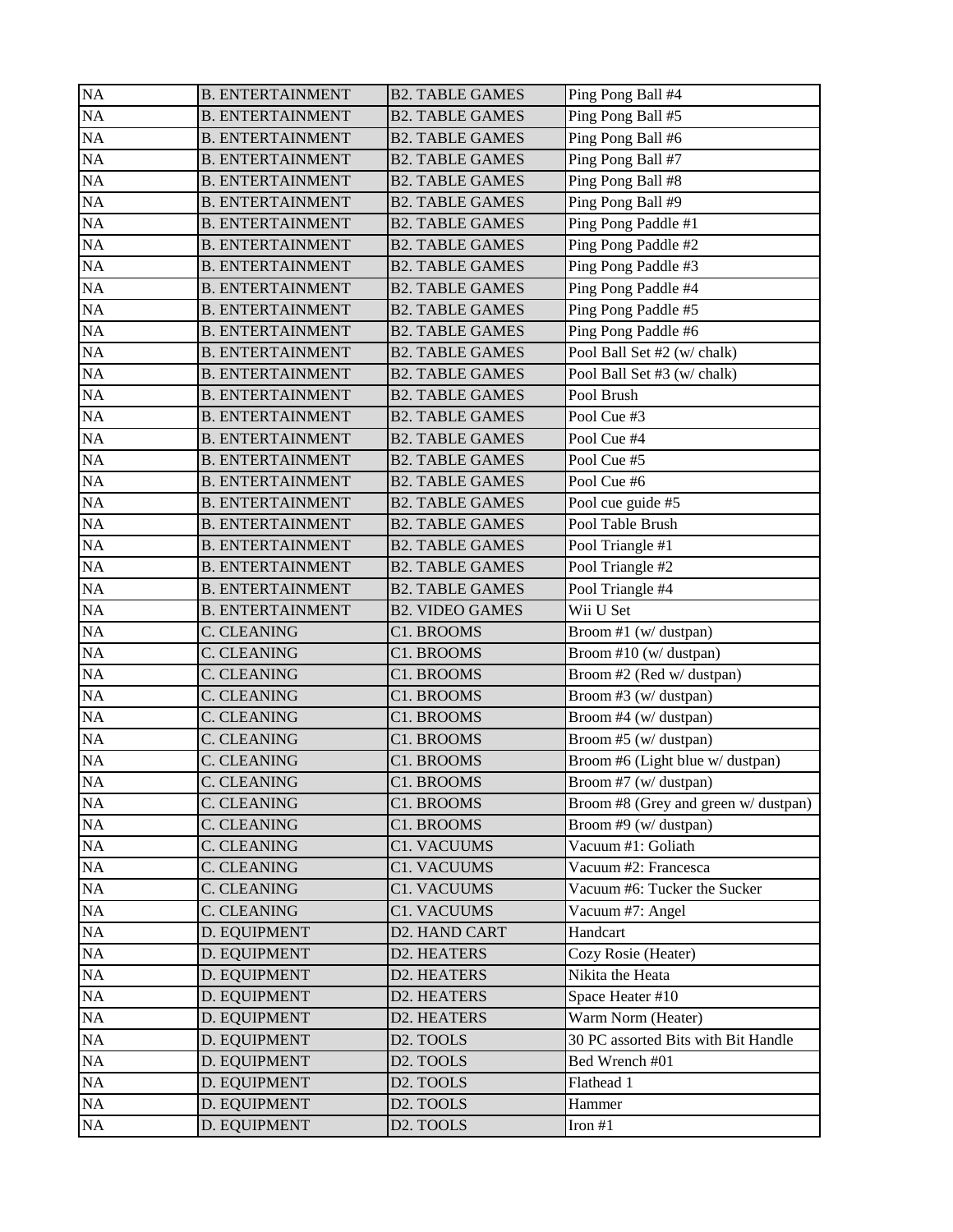| NA | B. ENTERTAINMENT | B2. TABLE GAMES | Ping Pong Ball #4 |
|---|---|---|---|
| NA | B. ENTERTAINMENT | B2. TABLE GAMES | Ping Pong Ball #5 |
| NA | B. ENTERTAINMENT | B2. TABLE GAMES | Ping Pong Ball #6 |
| NA | B. ENTERTAINMENT | B2. TABLE GAMES | Ping Pong Ball #7 |
| NA | B. ENTERTAINMENT | B2. TABLE GAMES | Ping Pong Ball #8 |
| NA | B. ENTERTAINMENT | B2. TABLE GAMES | Ping Pong Ball #9 |
| NA | B. ENTERTAINMENT | B2. TABLE GAMES | Ping Pong Paddle #1 |
| NA | B. ENTERTAINMENT | B2. TABLE GAMES | Ping Pong Paddle #2 |
| NA | B. ENTERTAINMENT | B2. TABLE GAMES | Ping Pong Paddle #3 |
| NA | B. ENTERTAINMENT | B2. TABLE GAMES | Ping Pong Paddle #4 |
| NA | B. ENTERTAINMENT | B2. TABLE GAMES | Ping Pong Paddle #5 |
| NA | B. ENTERTAINMENT | B2. TABLE GAMES | Ping Pong Paddle #6 |
| NA | B. ENTERTAINMENT | B2. TABLE GAMES | Pool Ball Set #2 (w/ chalk) |
| NA | B. ENTERTAINMENT | B2. TABLE GAMES | Pool Ball Set #3 (w/ chalk) |
| NA | B. ENTERTAINMENT | B2. TABLE GAMES | Pool Brush |
| NA | B. ENTERTAINMENT | B2. TABLE GAMES | Pool Cue #3 |
| NA | B. ENTERTAINMENT | B2. TABLE GAMES | Pool Cue #4 |
| NA | B. ENTERTAINMENT | B2. TABLE GAMES | Pool Cue #5 |
| NA | B. ENTERTAINMENT | B2. TABLE GAMES | Pool Cue #6 |
| NA | B. ENTERTAINMENT | B2. TABLE GAMES | Pool cue guide #5 |
| NA | B. ENTERTAINMENT | B2. TABLE GAMES | Pool Table Brush |
| NA | B. ENTERTAINMENT | B2. TABLE GAMES | Pool Triangle #1 |
| NA | B. ENTERTAINMENT | B2. TABLE GAMES | Pool Triangle #2 |
| NA | B. ENTERTAINMENT | B2. TABLE GAMES | Pool Triangle #4 |
| NA | B. ENTERTAINMENT | B2. VIDEO GAMES | Wii U Set |
| NA | C. CLEANING | C1. BROOMS | Broom #1 (w/ dustpan) |
| NA | C. CLEANING | C1. BROOMS | Broom #10 (w/ dustpan) |
| NA | C. CLEANING | C1. BROOMS | Broom #2 (Red w/ dustpan) |
| NA | C. CLEANING | C1. BROOMS | Broom #3 (w/ dustpan) |
| NA | C. CLEANING | C1. BROOMS | Broom #4 (w/ dustpan) |
| NA | C. CLEANING | C1. BROOMS | Broom #5 (w/ dustpan) |
| NA | C. CLEANING | C1. BROOMS | Broom #6 (Light blue w/ dustpan) |
| NA | C. CLEANING | C1. BROOMS | Broom #7 (w/ dustpan) |
| NA | C. CLEANING | C1. BROOMS | Broom #8 (Grey and green w/ dustpan) |
| NA | C. CLEANING | C1. BROOMS | Broom #9 (w/ dustpan) |
| NA | C. CLEANING | C1. VACUUMS | Vacuum #1: Goliath |
| NA | C. CLEANING | C1. VACUUMS | Vacuum #2: Francesca |
| NA | C. CLEANING | C1. VACUUMS | Vacuum #6: Tucker the Sucker |
| NA | C. CLEANING | C1. VACUUMS | Vacuum #7: Angel |
| NA | D. EQUIPMENT | D2. HAND CART | Handcart |
| NA | D. EQUIPMENT | D2. HEATERS | Cozy Rosie (Heater) |
| NA | D. EQUIPMENT | D2. HEATERS | Nikita the Heata |
| NA | D. EQUIPMENT | D2. HEATERS | Space Heater #10 |
| NA | D. EQUIPMENT | D2. HEATERS | Warm Norm (Heater) |
| NA | D. EQUIPMENT | D2. TOOLS | 30 PC assorted Bits with Bit Handle |
| NA | D. EQUIPMENT | D2. TOOLS | Bed Wrench #01 |
| NA | D. EQUIPMENT | D2. TOOLS | Flathead 1 |
| NA | D. EQUIPMENT | D2. TOOLS | Hammer |
| NA | D. EQUIPMENT | D2. TOOLS | Iron #1 |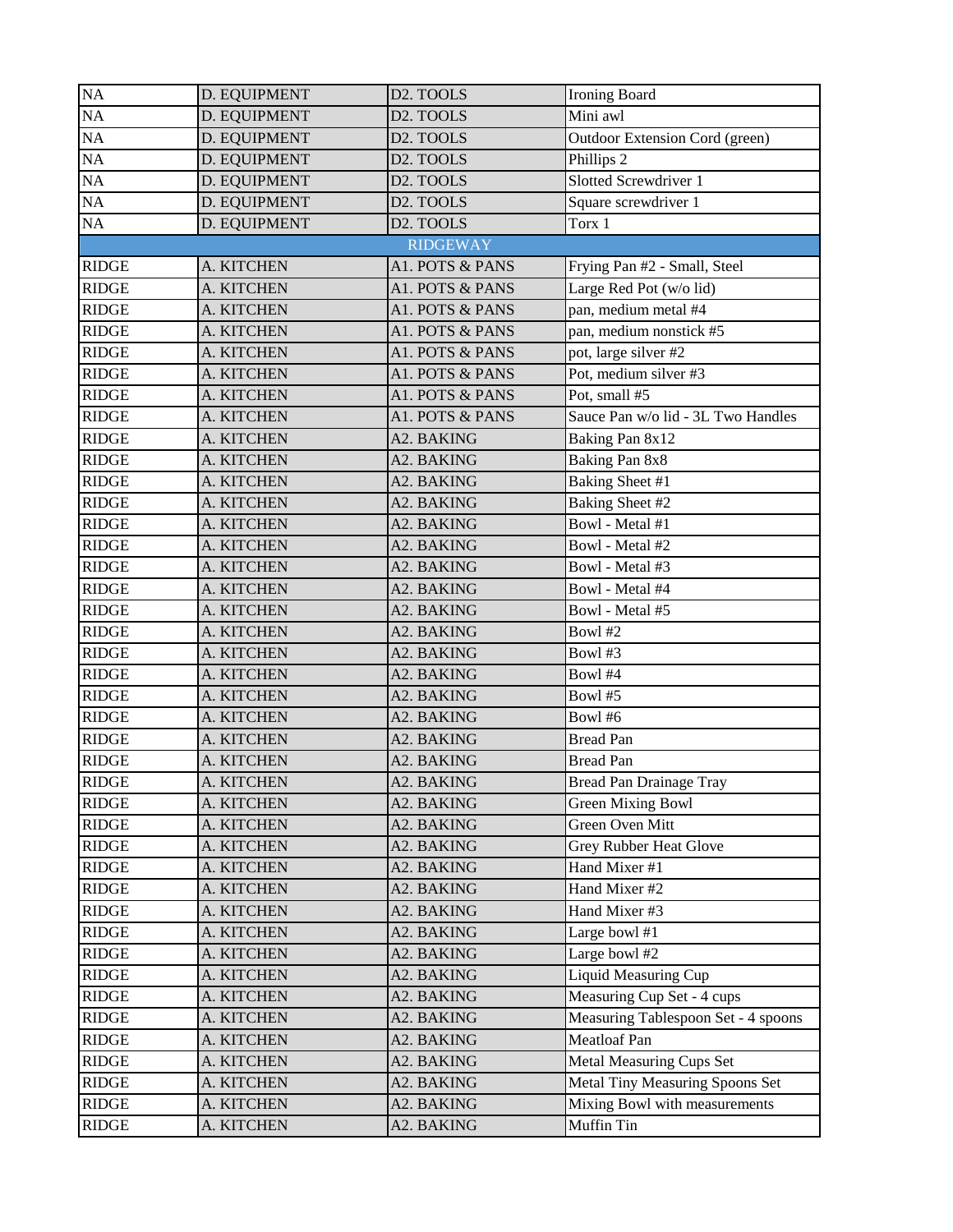| NA | D. EQUIPMENT | D2. TOOLS | Ironing Board |
|---|---|---|---|
| NA | D. EQUIPMENT | D2. TOOLS | Mini awl |
| NA | D. EQUIPMENT | D2. TOOLS | Outdoor Extension Cord (green) |
| NA | D. EQUIPMENT | D2. TOOLS | Phillips 2 |
| NA | D. EQUIPMENT | D2. TOOLS | Slotted Screwdriver 1 |
| NA | D. EQUIPMENT | D2. TOOLS | Square screwdriver 1 |
| NA | D. EQUIPMENT | D2. TOOLS | Torx 1 |
| RIDGEWAY | | | |
| RIDGE | A. KITCHEN | A1. POTS & PANS | Frying Pan #2 - Small, Steel |
| RIDGE | A. KITCHEN | A1. POTS & PANS | Large Red Pot (w/o lid) |
| RIDGE | A. KITCHEN | A1. POTS & PANS | pan, medium metal #4 |
| RIDGE | A. KITCHEN | A1. POTS & PANS | pan, medium nonstick #5 |
| RIDGE | A. KITCHEN | A1. POTS & PANS | pot, large silver #2 |
| RIDGE | A. KITCHEN | A1. POTS & PANS | Pot, medium silver #3 |
| RIDGE | A. KITCHEN | A1. POTS & PANS | Pot, small #5 |
| RIDGE | A. KITCHEN | A1. POTS & PANS | Sauce Pan w/o lid - 3L Two Handles |
| RIDGE | A. KITCHEN | A2. BAKING | Baking Pan 8x12 |
| RIDGE | A. KITCHEN | A2. BAKING | Baking Pan 8x8 |
| RIDGE | A. KITCHEN | A2. BAKING | Baking Sheet #1 |
| RIDGE | A. KITCHEN | A2. BAKING | Baking Sheet #2 |
| RIDGE | A. KITCHEN | A2. BAKING | Bowl - Metal #1 |
| RIDGE | A. KITCHEN | A2. BAKING | Bowl - Metal #2 |
| RIDGE | A. KITCHEN | A2. BAKING | Bowl - Metal #3 |
| RIDGE | A. KITCHEN | A2. BAKING | Bowl - Metal #4 |
| RIDGE | A. KITCHEN | A2. BAKING | Bowl - Metal #5 |
| RIDGE | A. KITCHEN | A2. BAKING | Bowl #2 |
| RIDGE | A. KITCHEN | A2. BAKING | Bowl #3 |
| RIDGE | A. KITCHEN | A2. BAKING | Bowl #4 |
| RIDGE | A. KITCHEN | A2. BAKING | Bowl #5 |
| RIDGE | A. KITCHEN | A2. BAKING | Bowl #6 |
| RIDGE | A. KITCHEN | A2. BAKING | Bread Pan |
| RIDGE | A. KITCHEN | A2. BAKING | Bread Pan |
| RIDGE | A. KITCHEN | A2. BAKING | Bread Pan Drainage Tray |
| RIDGE | A. KITCHEN | A2. BAKING | Green Mixing Bowl |
| RIDGE | A. KITCHEN | A2. BAKING | Green Oven Mitt |
| RIDGE | A. KITCHEN | A2. BAKING | Grey Rubber Heat Glove |
| RIDGE | A. KITCHEN | A2. BAKING | Hand Mixer #1 |
| RIDGE | A. KITCHEN | A2. BAKING | Hand Mixer #2 |
| RIDGE | A. KITCHEN | A2. BAKING | Hand Mixer #3 |
| RIDGE | A. KITCHEN | A2. BAKING | Large bowl #1 |
| RIDGE | A. KITCHEN | A2. BAKING | Large bowl #2 |
| RIDGE | A. KITCHEN | A2. BAKING | Liquid Measuring Cup |
| RIDGE | A. KITCHEN | A2. BAKING | Measuring Cup Set - 4 cups |
| RIDGE | A. KITCHEN | A2. BAKING | Measuring Tablespoon Set - 4 spoons |
| RIDGE | A. KITCHEN | A2. BAKING | Meatloaf Pan |
| RIDGE | A. KITCHEN | A2. BAKING | Metal Measuring Cups Set |
| RIDGE | A. KITCHEN | A2. BAKING | Metal Tiny Measuring Spoons Set |
| RIDGE | A. KITCHEN | A2. BAKING | Mixing Bowl with measurements |
| RIDGE | A. KITCHEN | A2. BAKING | Muffin Tin |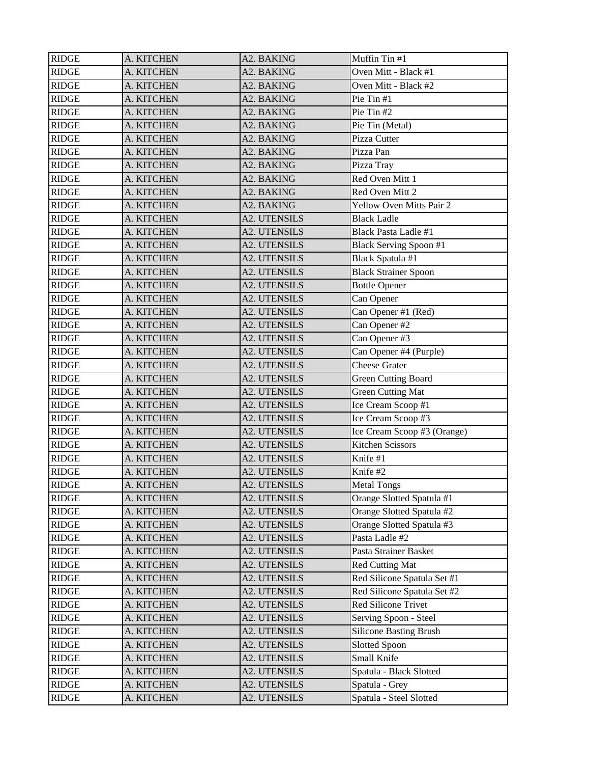| RIDGE | A. KITCHEN | A2. BAKING | Muffin Tin #1 |
|---|---|---|---|
| RIDGE | A. KITCHEN | A2. BAKING | Oven Mitt - Black #1 |
| RIDGE | A. KITCHEN | A2. BAKING | Oven Mitt - Black #2 |
| RIDGE | A. KITCHEN | A2. BAKING | Pie Tin #1 |
| RIDGE | A. KITCHEN | A2. BAKING | Pie Tin #2 |
| RIDGE | A. KITCHEN | A2. BAKING | Pie Tin (Metal) |
| RIDGE | A. KITCHEN | A2. BAKING | Pizza Cutter |
| RIDGE | A. KITCHEN | A2. BAKING | Pizza Pan |
| RIDGE | A. KITCHEN | A2. BAKING | Pizza Tray |
| RIDGE | A. KITCHEN | A2. BAKING | Red Oven Mitt 1 |
| RIDGE | A. KITCHEN | A2. BAKING | Red Oven Mitt 2 |
| RIDGE | A. KITCHEN | A2. BAKING | Yellow Oven Mitts Pair 2 |
| RIDGE | A. KITCHEN | A2. UTENSILS | Black Ladle |
| RIDGE | A. KITCHEN | A2. UTENSILS | Black Pasta Ladle #1 |
| RIDGE | A. KITCHEN | A2. UTENSILS | Black Serving Spoon #1 |
| RIDGE | A. KITCHEN | A2. UTENSILS | Black Spatula #1 |
| RIDGE | A. KITCHEN | A2. UTENSILS | Black Strainer Spoon |
| RIDGE | A. KITCHEN | A2. UTENSILS | Bottle Opener |
| RIDGE | A. KITCHEN | A2. UTENSILS | Can Opener |
| RIDGE | A. KITCHEN | A2. UTENSILS | Can Opener #1 (Red) |
| RIDGE | A. KITCHEN | A2. UTENSILS | Can Opener #2 |
| RIDGE | A. KITCHEN | A2. UTENSILS | Can Opener #3 |
| RIDGE | A. KITCHEN | A2. UTENSILS | Can Opener #4 (Purple) |
| RIDGE | A. KITCHEN | A2. UTENSILS | Cheese Grater |
| RIDGE | A. KITCHEN | A2. UTENSILS | Green Cutting Board |
| RIDGE | A. KITCHEN | A2. UTENSILS | Green Cutting Mat |
| RIDGE | A. KITCHEN | A2. UTENSILS | Ice Cream Scoop #1 |
| RIDGE | A. KITCHEN | A2. UTENSILS | Ice Cream Scoop #3 |
| RIDGE | A. KITCHEN | A2. UTENSILS | Ice Cream Scoop #3 (Orange) |
| RIDGE | A. KITCHEN | A2. UTENSILS | Kitchen Scissors |
| RIDGE | A. KITCHEN | A2. UTENSILS | Knife #1 |
| RIDGE | A. KITCHEN | A2. UTENSILS | Knife #2 |
| RIDGE | A. KITCHEN | A2. UTENSILS | Metal Tongs |
| RIDGE | A. KITCHEN | A2. UTENSILS | Orange Slotted Spatula #1 |
| RIDGE | A. KITCHEN | A2. UTENSILS | Orange Slotted Spatula #2 |
| RIDGE | A. KITCHEN | A2. UTENSILS | Orange Slotted Spatula #3 |
| RIDGE | A. KITCHEN | A2. UTENSILS | Pasta Ladle #2 |
| RIDGE | A. KITCHEN | A2. UTENSILS | Pasta Strainer Basket |
| RIDGE | A. KITCHEN | A2. UTENSILS | Red Cutting Mat |
| RIDGE | A. KITCHEN | A2. UTENSILS | Red Silicone Spatula Set #1 |
| RIDGE | A. KITCHEN | A2. UTENSILS | Red Silicone Spatula Set #2 |
| RIDGE | A. KITCHEN | A2. UTENSILS | Red Silicone Trivet |
| RIDGE | A. KITCHEN | A2. UTENSILS | Serving Spoon - Steel |
| RIDGE | A. KITCHEN | A2. UTENSILS | Silicone Basting Brush |
| RIDGE | A. KITCHEN | A2. UTENSILS | Slotted Spoon |
| RIDGE | A. KITCHEN | A2. UTENSILS | Small Knife |
| RIDGE | A. KITCHEN | A2. UTENSILS | Spatula - Black Slotted |
| RIDGE | A. KITCHEN | A2. UTENSILS | Spatula - Grey |
| RIDGE | A. KITCHEN | A2. UTENSILS | Spatula - Steel Slotted |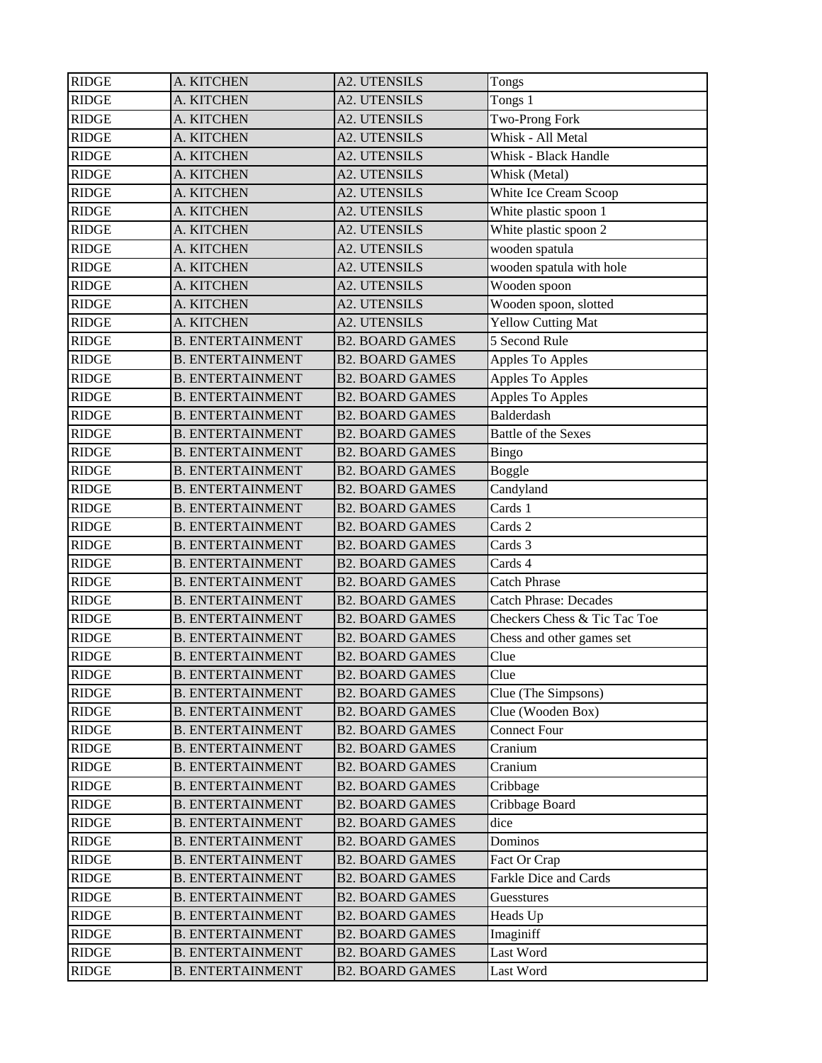| RIDGE | A. KITCHEN | A2. UTENSILS | Tongs |
|---|---|---|---|
| RIDGE | A. KITCHEN | A2. UTENSILS | Tongs 1 |
| RIDGE | A. KITCHEN | A2. UTENSILS | Two-Prong Fork |
| RIDGE | A. KITCHEN | A2. UTENSILS | Whisk - All Metal |
| RIDGE | A. KITCHEN | A2. UTENSILS | Whisk - Black Handle |
| RIDGE | A. KITCHEN | A2. UTENSILS | Whisk (Metal) |
| RIDGE | A. KITCHEN | A2. UTENSILS | White Ice Cream Scoop |
| RIDGE | A. KITCHEN | A2. UTENSILS | White plastic spoon 1 |
| RIDGE | A. KITCHEN | A2. UTENSILS | White plastic spoon 2 |
| RIDGE | A. KITCHEN | A2. UTENSILS | wooden spatula |
| RIDGE | A. KITCHEN | A2. UTENSILS | wooden spatula with hole |
| RIDGE | A. KITCHEN | A2. UTENSILS | Wooden spoon |
| RIDGE | A. KITCHEN | A2. UTENSILS | Wooden spoon, slotted |
| RIDGE | A. KITCHEN | A2. UTENSILS | Yellow Cutting Mat |
| RIDGE | B. ENTERTAINMENT | B2. BOARD GAMES | 5 Second Rule |
| RIDGE | B. ENTERTAINMENT | B2. BOARD GAMES | Apples To Apples |
| RIDGE | B. ENTERTAINMENT | B2. BOARD GAMES | Apples To Apples |
| RIDGE | B. ENTERTAINMENT | B2. BOARD GAMES | Apples To Apples |
| RIDGE | B. ENTERTAINMENT | B2. BOARD GAMES | Balderdash |
| RIDGE | B. ENTERTAINMENT | B2. BOARD GAMES | Battle of the Sexes |
| RIDGE | B. ENTERTAINMENT | B2. BOARD GAMES | Bingo |
| RIDGE | B. ENTERTAINMENT | B2. BOARD GAMES | Boggle |
| RIDGE | B. ENTERTAINMENT | B2. BOARD GAMES | Candyland |
| RIDGE | B. ENTERTAINMENT | B2. BOARD GAMES | Cards 1 |
| RIDGE | B. ENTERTAINMENT | B2. BOARD GAMES | Cards 2 |
| RIDGE | B. ENTERTAINMENT | B2. BOARD GAMES | Cards 3 |
| RIDGE | B. ENTERTAINMENT | B2. BOARD GAMES | Cards 4 |
| RIDGE | B. ENTERTAINMENT | B2. BOARD GAMES | Catch Phrase |
| RIDGE | B. ENTERTAINMENT | B2. BOARD GAMES | Catch Phrase: Decades |
| RIDGE | B. ENTERTAINMENT | B2. BOARD GAMES | Checkers Chess & Tic Tac Toe |
| RIDGE | B. ENTERTAINMENT | B2. BOARD GAMES | Chess and other games set |
| RIDGE | B. ENTERTAINMENT | B2. BOARD GAMES | Clue |
| RIDGE | B. ENTERTAINMENT | B2. BOARD GAMES | Clue |
| RIDGE | B. ENTERTAINMENT | B2. BOARD GAMES | Clue (The Simpsons) |
| RIDGE | B. ENTERTAINMENT | B2. BOARD GAMES | Clue (Wooden Box) |
| RIDGE | B. ENTERTAINMENT | B2. BOARD GAMES | Connect Four |
| RIDGE | B. ENTERTAINMENT | B2. BOARD GAMES | Cranium |
| RIDGE | B. ENTERTAINMENT | B2. BOARD GAMES | Cranium |
| RIDGE | B. ENTERTAINMENT | B2. BOARD GAMES | Cribbage |
| RIDGE | B. ENTERTAINMENT | B2. BOARD GAMES | Cribbage Board |
| RIDGE | B. ENTERTAINMENT | B2. BOARD GAMES | dice |
| RIDGE | B. ENTERTAINMENT | B2. BOARD GAMES | Dominos |
| RIDGE | B. ENTERTAINMENT | B2. BOARD GAMES | Fact Or Crap |
| RIDGE | B. ENTERTAINMENT | B2. BOARD GAMES | Farkle Dice and Cards |
| RIDGE | B. ENTERTAINMENT | B2. BOARD GAMES | Guesstures |
| RIDGE | B. ENTERTAINMENT | B2. BOARD GAMES | Heads Up |
| RIDGE | B. ENTERTAINMENT | B2. BOARD GAMES | Imaginiff |
| RIDGE | B. ENTERTAINMENT | B2. BOARD GAMES | Last Word |
| RIDGE | B. ENTERTAINMENT | B2. BOARD GAMES | Last Word |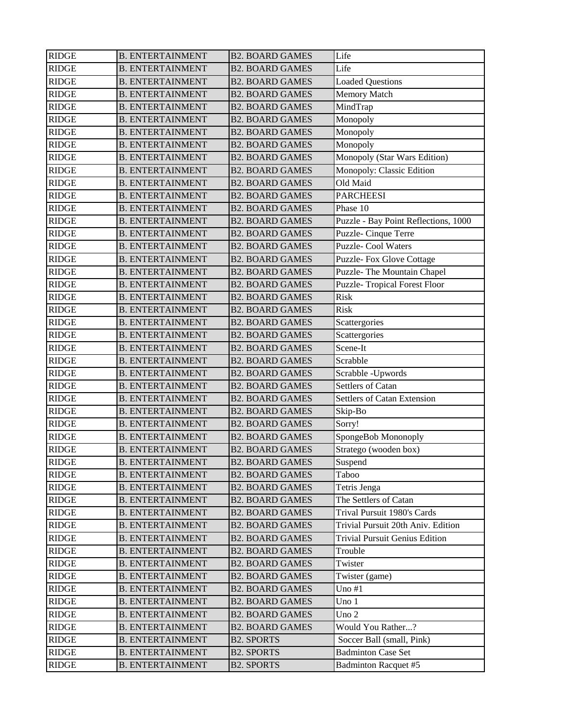| RIDGE | B. ENTERTAINMENT | B2. BOARD GAMES | Life |
|---|---|---|---|
| RIDGE | B. ENTERTAINMENT | B2. BOARD GAMES | Life |
| RIDGE | B. ENTERTAINMENT | B2. BOARD GAMES | Loaded Questions |
| RIDGE | B. ENTERTAINMENT | B2. BOARD GAMES | Memory Match |
| RIDGE | B. ENTERTAINMENT | B2. BOARD GAMES | MindTrap |
| RIDGE | B. ENTERTAINMENT | B2. BOARD GAMES | Monopoly |
| RIDGE | B. ENTERTAINMENT | B2. BOARD GAMES | Monopoly |
| RIDGE | B. ENTERTAINMENT | B2. BOARD GAMES | Monopoly |
| RIDGE | B. ENTERTAINMENT | B2. BOARD GAMES | Monopoly (Star Wars Edition) |
| RIDGE | B. ENTERTAINMENT | B2. BOARD GAMES | Monopoly: Classic Edition |
| RIDGE | B. ENTERTAINMENT | B2. BOARD GAMES | Old Maid |
| RIDGE | B. ENTERTAINMENT | B2. BOARD GAMES | PARCHEESI |
| RIDGE | B. ENTERTAINMENT | B2. BOARD GAMES | Phase 10 |
| RIDGE | B. ENTERTAINMENT | B2. BOARD GAMES | Puzzle - Bay Point Reflections, 1000 |
| RIDGE | B. ENTERTAINMENT | B2. BOARD GAMES | Puzzle- Cinque Terre |
| RIDGE | B. ENTERTAINMENT | B2. BOARD GAMES | Puzzle- Cool Waters |
| RIDGE | B. ENTERTAINMENT | B2. BOARD GAMES | Puzzle- Fox Glove Cottage |
| RIDGE | B. ENTERTAINMENT | B2. BOARD GAMES | Puzzle- The Mountain Chapel |
| RIDGE | B. ENTERTAINMENT | B2. BOARD GAMES | Puzzle- Tropical Forest Floor |
| RIDGE | B. ENTERTAINMENT | B2. BOARD GAMES | Risk |
| RIDGE | B. ENTERTAINMENT | B2. BOARD GAMES | Risk |
| RIDGE | B. ENTERTAINMENT | B2. BOARD GAMES | Scattergories |
| RIDGE | B. ENTERTAINMENT | B2. BOARD GAMES | Scattergories |
| RIDGE | B. ENTERTAINMENT | B2. BOARD GAMES | Scene-It |
| RIDGE | B. ENTERTAINMENT | B2. BOARD GAMES | Scrabble |
| RIDGE | B. ENTERTAINMENT | B2. BOARD GAMES | Scrabble -Upwords |
| RIDGE | B. ENTERTAINMENT | B2. BOARD GAMES | Settlers of Catan |
| RIDGE | B. ENTERTAINMENT | B2. BOARD GAMES | Settlers of Catan Extension |
| RIDGE | B. ENTERTAINMENT | B2. BOARD GAMES | Skip-Bo |
| RIDGE | B. ENTERTAINMENT | B2. BOARD GAMES | Sorry! |
| RIDGE | B. ENTERTAINMENT | B2. BOARD GAMES | SpongeBob Mononoply |
| RIDGE | B. ENTERTAINMENT | B2. BOARD GAMES | Stratego (wooden box) |
| RIDGE | B. ENTERTAINMENT | B2. BOARD GAMES | Suspend |
| RIDGE | B. ENTERTAINMENT | B2. BOARD GAMES | Taboo |
| RIDGE | B. ENTERTAINMENT | B2. BOARD GAMES | Tetris Jenga |
| RIDGE | B. ENTERTAINMENT | B2. BOARD GAMES | The Settlers of Catan |
| RIDGE | B. ENTERTAINMENT | B2. BOARD GAMES | Trival Pursuit 1980's Cards |
| RIDGE | B. ENTERTAINMENT | B2. BOARD GAMES | Trivial Pursuit 20th Aniv. Edition |
| RIDGE | B. ENTERTAINMENT | B2. BOARD GAMES | Trivial Pursuit Genius Edition |
| RIDGE | B. ENTERTAINMENT | B2. BOARD GAMES | Trouble |
| RIDGE | B. ENTERTAINMENT | B2. BOARD GAMES | Twister |
| RIDGE | B. ENTERTAINMENT | B2. BOARD GAMES | Twister (game) |
| RIDGE | B. ENTERTAINMENT | B2. BOARD GAMES | Uno #1 |
| RIDGE | B. ENTERTAINMENT | B2. BOARD GAMES | Uno 1 |
| RIDGE | B. ENTERTAINMENT | B2. BOARD GAMES | Uno 2 |
| RIDGE | B. ENTERTAINMENT | B2. BOARD GAMES | Would You Rather...? |
| RIDGE | B. ENTERTAINMENT | B2. SPORTS | Soccer Ball (small, Pink) |
| RIDGE | B. ENTERTAINMENT | B2. SPORTS | Badminton Case Set |
| RIDGE | B. ENTERTAINMENT | B2. SPORTS | Badminton Racquet #5 |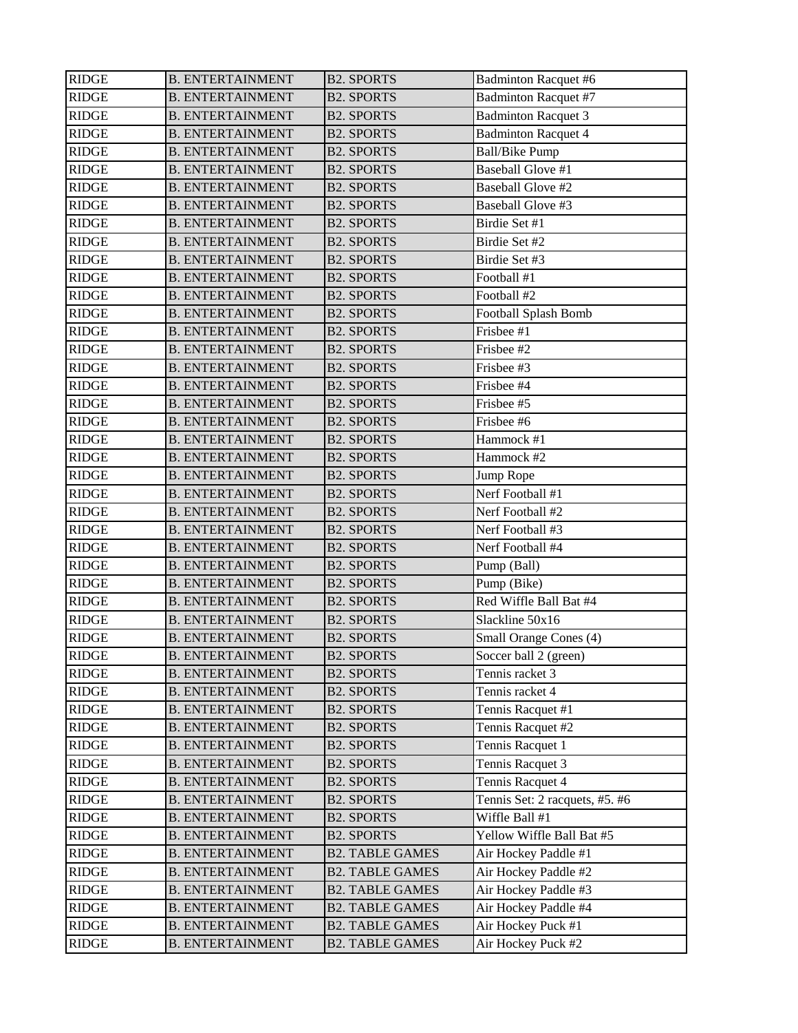| RIDGE | B. ENTERTAINMENT | B2. SPORTS | Badminton Racquet #6 |
|---|---|---|---|
| RIDGE | B. ENTERTAINMENT | B2. SPORTS | Badminton Racquet #7 |
| RIDGE | B. ENTERTAINMENT | B2. SPORTS | Badminton Racquet 3 |
| RIDGE | B. ENTERTAINMENT | B2. SPORTS | Badminton Racquet 4 |
| RIDGE | B. ENTERTAINMENT | B2. SPORTS | Ball/Bike Pump |
| RIDGE | B. ENTERTAINMENT | B2. SPORTS | Baseball Glove #1 |
| RIDGE | B. ENTERTAINMENT | B2. SPORTS | Baseball Glove #2 |
| RIDGE | B. ENTERTAINMENT | B2. SPORTS | Baseball Glove #3 |
| RIDGE | B. ENTERTAINMENT | B2. SPORTS | Birdie Set #1 |
| RIDGE | B. ENTERTAINMENT | B2. SPORTS | Birdie Set #2 |
| RIDGE | B. ENTERTAINMENT | B2. SPORTS | Birdie Set #3 |
| RIDGE | B. ENTERTAINMENT | B2. SPORTS | Football #1 |
| RIDGE | B. ENTERTAINMENT | B2. SPORTS | Football #2 |
| RIDGE | B. ENTERTAINMENT | B2. SPORTS | Football Splash Bomb |
| RIDGE | B. ENTERTAINMENT | B2. SPORTS | Frisbee #1 |
| RIDGE | B. ENTERTAINMENT | B2. SPORTS | Frisbee #2 |
| RIDGE | B. ENTERTAINMENT | B2. SPORTS | Frisbee #3 |
| RIDGE | B. ENTERTAINMENT | B2. SPORTS | Frisbee #4 |
| RIDGE | B. ENTERTAINMENT | B2. SPORTS | Frisbee #5 |
| RIDGE | B. ENTERTAINMENT | B2. SPORTS | Frisbee #6 |
| RIDGE | B. ENTERTAINMENT | B2. SPORTS | Hammock #1 |
| RIDGE | B. ENTERTAINMENT | B2. SPORTS | Hammock #2 |
| RIDGE | B. ENTERTAINMENT | B2. SPORTS | Jump Rope |
| RIDGE | B. ENTERTAINMENT | B2. SPORTS | Nerf Football #1 |
| RIDGE | B. ENTERTAINMENT | B2. SPORTS | Nerf Football #2 |
| RIDGE | B. ENTERTAINMENT | B2. SPORTS | Nerf Football #3 |
| RIDGE | B. ENTERTAINMENT | B2. SPORTS | Nerf Football #4 |
| RIDGE | B. ENTERTAINMENT | B2. SPORTS | Pump (Ball) |
| RIDGE | B. ENTERTAINMENT | B2. SPORTS | Pump (Bike) |
| RIDGE | B. ENTERTAINMENT | B2. SPORTS | Red Wiffle Ball Bat #4 |
| RIDGE | B. ENTERTAINMENT | B2. SPORTS | Slackline 50x16 |
| RIDGE | B. ENTERTAINMENT | B2. SPORTS | Small Orange Cones (4) |
| RIDGE | B. ENTERTAINMENT | B2. SPORTS | Soccer ball 2 (green) |
| RIDGE | B. ENTERTAINMENT | B2. SPORTS | Tennis racket 3 |
| RIDGE | B. ENTERTAINMENT | B2. SPORTS | Tennis racket 4 |
| RIDGE | B. ENTERTAINMENT | B2. SPORTS | Tennis Racquet #1 |
| RIDGE | B. ENTERTAINMENT | B2. SPORTS | Tennis Racquet #2 |
| RIDGE | B. ENTERTAINMENT | B2. SPORTS | Tennis Racquet 1 |
| RIDGE | B. ENTERTAINMENT | B2. SPORTS | Tennis Racquet 3 |
| RIDGE | B. ENTERTAINMENT | B2. SPORTS | Tennis Racquet 4 |
| RIDGE | B. ENTERTAINMENT | B2. SPORTS | Tennis Set: 2 racquets, #5. #6 |
| RIDGE | B. ENTERTAINMENT | B2. SPORTS | Wiffle Ball #1 |
| RIDGE | B. ENTERTAINMENT | B2. SPORTS | Yellow Wiffle Ball Bat #5 |
| RIDGE | B. ENTERTAINMENT | B2. TABLE GAMES | Air Hockey Paddle #1 |
| RIDGE | B. ENTERTAINMENT | B2. TABLE GAMES | Air Hockey Paddle #2 |
| RIDGE | B. ENTERTAINMENT | B2. TABLE GAMES | Air Hockey Paddle #3 |
| RIDGE | B. ENTERTAINMENT | B2. TABLE GAMES | Air Hockey Paddle #4 |
| RIDGE | B. ENTERTAINMENT | B2. TABLE GAMES | Air Hockey Puck #1 |
| RIDGE | B. ENTERTAINMENT | B2. TABLE GAMES | Air Hockey Puck #2 |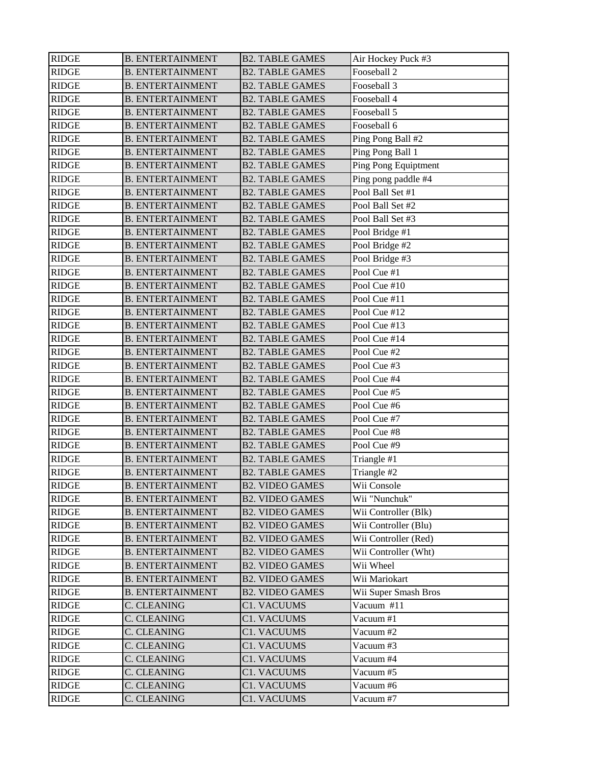| RIDGE | B. ENTERTAINMENT | B2. TABLE GAMES | Air Hockey Puck #3 |
|---|---|---|---|
| RIDGE | B. ENTERTAINMENT | B2. TABLE GAMES | Fooseball 2 |
| RIDGE | B. ENTERTAINMENT | B2. TABLE GAMES | Fooseball 3 |
| RIDGE | B. ENTERTAINMENT | B2. TABLE GAMES | Fooseball 4 |
| RIDGE | B. ENTERTAINMENT | B2. TABLE GAMES | Fooseball 5 |
| RIDGE | B. ENTERTAINMENT | B2. TABLE GAMES | Fooseball 6 |
| RIDGE | B. ENTERTAINMENT | B2. TABLE GAMES | Ping Pong Ball #2 |
| RIDGE | B. ENTERTAINMENT | B2. TABLE GAMES | Ping Pong Ball 1 |
| RIDGE | B. ENTERTAINMENT | B2. TABLE GAMES | Ping Pong Equiptment |
| RIDGE | B. ENTERTAINMENT | B2. TABLE GAMES | Ping pong paddle #4 |
| RIDGE | B. ENTERTAINMENT | B2. TABLE GAMES | Pool Ball Set #1 |
| RIDGE | B. ENTERTAINMENT | B2. TABLE GAMES | Pool Ball Set #2 |
| RIDGE | B. ENTERTAINMENT | B2. TABLE GAMES | Pool Ball Set #3 |
| RIDGE | B. ENTERTAINMENT | B2. TABLE GAMES | Pool Bridge #1 |
| RIDGE | B. ENTERTAINMENT | B2. TABLE GAMES | Pool Bridge #2 |
| RIDGE | B. ENTERTAINMENT | B2. TABLE GAMES | Pool Bridge #3 |
| RIDGE | B. ENTERTAINMENT | B2. TABLE GAMES | Pool Cue #1 |
| RIDGE | B. ENTERTAINMENT | B2. TABLE GAMES | Pool Cue #10 |
| RIDGE | B. ENTERTAINMENT | B2. TABLE GAMES | Pool Cue #11 |
| RIDGE | B. ENTERTAINMENT | B2. TABLE GAMES | Pool Cue #12 |
| RIDGE | B. ENTERTAINMENT | B2. TABLE GAMES | Pool Cue #13 |
| RIDGE | B. ENTERTAINMENT | B2. TABLE GAMES | Pool Cue #14 |
| RIDGE | B. ENTERTAINMENT | B2. TABLE GAMES | Pool Cue #2 |
| RIDGE | B. ENTERTAINMENT | B2. TABLE GAMES | Pool Cue #3 |
| RIDGE | B. ENTERTAINMENT | B2. TABLE GAMES | Pool Cue #4 |
| RIDGE | B. ENTERTAINMENT | B2. TABLE GAMES | Pool Cue #5 |
| RIDGE | B. ENTERTAINMENT | B2. TABLE GAMES | Pool Cue #6 |
| RIDGE | B. ENTERTAINMENT | B2. TABLE GAMES | Pool Cue #7 |
| RIDGE | B. ENTERTAINMENT | B2. TABLE GAMES | Pool Cue #8 |
| RIDGE | B. ENTERTAINMENT | B2. TABLE GAMES | Pool Cue #9 |
| RIDGE | B. ENTERTAINMENT | B2. TABLE GAMES | Triangle #1 |
| RIDGE | B. ENTERTAINMENT | B2. TABLE GAMES | Triangle #2 |
| RIDGE | B. ENTERTAINMENT | B2. VIDEO GAMES | Wii Console |
| RIDGE | B. ENTERTAINMENT | B2. VIDEO GAMES | Wii "Nunchuk" |
| RIDGE | B. ENTERTAINMENT | B2. VIDEO GAMES | Wii Controller (Blk) |
| RIDGE | B. ENTERTAINMENT | B2. VIDEO GAMES | Wii Controller (Blu) |
| RIDGE | B. ENTERTAINMENT | B2. VIDEO GAMES | Wii Controller (Red) |
| RIDGE | B. ENTERTAINMENT | B2. VIDEO GAMES | Wii Controller (Wht) |
| RIDGE | B. ENTERTAINMENT | B2. VIDEO GAMES | Wii Wheel |
| RIDGE | B. ENTERTAINMENT | B2. VIDEO GAMES | Wii Mariokart |
| RIDGE | B. ENTERTAINMENT | B2. VIDEO GAMES | Wii Super Smash Bros |
| RIDGE | C. CLEANING | C1. VACUUMS | Vacuum #11 |
| RIDGE | C. CLEANING | C1. VACUUMS | Vacuum #1 |
| RIDGE | C. CLEANING | C1. VACUUMS | Vacuum #2 |
| RIDGE | C. CLEANING | C1. VACUUMS | Vacuum #3 |
| RIDGE | C. CLEANING | C1. VACUUMS | Vacuum #4 |
| RIDGE | C. CLEANING | C1. VACUUMS | Vacuum #5 |
| RIDGE | C. CLEANING | C1. VACUUMS | Vacuum #6 |
| RIDGE | C. CLEANING | C1. VACUUMS | Vacuum #7 |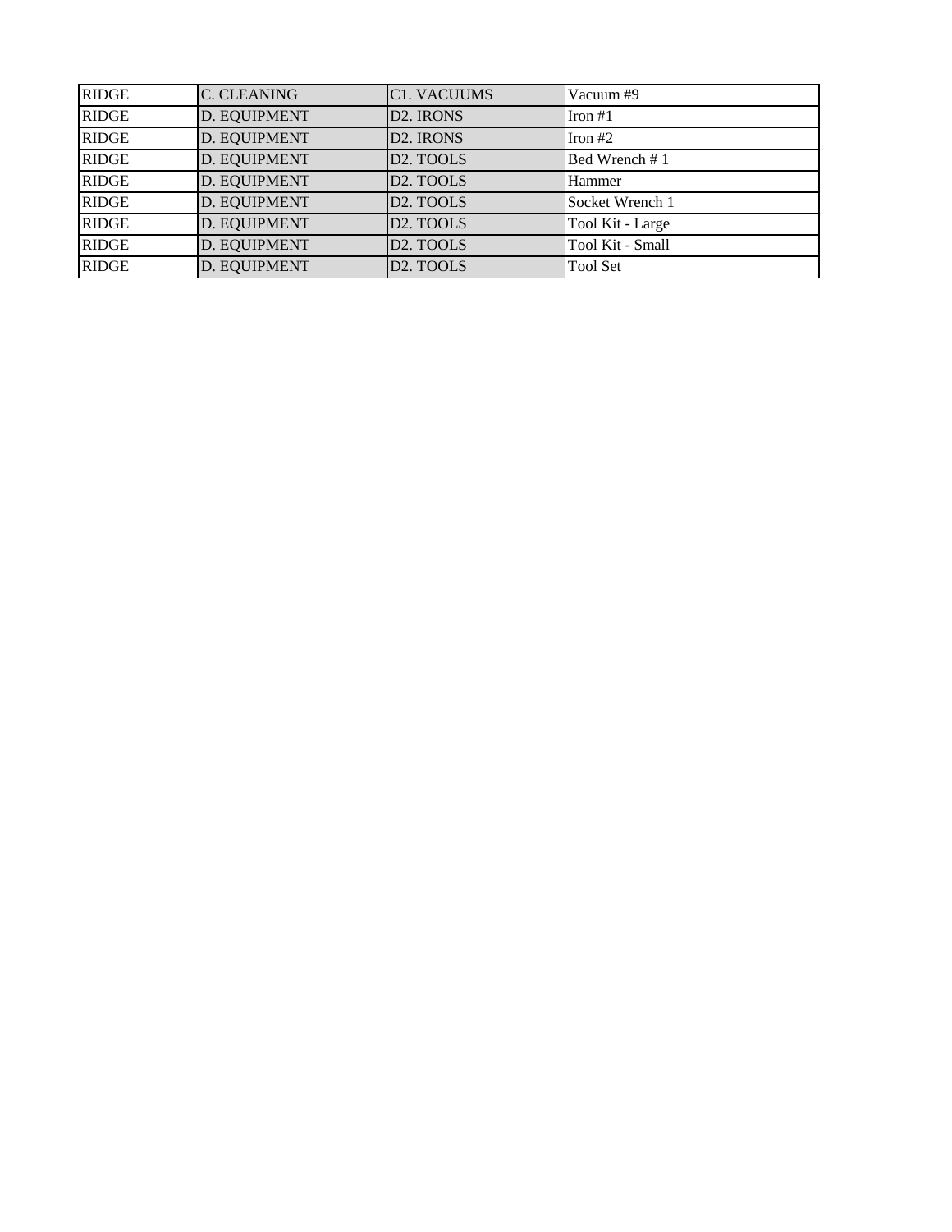| | | | |
|---|---|---|---|
| RIDGE | C. CLEANING | C1. VACUUMS | Vacuum #9 |
| RIDGE | D. EQUIPMENT | D2. IRONS | Iron #1 |
| RIDGE | D. EQUIPMENT | D2. IRONS | Iron #2 |
| RIDGE | D. EQUIPMENT | D2. TOOLS | Bed Wrench # 1 |
| RIDGE | D. EQUIPMENT | D2. TOOLS | Hammer |
| RIDGE | D. EQUIPMENT | D2. TOOLS | Socket Wrench 1 |
| RIDGE | D. EQUIPMENT | D2. TOOLS | Tool Kit - Large |
| RIDGE | D. EQUIPMENT | D2. TOOLS | Tool Kit - Small |
| RIDGE | D. EQUIPMENT | D2. TOOLS | Tool Set |